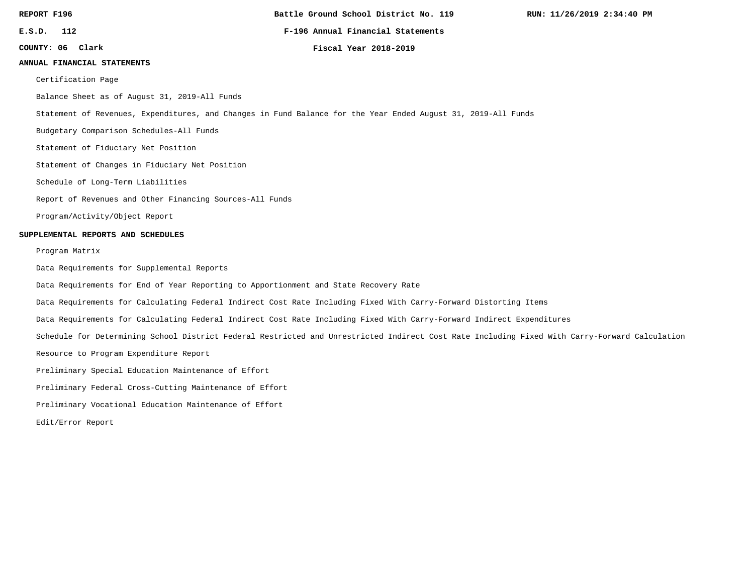REPORT F196

E.S.D. 112

COUNTY: 06 Clark

**Battle Ground School District No. 119**

**F-196 Annual Financial Statements**

**Fiscal Year 2018-2019**

RUN: 11/26/2019 2:34:40 PM

## ANNUAL FINANCIAL STATEMENTS

- Certification Page
- Balance Sheet as of August 31, 2019-All Funds
- Statement of Revenues, Expenditures, and Changes in Fund Balance for the Year Ended August 31, 2019-All Funds
- Budgetary Comparison Schedules-All Funds
- Statement of Fiduciary Net Position
- Statement of Changes in Fiduciary Net Position
- Schedule of Long-Term Liabilities
- Report of Revenues and Other Financing Sources-All Funds
- Program/Activity/Object Report

## SUPPLEMENTAL REPORTS AND SCHEDULES

- Program Matrix
- Data Requirements for Supplemental Reports
- Data Requirements for End of Year Reporting to Apportionment and State Recovery Rate
- Data Requirements for Calculating Federal Indirect Cost Rate Including Fixed With Carry-Forward Distorting Items
- Data Requirements for Calculating Federal Indirect Cost Rate Including Fixed With Carry-Forward Indirect Expenditures
- Schedule for Determining School District Federal Restricted and Unrestricted Indirect Cost Rate Including Fixed With Carry-Forward Calculation
- Resource to Program Expenditure Report
- Preliminary Special Education Maintenance of Effort
- Preliminary Federal Cross-Cutting Maintenance of Effort
- Preliminary Vocational Education Maintenance of Effort
- Edit/Error Report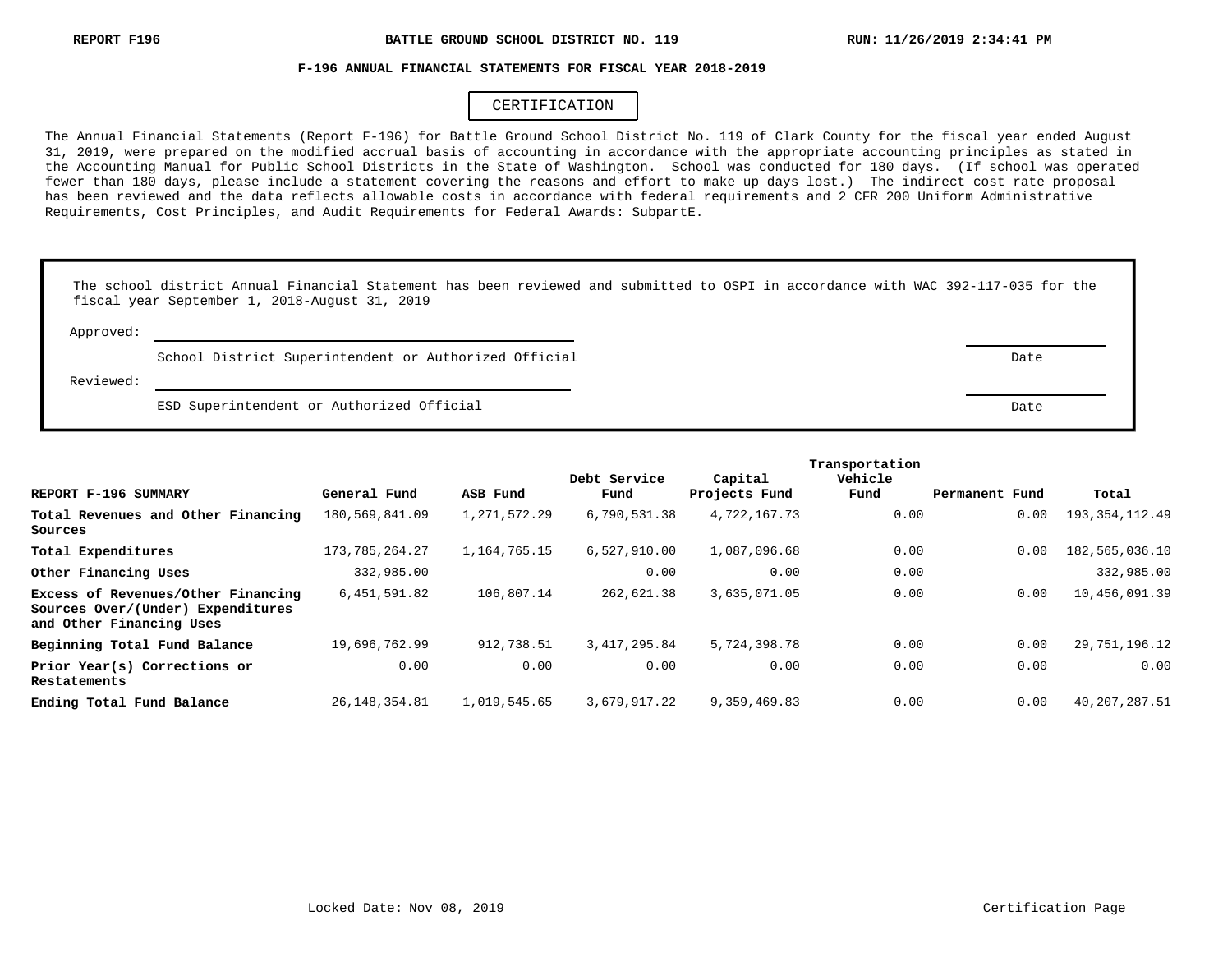**REPORT F196** **BATTLE GROUND SCHOOL DISTRICT NO. 119** **RUN: 11/26/2019 2:34:41 PM**

## F-196 ANNUAL FINANCIAL STATEMENTS FOR FISCAL YEAR 2018-2019

### CERTIFICATION

The Annual Financial Statements (Report F-196) for Battle Ground School District No. 119 of Clark County for the fiscal year ended August 31, 2019, were prepared on the modified accrual basis of accounting in accordance with the appropriate accounting principles as stated in the Accounting Manual for Public School Districts in the State of Washington. School was conducted for 180 days. (If school was operated fewer than 180 days, please include a statement covering the reasons and effort to make up days lost.) The indirect cost rate proposal has been reviewed and the data reflects allowable costs in accordance with federal requirements and 2 CFR 200 Uniform Administrative Requirements, Cost Principles, and Audit Requirements for Federal Awards: SubpartE.

The school district Annual Financial Statement has been reviewed and submitted to OSPI in accordance with WAC 392-117-035 for the fiscal year September 1, 2018-August 31, 2019

Approved: ______________________________________ ______________

School District Superintendent or Authorized Official — Date

Reviewed: ______________________________________ ______________

ESD Superintendent or Authorized Official — Date

| REPORT F-196 SUMMARY | General Fund | ASB Fund | Debt Service Fund | Capital Projects Fund | Transportation Vehicle Fund | Permanent Fund | Total |
|---|---|---|---|---|---|---|---|
| **Total Revenues and Other Financing Sources** | 180,569,841.09 | 1,271,572.29 | 6,790,531.38 | 4,722,167.73 | 0.00 | 0.00 | 193,354,112.49 |
| **Total Expenditures** | 173,785,264.27 | 1,164,765.15 | 6,527,910.00 | 1,087,096.68 | 0.00 | 0.00 | 182,565,036.10 |
| **Other Financing Uses** | 332,985.00 | | 0.00 | 0.00 | 0.00 | | 332,985.00 |
| **Excess of Revenues/Other Financing Sources Over/(Under) Expenditures and Other Financing Uses** | 6,451,591.82 | 106,807.14 | 262,621.38 | 3,635,071.05 | 0.00 | 0.00 | 10,456,091.39 |
| **Beginning Total Fund Balance** | 19,696,762.99 | 912,738.51 | 3,417,295.84 | 5,724,398.78 | 0.00 | 0.00 | 29,751,196.12 |
| **Prior Year(s) Corrections or Restatements** | 0.00 | 0.00 | 0.00 | 0.00 | 0.00 | 0.00 | 0.00 |
| **Ending Total Fund Balance** | 26,148,354.81 | 1,019,545.65 | 3,679,917.22 | 9,359,469.83 | 0.00 | 0.00 | 40,207,287.51 |

Locked Date: Nov 08, 2019

Certification Page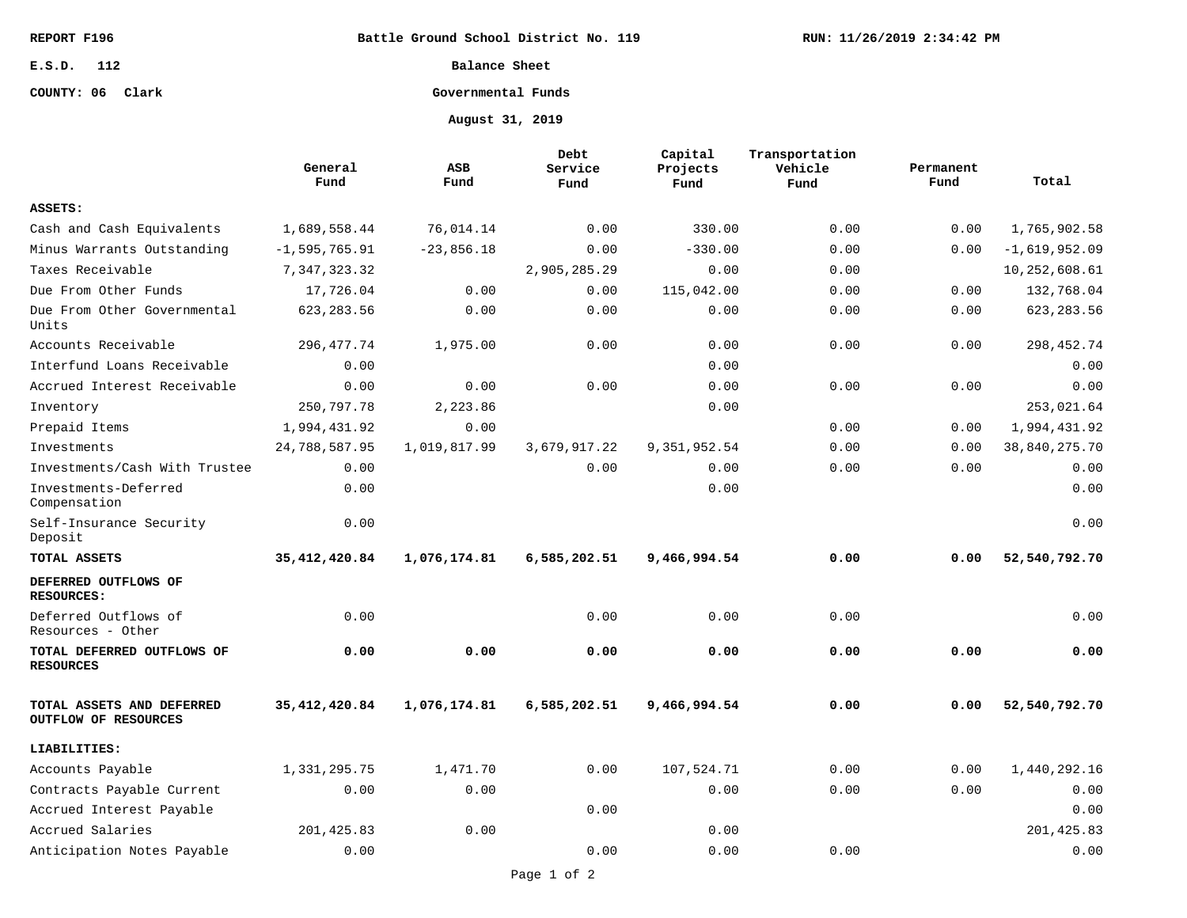REPORT F196 | Battle Ground School District No. 119 | RUN: 11/26/2019 2:34:42 PM

E.S.D. 112

COUNTY: 06 Clark

# Battle Ground School District No. 119

## Balance Sheet

### Governmental Funds

### August 31, 2019

| | General Fund | ASB Fund | Debt Service Fund | Capital Projects Fund | Transportation Vehicle Fund | Permanent Fund | Total |
|---|---|---|---|---|---|---|---|
| **ASSETS:** | | | | | | | |
| Cash and Cash Equivalents | 1,689,558.44 | 76,014.14 | 0.00 | 330.00 | 0.00 | 0.00 | 1,765,902.58 |
| Minus Warrants Outstanding | -1,595,765.91 | -23,856.18 | 0.00 | -330.00 | 0.00 | 0.00 | -1,619,952.09 |
| Taxes Receivable | 7,347,323.32 | | 2,905,285.29 | 0.00 | 0.00 | | 10,252,608.61 |
| Due From Other Funds | 17,726.04 | 0.00 | 0.00 | 115,042.00 | 0.00 | 0.00 | 132,768.04 |
| Due From Other Governmental Units | 623,283.56 | 0.00 | 0.00 | 0.00 | 0.00 | 0.00 | 623,283.56 |
| Accounts Receivable | 296,477.74 | 1,975.00 | 0.00 | 0.00 | 0.00 | 0.00 | 298,452.74 |
| Interfund Loans Receivable | 0.00 | | | 0.00 | | | 0.00 |
| Accrued Interest Receivable | 0.00 | 0.00 | 0.00 | 0.00 | 0.00 | 0.00 | 0.00 |
| Inventory | 250,797.78 | 2,223.86 | | 0.00 | | | 253,021.64 |
| Prepaid Items | 1,994,431.92 | 0.00 | | | 0.00 | 0.00 | 1,994,431.92 |
| Investments | 24,788,587.95 | 1,019,817.99 | 3,679,917.22 | 9,351,952.54 | 0.00 | 0.00 | 38,840,275.70 |
| Investments/Cash With Trustee | 0.00 | | 0.00 | 0.00 | 0.00 | 0.00 | 0.00 |
| Investments-Deferred Compensation | 0.00 | | | 0.00 | | | 0.00 |
| Self-Insurance Security Deposit | 0.00 | | | | | | 0.00 |
| **TOTAL ASSETS** | **35,412,420.84** | **1,076,174.81** | **6,585,202.51** | **9,466,994.54** | **0.00** | **0.00** | **52,540,792.70** |
| **DEFERRED OUTFLOWS OF RESOURCES:** | | | | | | | |
| Deferred Outflows of Resources - Other | 0.00 | | 0.00 | 0.00 | 0.00 | | 0.00 |
| **TOTAL DEFERRED OUTFLOWS OF RESOURCES** | **0.00** | **0.00** | **0.00** | **0.00** | **0.00** | **0.00** | **0.00** |
| **TOTAL ASSETS AND DEFERRED OUTFLOW OF RESOURCES** | **35,412,420.84** | **1,076,174.81** | **6,585,202.51** | **9,466,994.54** | **0.00** | **0.00** | **52,540,792.70** |
| **LIABILITIES:** | | | | | | | |
| Accounts Payable | 1,331,295.75 | 1,471.70 | 0.00 | 107,524.71 | 0.00 | 0.00 | 1,440,292.16 |
| Contracts Payable Current | 0.00 | 0.00 | | 0.00 | 0.00 | 0.00 | 0.00 |
| Accrued Interest Payable | | | 0.00 | | | | 0.00 |
| Accrued Salaries | 201,425.83 | 0.00 | | 0.00 | | | 201,425.83 |
| Anticipation Notes Payable | 0.00 | | 0.00 | 0.00 | 0.00 | | 0.00 |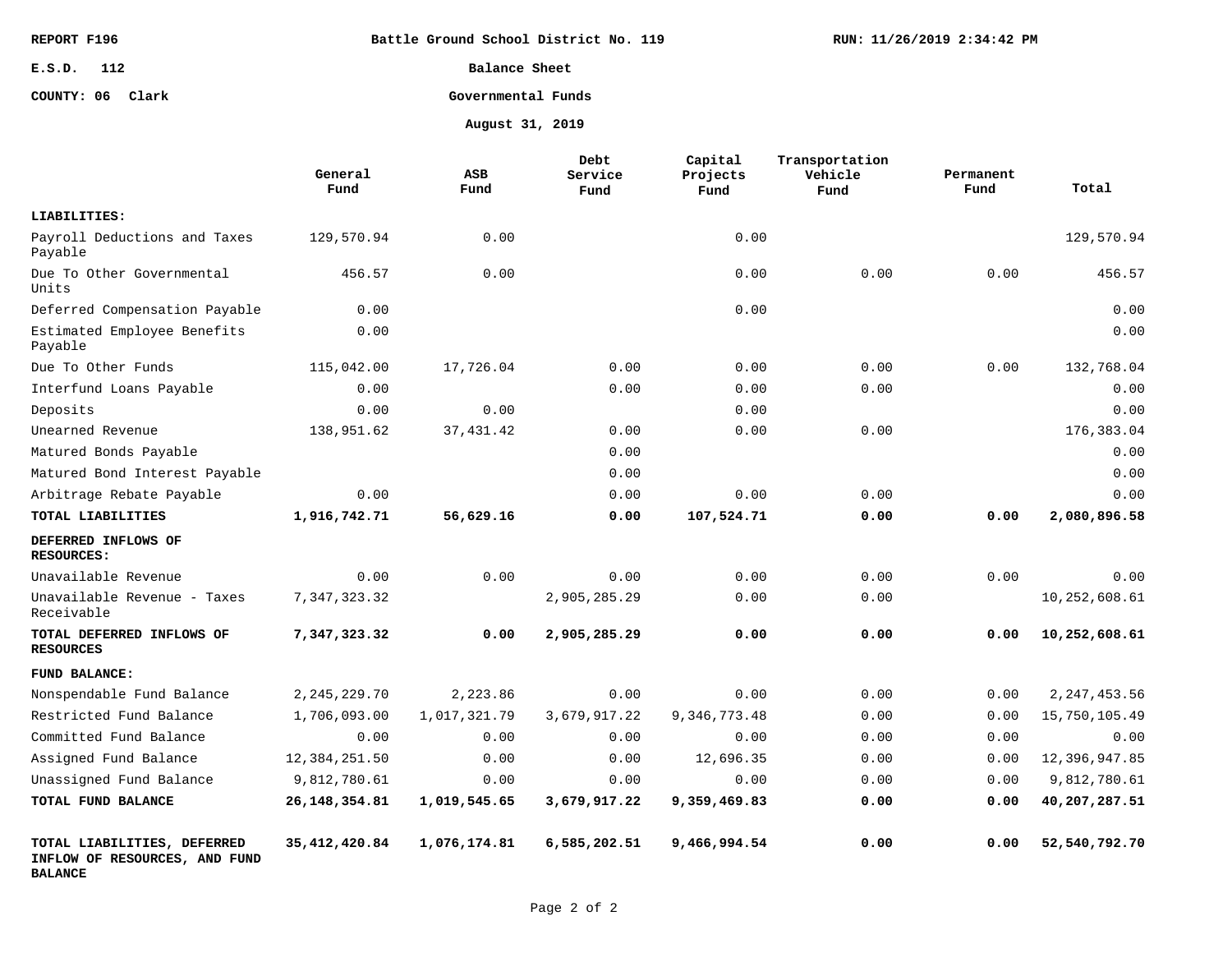REPORT F196 | Battle Ground School District No. 119 | RUN: 11/26/2019 2:34:42 PM

E.S.D. 112

COUNTY: 06 Clark

# Balance Sheet

## Governmental Funds

### August 31, 2019

| | General Fund | ASB Fund | Debt Service Fund | Capital Projects Fund | Transportation Vehicle Fund | Permanent Fund | Total |
|---|---|---|---|---|---|---|---|
| **LIABILITIES:** | | | | | | | |
| Payroll Deductions and Taxes Payable | 129,570.94 | 0.00 | | 0.00 | | | 129,570.94 |
| Due To Other Governmental Units | 456.57 | 0.00 | | 0.00 | 0.00 | 0.00 | 456.57 |
| Deferred Compensation Payable | 0.00 | | | 0.00 | | | 0.00 |
| Estimated Employee Benefits Payable | 0.00 | | | | | | 0.00 |
| Due To Other Funds | 115,042.00 | 17,726.04 | 0.00 | 0.00 | 0.00 | 0.00 | 132,768.04 |
| Interfund Loans Payable | 0.00 | | 0.00 | 0.00 | 0.00 | | 0.00 |
| Deposits | 0.00 | 0.00 | | 0.00 | | | 0.00 |
| Unearned Revenue | 138,951.62 | 37,431.42 | 0.00 | 0.00 | 0.00 | | 176,383.04 |
| Matured Bonds Payable | | | 0.00 | | | | 0.00 |
| Matured Bond Interest Payable | | | 0.00 | | | | 0.00 |
| Arbitrage Rebate Payable | 0.00 | | 0.00 | 0.00 | 0.00 | | 0.00 |
| **TOTAL LIABILITIES** | **1,916,742.71** | **56,629.16** | **0.00** | **107,524.71** | **0.00** | **0.00** | **2,080,896.58** |
| **DEFERRED INFLOWS OF RESOURCES:** | | | | | | | |
| Unavailable Revenue | 0.00 | 0.00 | 0.00 | 0.00 | 0.00 | 0.00 | 0.00 |
| Unavailable Revenue - Taxes Receivable | 7,347,323.32 | | 2,905,285.29 | 0.00 | 0.00 | | 10,252,608.61 |
| **TOTAL DEFERRED INFLOWS OF RESOURCES** | **7,347,323.32** | **0.00** | **2,905,285.29** | **0.00** | **0.00** | **0.00** | **10,252,608.61** |
| **FUND BALANCE:** | | | | | | | |
| Nonspendable Fund Balance | 2,245,229.70 | 2,223.86 | 0.00 | 0.00 | 0.00 | 0.00 | 2,247,453.56 |
| Restricted Fund Balance | 1,706,093.00 | 1,017,321.79 | 3,679,917.22 | 9,346,773.48 | 0.00 | 0.00 | 15,750,105.49 |
| Committed Fund Balance | 0.00 | 0.00 | 0.00 | 0.00 | 0.00 | 0.00 | 0.00 |
| Assigned Fund Balance | 12,384,251.50 | 0.00 | 0.00 | 12,696.35 | 0.00 | 0.00 | 12,396,947.85 |
| Unassigned Fund Balance | 9,812,780.61 | 0.00 | 0.00 | 0.00 | 0.00 | 0.00 | 9,812,780.61 |
| **TOTAL FUND BALANCE** | **26,148,354.81** | **1,019,545.65** | **3,679,917.22** | **9,359,469.83** | **0.00** | **0.00** | **40,207,287.51** |
| **TOTAL LIABILITIES, DEFERRED INFLOW OF RESOURCES, AND FUND BALANCE** | **35,412,420.84** | **1,076,174.81** | **6,585,202.51** | **9,466,994.54** | **0.00** | **0.00** | **52,540,792.70** |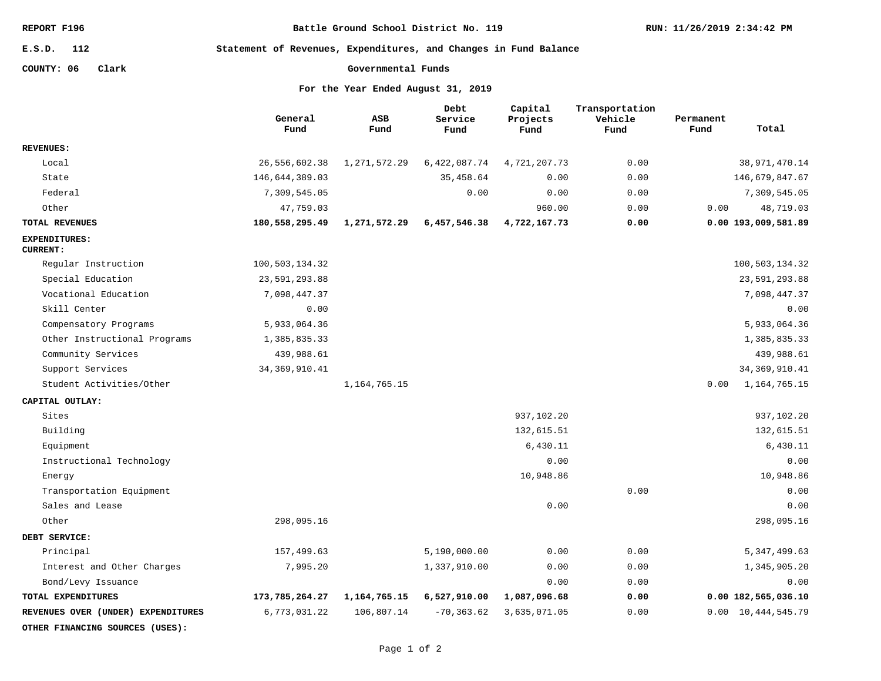REPORT F196 — Battle Ground School District No. 119 — RUN: 11/26/2019 2:34:42 PM

E.S.D. 112

COUNTY: 06 Clark

# Statement of Revenues, Expenditures, and Changes in Fund Balance

## Governmental Funds

### For the Year Ended August 31, 2019

| | General Fund | ASB Fund | Debt Service Fund | Capital Projects Fund | Transportation Vehicle Fund | Permanent Fund | Total |
|---|---|---|---|---|---|---|---|
| **REVENUES:** | | | | | | | |
| Local | 26,556,602.38 | 1,271,572.29 | 6,422,087.74 | 4,721,207.73 | 0.00 | | 38,971,470.14 |
| State | 146,644,389.03 | | 35,458.64 | 0.00 | 0.00 | | 146,679,847.67 |
| Federal | 7,309,545.05 | | 0.00 | 0.00 | 0.00 | | 7,309,545.05 |
| Other | 47,759.03 | | | 960.00 | 0.00 | 0.00 | 48,719.03 |
| **TOTAL REVENUES** | **180,558,295.49** | **1,271,572.29** | **6,457,546.38** | **4,722,167.73** | **0.00** | **0.00** | **193,009,581.89** |
| **EXPENDITURES:** | | | | | | | |
| **CURRENT:** | | | | | | | |
| Regular Instruction | 100,503,134.32 | | | | | | 100,503,134.32 |
| Special Education | 23,591,293.88 | | | | | | 23,591,293.88 |
| Vocational Education | 7,098,447.37 | | | | | | 7,098,447.37 |
| Skill Center | 0.00 | | | | | | 0.00 |
| Compensatory Programs | 5,933,064.36 | | | | | | 5,933,064.36 |
| Other Instructional Programs | 1,385,835.33 | | | | | | 1,385,835.33 |
| Community Services | 439,988.61 | | | | | | 439,988.61 |
| Support Services | 34,369,910.41 | | | | | | 34,369,910.41 |
| Student Activities/Other | | 1,164,765.15 | | | | 0.00 | 1,164,765.15 |
| **CAPITAL OUTLAY:** | | | | | | | |
| Sites | | | | 937,102.20 | | | 937,102.20 |
| Building | | | | 132,615.51 | | | 132,615.51 |
| Equipment | | | | 6,430.11 | | | 6,430.11 |
| Instructional Technology | | | | 0.00 | | | 0.00 |
| Energy | | | | 10,948.86 | | | 10,948.86 |
| Transportation Equipment | | | | | 0.00 | | 0.00 |
| Sales and Lease | | | | 0.00 | | | 0.00 |
| Other | 298,095.16 | | | | | | 298,095.16 |
| **DEBT SERVICE:** | | | | | | | |
| Principal | 157,499.63 | | 5,190,000.00 | 0.00 | 0.00 | | 5,347,499.63 |
| Interest and Other Charges | 7,995.20 | | 1,337,910.00 | 0.00 | 0.00 | | 1,345,905.20 |
| Bond/Levy Issuance | | | | 0.00 | 0.00 | | 0.00 |
| **TOTAL EXPENDITURES** | **173,785,264.27** | **1,164,765.15** | **6,527,910.00** | **1,087,096.68** | **0.00** | **0.00** | **182,565,036.10** |
| **REVENUES OVER (UNDER) EXPENDITURES** | 6,773,031.22 | 106,807.14 | -70,363.62 | 3,635,071.05 | 0.00 | 0.00 | 10,444,545.79 |
| **OTHER FINANCING SOURCES (USES):** | | | | | | | |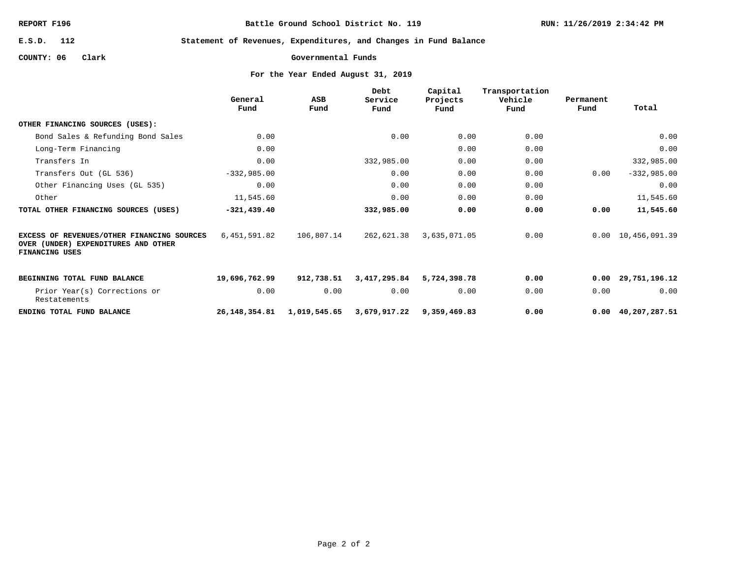REPORT F196 — Battle Ground School District No. 119 — RUN: 11/26/2019 2:34:42 PM

E.S.D. 112

COUNTY: 06 Clark

## Statement of Revenues, Expenditures, and Changes in Fund Balance

### Governmental Funds

### For the Year Ended August 31, 2019

| | General Fund | ASB Fund | Debt Service Fund | Capital Projects Fund | Transportation Vehicle Fund | Permanent Fund | Total |
|---|---|---|---|---|---|---|---|
| **OTHER FINANCING SOURCES (USES):** | | | | | | | |
| Bond Sales & Refunding Bond Sales | 0.00 | | 0.00 | 0.00 | 0.00 | | 0.00 |
| Long-Term Financing | 0.00 | | | 0.00 | 0.00 | | 0.00 |
| Transfers In | 0.00 | | 332,985.00 | 0.00 | 0.00 | | 332,985.00 |
| Transfers Out (GL 536) | -332,985.00 | | 0.00 | 0.00 | 0.00 | 0.00 | -332,985.00 |
| Other Financing Uses (GL 535) | 0.00 | | 0.00 | 0.00 | 0.00 | | 0.00 |
| Other | 11,545.60 | | 0.00 | 0.00 | 0.00 | | 11,545.60 |
| **TOTAL OTHER FINANCING SOURCES (USES)** | **-321,439.40** | | **332,985.00** | **0.00** | **0.00** | **0.00** | **11,545.60** |
| **EXCESS OF REVENUES/OTHER FINANCING SOURCES OVER (UNDER) EXPENDITURES AND OTHER FINANCING USES** | 6,451,591.82 | 106,807.14 | 262,621.38 | 3,635,071.05 | 0.00 | 0.00 | 10,456,091.39 |
| **BEGINNING TOTAL FUND BALANCE** | **19,696,762.99** | **912,738.51** | **3,417,295.84** | **5,724,398.78** | **0.00** | **0.00** | **29,751,196.12** |
| Prior Year(s) Corrections or Restatements | 0.00 | 0.00 | 0.00 | 0.00 | 0.00 | 0.00 | 0.00 |
| **ENDING TOTAL FUND BALANCE** | **26,148,354.81** | **1,019,545.65** | **3,679,917.22** | **9,359,469.83** | **0.00** | **0.00** | **40,207,287.51** |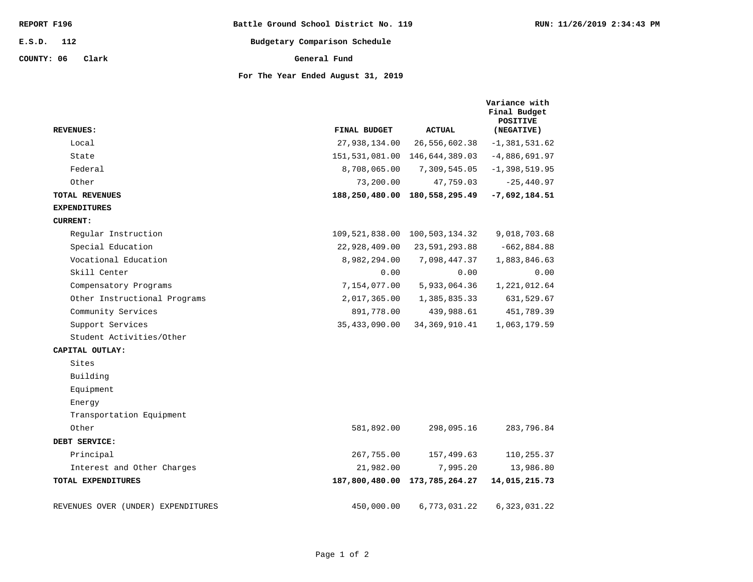REPORT F196 | Battle Ground School District No. 119 | RUN: 11/26/2019 2:34:43 PM

E.S.D. 112

COUNTY: 06 Clark

# Budgetary Comparison Schedule

## General Fund

### For The Year Ended August 31, 2019

| REVENUES: | FINAL BUDGET | ACTUAL | Variance with Final Budget POSITIVE (NEGATIVE) |
|---|---|---|---|
| Local | 27,938,134.00 | 26,556,602.38 | -1,381,531.62 |
| State | 151,531,081.00 | 146,644,389.03 | -4,886,691.97 |
| Federal | 8,708,065.00 | 7,309,545.05 | -1,398,519.95 |
| Other | 73,200.00 | 47,759.03 | -25,440.97 |
| **TOTAL REVENUES** | **188,250,480.00** | **180,558,295.49** | **-7,692,184.51** |
| **EXPENDITURES** | | | |
| **CURRENT:** | | | |
| Regular Instruction | 109,521,838.00 | 100,503,134.32 | 9,018,703.68 |
| Special Education | 22,928,409.00 | 23,591,293.88 | -662,884.88 |
| Vocational Education | 8,982,294.00 | 7,098,447.37 | 1,883,846.63 |
| Skill Center | 0.00 | 0.00 | 0.00 |
| Compensatory Programs | 7,154,077.00 | 5,933,064.36 | 1,221,012.64 |
| Other Instructional Programs | 2,017,365.00 | 1,385,835.33 | 631,529.67 |
| Community Services | 891,778.00 | 439,988.61 | 451,789.39 |
| Support Services | 35,433,090.00 | 34,369,910.41 | 1,063,179.59 |
| Student Activities/Other | | | |
| **CAPITAL OUTLAY:** | | | |
| Sites | | | |
| Building | | | |
| Equipment | | | |
| Energy | | | |
| Transportation Equipment | | | |
| Other | 581,892.00 | 298,095.16 | 283,796.84 |
| **DEBT SERVICE:** | | | |
| Principal | 267,755.00 | 157,499.63 | 110,255.37 |
| Interest and Other Charges | 21,982.00 | 7,995.20 | 13,986.80 |
| **TOTAL EXPENDITURES** | **187,800,480.00** | **173,785,264.27** | **14,015,215.73** |
| REVENUES OVER (UNDER) EXPENDITURES | 450,000.00 | 6,773,031.22 | 6,323,031.22 |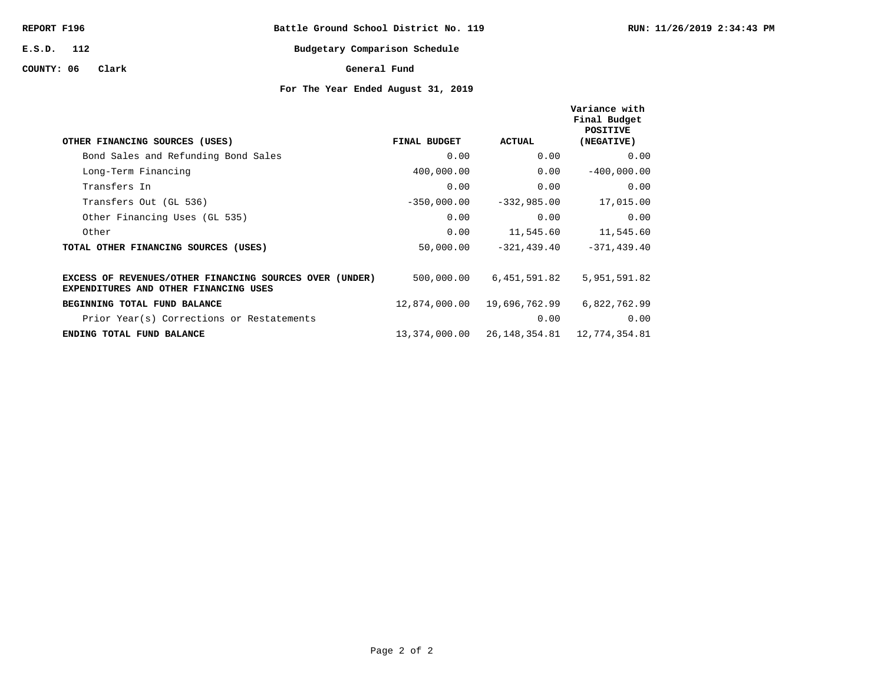REPORT F196 | Battle Ground School District No. 119 | RUN: 11/26/2019 2:34:43 PM

E.S.D. 112

COUNTY: 06 Clark

# Budgetary Comparison Schedule

## General Fund

### For The Year Ended August 31, 2019

| OTHER FINANCING SOURCES (USES) | FINAL BUDGET | ACTUAL | Variance with Final Budget POSITIVE (NEGATIVE) |
|---|---|---|---|
| Bond Sales and Refunding Bond Sales | 0.00 | 0.00 | 0.00 |
| Long-Term Financing | 400,000.00 | 0.00 | -400,000.00 |
| Transfers In | 0.00 | 0.00 | 0.00 |
| Transfers Out (GL 536) | -350,000.00 | -332,985.00 | 17,015.00 |
| Other Financing Uses (GL 535) | 0.00 | 0.00 | 0.00 |
| Other | 0.00 | 11,545.60 | 11,545.60 |
| **TOTAL OTHER FINANCING SOURCES (USES)** | 50,000.00 | -321,439.40 | -371,439.40 |
| **EXCESS OF REVENUES/OTHER FINANCING SOURCES OVER (UNDER) EXPENDITURES AND OTHER FINANCING USES** | 500,000.00 | 6,451,591.82 | 5,951,591.82 |
| **BEGINNING TOTAL FUND BALANCE** | 12,874,000.00 | 19,696,762.99 | 6,822,762.99 |
| Prior Year(s) Corrections or Restatements | | 0.00 | 0.00 |
| **ENDING TOTAL FUND BALANCE** | 13,374,000.00 | 26,148,354.81 | 12,774,354.81 |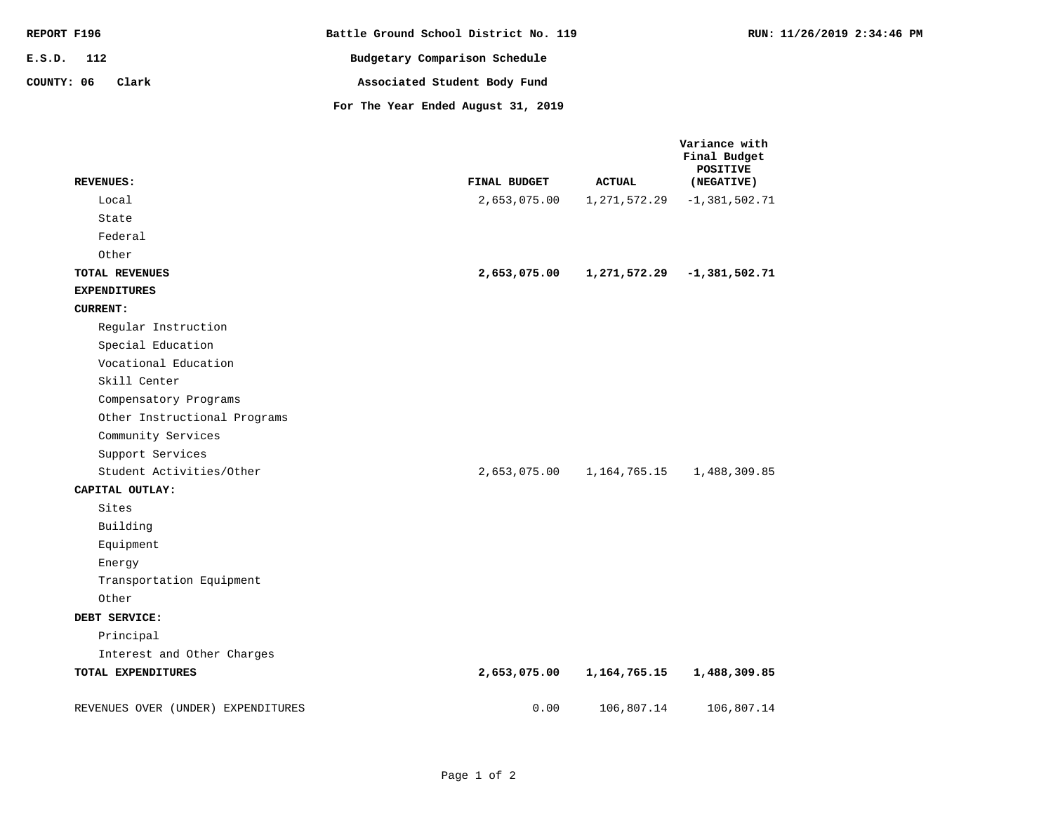REPORT F196

E.S.D. 112

COUNTY: 06 Clark

# Battle Ground School District No. 119

## Budgetary Comparison Schedule

## Associated Student Body Fund

### For The Year Ended August 31, 2019

RUN: 11/26/2019 2:34:46 PM

| REVENUES: | FINAL BUDGET | ACTUAL | Variance with Final Budget POSITIVE (NEGATIVE) |
|---|---|---|---|
| Local | 2,653,075.00 | 1,271,572.29 | -1,381,502.71 |
| State | | | |
| Federal | | | |
| Other | | | |
| **TOTAL REVENUES** | **2,653,075.00** | **1,271,572.29** | **-1,381,502.71** |
| **EXPENDITURES** | | | |
| **CURRENT:** | | | |
| Regular Instruction | | | |
| Special Education | | | |
| Vocational Education | | | |
| Skill Center | | | |
| Compensatory Programs | | | |
| Other Instructional Programs | | | |
| Community Services | | | |
| Support Services | | | |
| Student Activities/Other | 2,653,075.00 | 1,164,765.15 | 1,488,309.85 |
| **CAPITAL OUTLAY:** | | | |
| Sites | | | |
| Building | | | |
| Equipment | | | |
| Energy | | | |
| Transportation Equipment | | | |
| Other | | | |
| **DEBT SERVICE:** | | | |
| Principal | | | |
| Interest and Other Charges | | | |
| **TOTAL EXPENDITURES** | **2,653,075.00** | **1,164,765.15** | **1,488,309.85** |
| REVENUES OVER (UNDER) EXPENDITURES | 0.00 | 106,807.14 | 106,807.14 |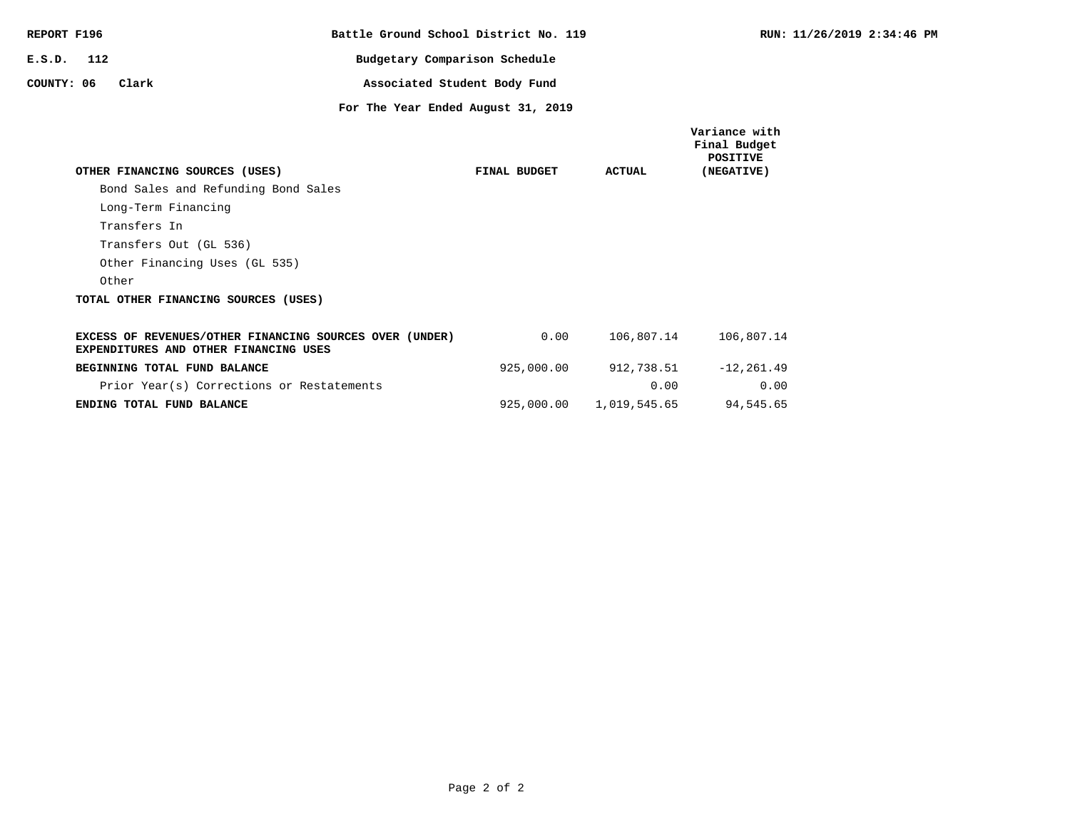REPORT F196 | Battle Ground School District No. 119 | RUN: 11/26/2019 2:34:46 PM

E.S.D. 112 | Budgetary Comparison Schedule

COUNTY: 06 Clark | Associated Student Body Fund

For The Year Ended August 31, 2019

| OTHER FINANCING SOURCES (USES) | FINAL BUDGET | ACTUAL | Variance with Final Budget POSITIVE (NEGATIVE) |
|---|---|---|---|
| Bond Sales and Refunding Bond Sales | | | |
| Long-Term Financing | | | |
| Transfers In | | | |
| Transfers Out (GL 536) | | | |
| Other Financing Uses (GL 535) | | | |
| Other | | | |
| **TOTAL OTHER FINANCING SOURCES (USES)** | | | |
| **EXCESS OF REVENUES/OTHER FINANCING SOURCES OVER (UNDER) EXPENDITURES AND OTHER FINANCING USES** | 0.00 | 106,807.14 | 106,807.14 |
| **BEGINNING TOTAL FUND BALANCE** | 925,000.00 | 912,738.51 | -12,261.49 |
| Prior Year(s) Corrections or Restatements | | 0.00 | 0.00 |
| **ENDING TOTAL FUND BALANCE** | 925,000.00 | 1,019,545.65 | 94,545.65 |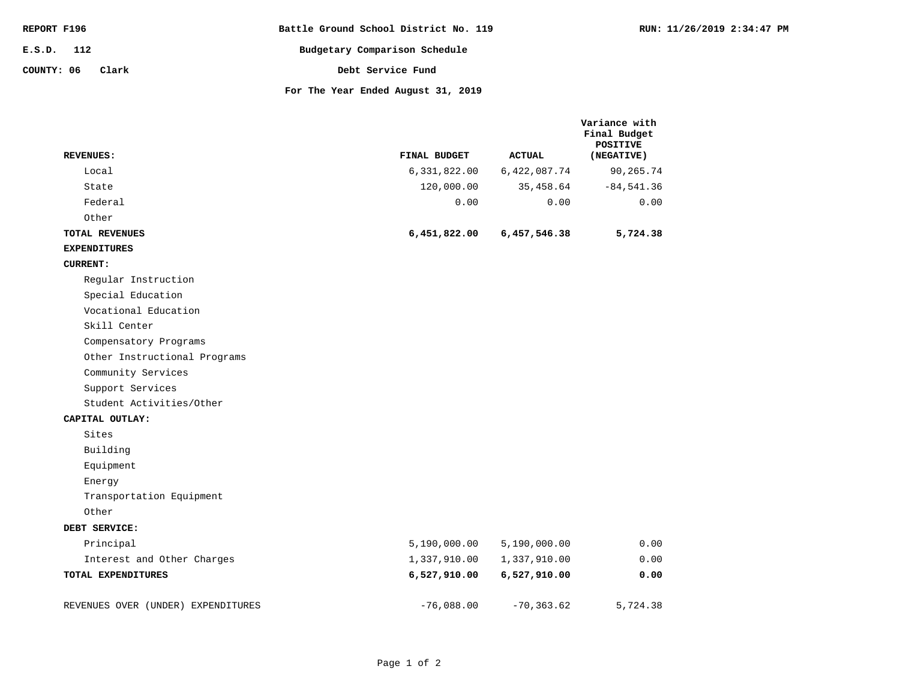REPORT F196 | Battle Ground School District No. 119 | RUN: 11/26/2019 2:34:47 PM

E.S.D. 112

COUNTY: 06 Clark

# Budgetary Comparison Schedule

## Debt Service Fund

### For The Year Ended August 31, 2019

| REVENUES: | FINAL BUDGET | ACTUAL | Variance with Final Budget POSITIVE (NEGATIVE) |
|---|---|---|---|
| Local | 6,331,822.00 | 6,422,087.74 | 90,265.74 |
| State | 120,000.00 | 35,458.64 | -84,541.36 |
| Federal | 0.00 | 0.00 | 0.00 |
| Other | | | |
| **TOTAL REVENUES** | **6,451,822.00** | **6,457,546.38** | **5,724.38** |
| **EXPENDITURES** | | | |
| **CURRENT:** | | | |
| Regular Instruction | | | |
| Special Education | | | |
| Vocational Education | | | |
| Skill Center | | | |
| Compensatory Programs | | | |
| Other Instructional Programs | | | |
| Community Services | | | |
| Support Services | | | |
| Student Activities/Other | | | |
| **CAPITAL OUTLAY:** | | | |
| Sites | | | |
| Building | | | |
| Equipment | | | |
| Energy | | | |
| Transportation Equipment | | | |
| Other | | | |
| **DEBT SERVICE:** | | | |
| Principal | 5,190,000.00 | 5,190,000.00 | 0.00 |
| Interest and Other Charges | 1,337,910.00 | 1,337,910.00 | 0.00 |
| **TOTAL EXPENDITURES** | **6,527,910.00** | **6,527,910.00** | **0.00** |
| REVENUES OVER (UNDER) EXPENDITURES | -76,088.00 | -70,363.62 | 5,724.38 |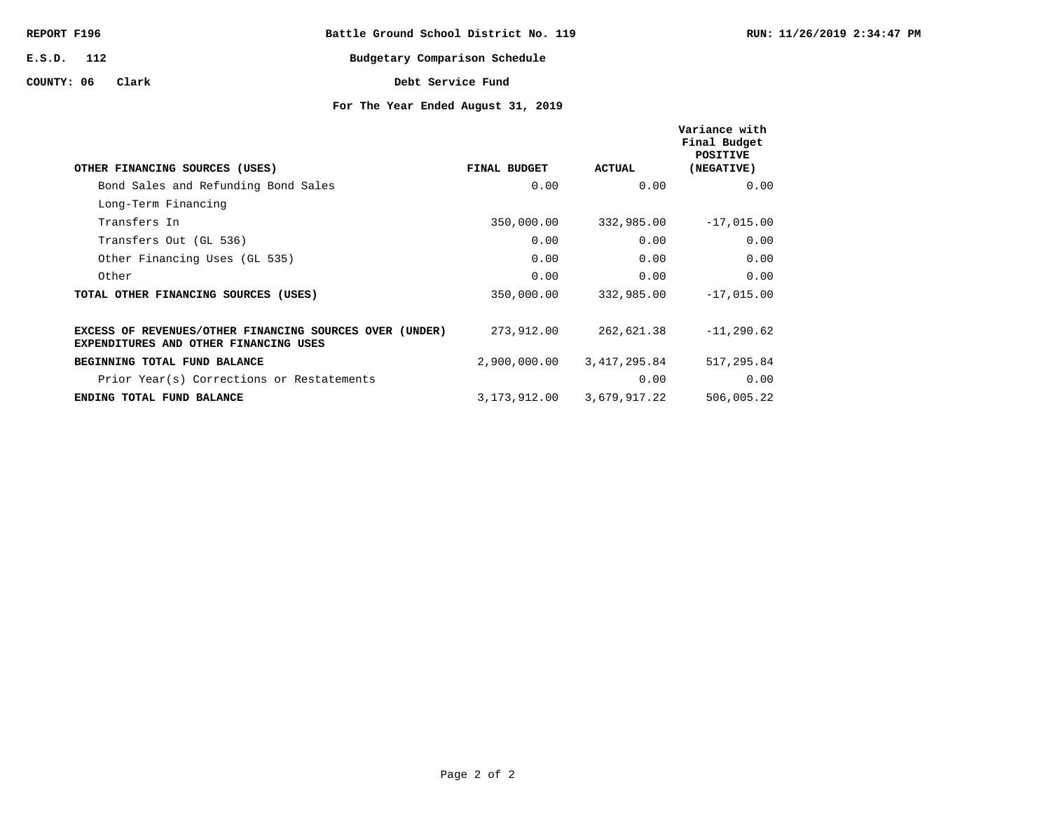REPORT F196

E.S.D. 112

COUNTY: 06 Clark

# Battle Ground School District No. 119

## Budgetary Comparison Schedule

## Debt Service Fund

### For The Year Ended August 31, 2019

RUN: 11/26/2019 2:34:47 PM

| OTHER FINANCING SOURCES (USES) | FINAL BUDGET | ACTUAL | Variance with Final Budget POSITIVE (NEGATIVE) |
|---|---|---|---|
| Bond Sales and Refunding Bond Sales | 0.00 | 0.00 | 0.00 |
| Long-Term Financing | | | |
| Transfers In | 350,000.00 | 332,985.00 | -17,015.00 |
| Transfers Out (GL 536) | 0.00 | 0.00 | 0.00 |
| Other Financing Uses (GL 535) | 0.00 | 0.00 | 0.00 |
| Other | 0.00 | 0.00 | 0.00 |
| **TOTAL OTHER FINANCING SOURCES (USES)** | 350,000.00 | 332,985.00 | -17,015.00 |
| **EXCESS OF REVENUES/OTHER FINANCING SOURCES OVER (UNDER) EXPENDITURES AND OTHER FINANCING USES** | 273,912.00 | 262,621.38 | -11,290.62 |
| **BEGINNING TOTAL FUND BALANCE** | 2,900,000.00 | 3,417,295.84 | 517,295.84 |
| Prior Year(s) Corrections or Restatements | | 0.00 | 0.00 |
| **ENDING TOTAL FUND BALANCE** | 3,173,912.00 | 3,679,917.22 | 506,005.22 |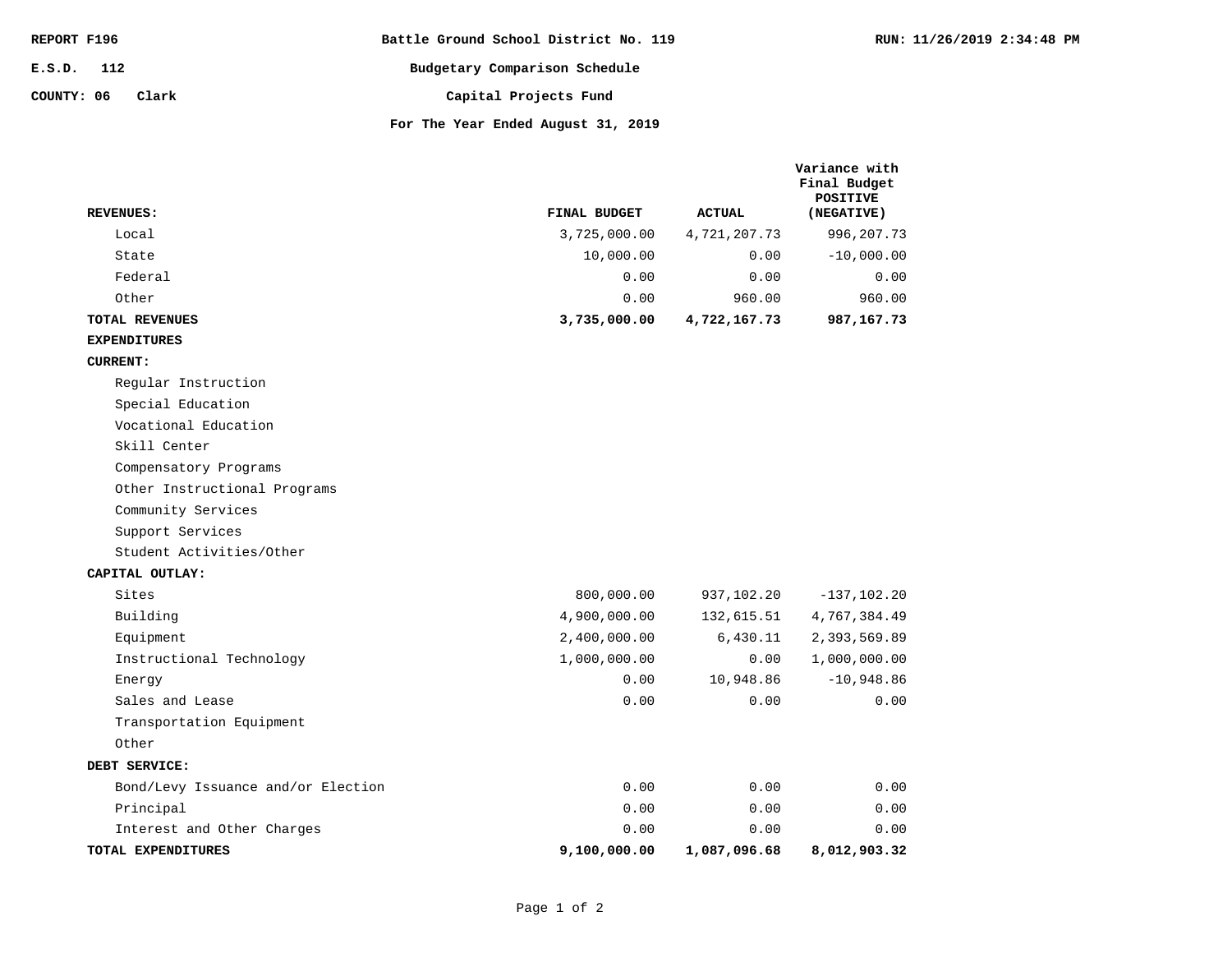REPORT F196

E.S.D. 112

COUNTY: 06 Clark

RUN: 11/26/2019 2:34:48 PM

# Battle Ground School District No. 119

## Budgetary Comparison Schedule

## Capital Projects Fund

### For The Year Ended August 31, 2019

| REVENUES: | FINAL BUDGET | ACTUAL | Variance with Final Budget POSITIVE (NEGATIVE) |
|---|---|---|---|
| Local | 3,725,000.00 | 4,721,207.73 | 996,207.73 |
| State | 10,000.00 | 0.00 | -10,000.00 |
| Federal | 0.00 | 0.00 | 0.00 |
| Other | 0.00 | 960.00 | 960.00 |
| **TOTAL REVENUES** | **3,735,000.00** | **4,722,167.73** | **987,167.73** |
| **EXPENDITURES** | | | |
| **CURRENT:** | | | |
| Regular Instruction | | | |
| Special Education | | | |
| Vocational Education | | | |
| Skill Center | | | |
| Compensatory Programs | | | |
| Other Instructional Programs | | | |
| Community Services | | | |
| Support Services | | | |
| Student Activities/Other | | | |
| **CAPITAL OUTLAY:** | | | |
| Sites | 800,000.00 | 937,102.20 | -137,102.20 |
| Building | 4,900,000.00 | 132,615.51 | 4,767,384.49 |
| Equipment | 2,400,000.00 | 6,430.11 | 2,393,569.89 |
| Instructional Technology | 1,000,000.00 | 0.00 | 1,000,000.00 |
| Energy | 0.00 | 10,948.86 | -10,948.86 |
| Sales and Lease | 0.00 | 0.00 | 0.00 |
| Transportation Equipment | | | |
| Other | | | |
| **DEBT SERVICE:** | | | |
| Bond/Levy Issuance and/or Election | 0.00 | 0.00 | 0.00 |
| Principal | 0.00 | 0.00 | 0.00 |
| Interest and Other Charges | 0.00 | 0.00 | 0.00 |
| **TOTAL EXPENDITURES** | **9,100,000.00** | **1,087,096.68** | **8,012,903.32** |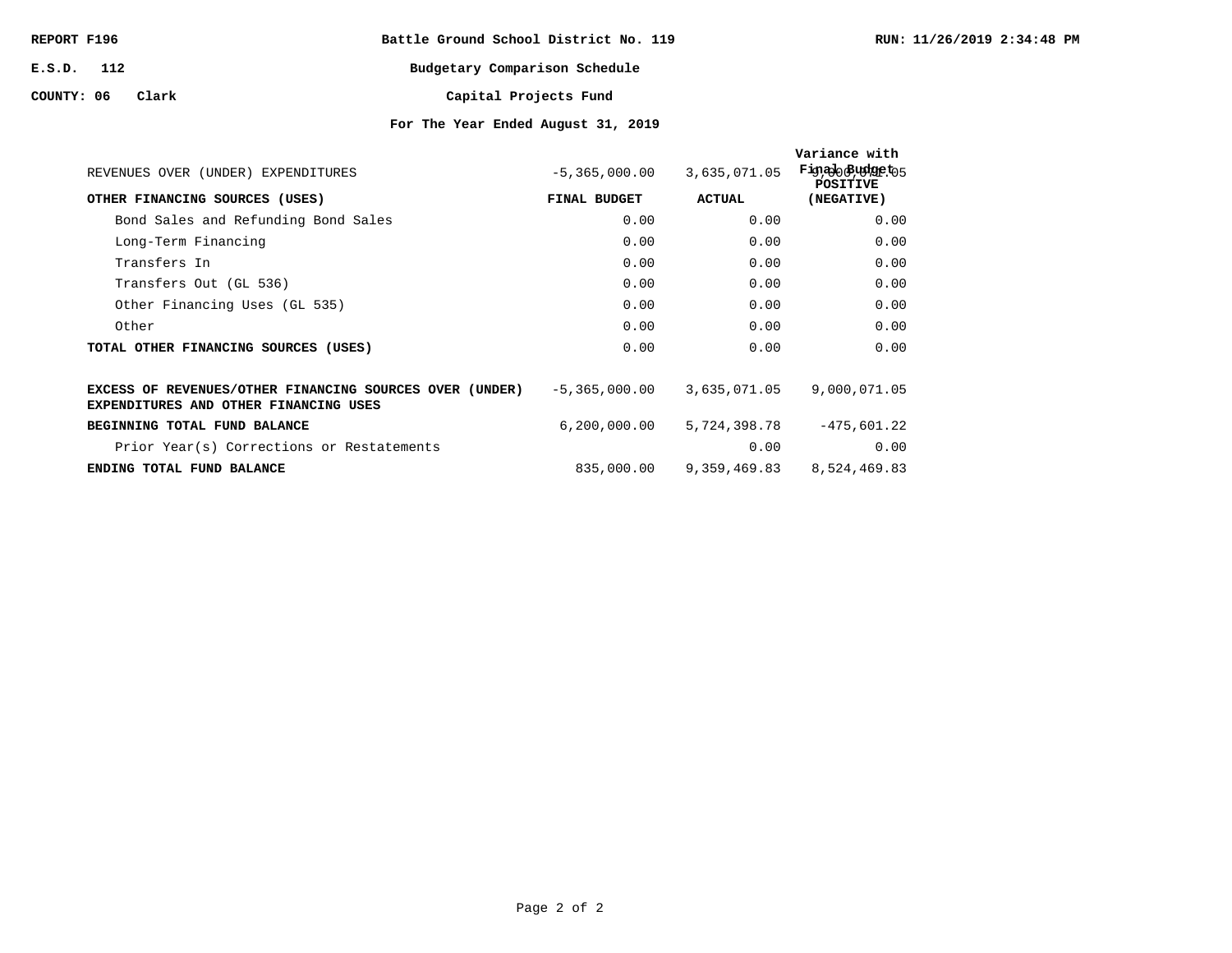REPORT F196

E.S.D. 112

COUNTY: 06 Clark

# Battle Ground School District No. 119

## Budgetary Comparison Schedule

## Capital Projects Fund

### For The Year Ended August 31, 2019

RUN: 11/26/2019 2:34:48 PM

| | FINAL BUDGET | ACTUAL | Variance with Final Budget POSITIVE (NEGATIVE) |
|---|---|---|---|
| REVENUES OVER (UNDER) EXPENDITURES | -5,365,000.00 | 3,635,071.05 | 9,000,071.05 |
| **OTHER FINANCING SOURCES (USES)** | | | |
| Bond Sales and Refunding Bond Sales | 0.00 | 0.00 | 0.00 |
| Long-Term Financing | 0.00 | 0.00 | 0.00 |
| Transfers In | 0.00 | 0.00 | 0.00 |
| Transfers Out (GL 536) | 0.00 | 0.00 | 0.00 |
| Other Financing Uses (GL 535) | 0.00 | 0.00 | 0.00 |
| Other | 0.00 | 0.00 | 0.00 |
| **TOTAL OTHER FINANCING SOURCES (USES)** | 0.00 | 0.00 | 0.00 |
| **EXCESS OF REVENUES/OTHER FINANCING SOURCES OVER (UNDER) EXPENDITURES AND OTHER FINANCING USES** | -5,365,000.00 | 3,635,071.05 | 9,000,071.05 |
| **BEGINNING TOTAL FUND BALANCE** | 6,200,000.00 | 5,724,398.78 | -475,601.22 |
| Prior Year(s) Corrections or Restatements | | 0.00 | 0.00 |
| **ENDING TOTAL FUND BALANCE** | 835,000.00 | 9,359,469.83 | 8,524,469.83 |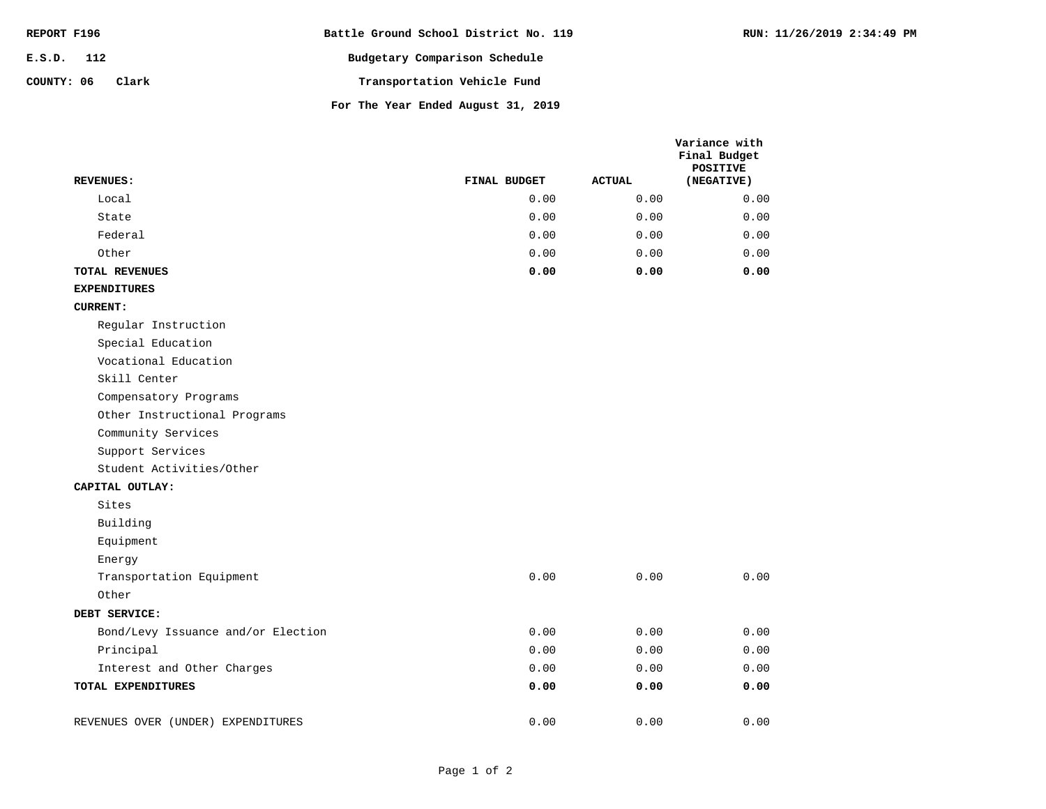REPORT F196 | Battle Ground School District No. 119 | RUN: 11/26/2019 2:34:49 PM

E.S.D. 112

COUNTY: 06 Clark

## Budgetary Comparison Schedule

## Transportation Vehicle Fund

## For The Year Ended August 31, 2019

| REVENUES: | FINAL BUDGET | ACTUAL | Variance with Final Budget POSITIVE (NEGATIVE) |
|---|---|---|---|
| Local | 0.00 | 0.00 | 0.00 |
| State | 0.00 | 0.00 | 0.00 |
| Federal | 0.00 | 0.00 | 0.00 |
| Other | 0.00 | 0.00 | 0.00 |
| **TOTAL REVENUES** | **0.00** | **0.00** | **0.00** |
| **EXPENDITURES** | | | |
| **CURRENT:** | | | |
| Regular Instruction | | | |
| Special Education | | | |
| Vocational Education | | | |
| Skill Center | | | |
| Compensatory Programs | | | |
| Other Instructional Programs | | | |
| Community Services | | | |
| Support Services | | | |
| Student Activities/Other | | | |
| **CAPITAL OUTLAY:** | | | |
| Sites | | | |
| Building | | | |
| Equipment | | | |
| Energy | | | |
| Transportation Equipment | 0.00 | 0.00 | 0.00 |
| Other | | | |
| **DEBT SERVICE:** | | | |
| Bond/Levy Issuance and/or Election | 0.00 | 0.00 | 0.00 |
| Principal | 0.00 | 0.00 | 0.00 |
| Interest and Other Charges | 0.00 | 0.00 | 0.00 |
| **TOTAL EXPENDITURES** | **0.00** | **0.00** | **0.00** |
| REVENUES OVER (UNDER) EXPENDITURES | 0.00 | 0.00 | 0.00 |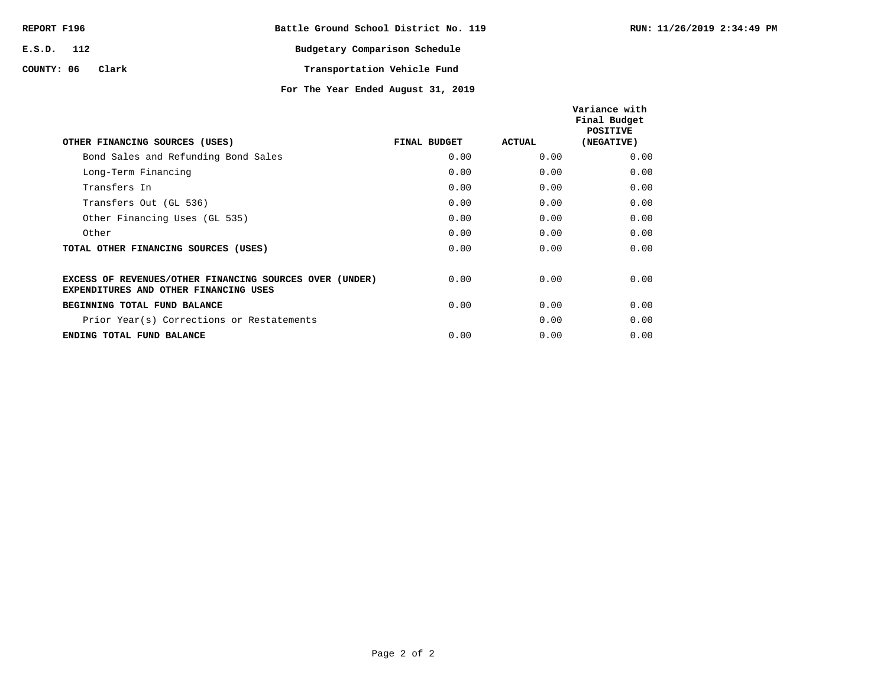REPORT F196

E.S.D. 112

COUNTY: 06 Clark

# Battle Ground School District No. 119

## Budgetary Comparison Schedule

## Transportation Vehicle Fund

### For The Year Ended August 31, 2019

RUN: 11/26/2019 2:34:49 PM

| OTHER FINANCING SOURCES (USES) | FINAL BUDGET | ACTUAL | Variance with Final Budget POSITIVE (NEGATIVE) |
|---|---|---|---|
| Bond Sales and Refunding Bond Sales | 0.00 | 0.00 | 0.00 |
| Long-Term Financing | 0.00 | 0.00 | 0.00 |
| Transfers In | 0.00 | 0.00 | 0.00 |
| Transfers Out (GL 536) | 0.00 | 0.00 | 0.00 |
| Other Financing Uses (GL 535) | 0.00 | 0.00 | 0.00 |
| Other | 0.00 | 0.00 | 0.00 |
| **TOTAL OTHER FINANCING SOURCES (USES)** | 0.00 | 0.00 | 0.00 |
| **EXCESS OF REVENUES/OTHER FINANCING SOURCES OVER (UNDER) EXPENDITURES AND OTHER FINANCING USES** | 0.00 | 0.00 | 0.00 |
| **BEGINNING TOTAL FUND BALANCE** | 0.00 | 0.00 | 0.00 |
| Prior Year(s) Corrections or Restatements | | 0.00 | 0.00 |
| **ENDING TOTAL FUND BALANCE** | 0.00 | 0.00 | 0.00 |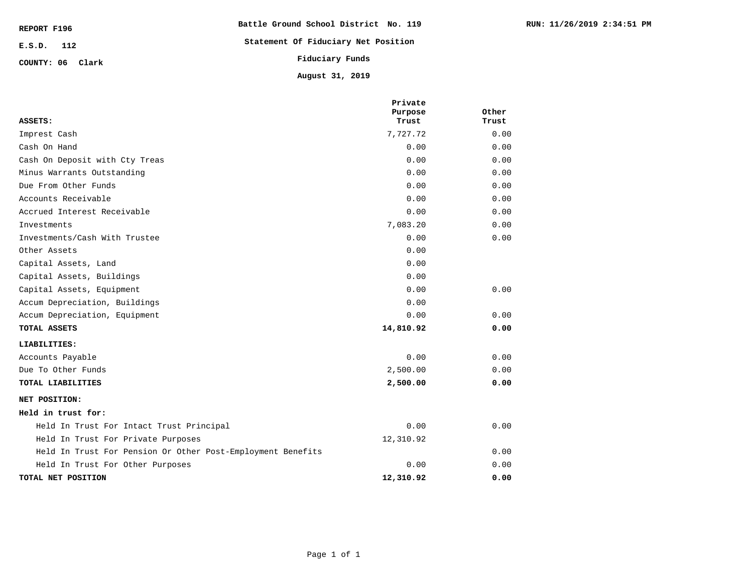REPORT F196

E.S.D. 112

COUNTY: 06 Clark

**Battle Ground School District No. 119**

**Statement Of Fiduciary Net Position**

**Fiduciary Funds**

**August 31, 2019**

RUN: 11/26/2019 2:34:51 PM

| ASSETS: | Private Purpose Trust | Other Trust |
|---|---|---|
| Imprest Cash | 7,727.72 | 0.00 |
| Cash On Hand | 0.00 | 0.00 |
| Cash On Deposit with Cty Treas | 0.00 | 0.00 |
| Minus Warrants Outstanding | 0.00 | 0.00 |
| Due From Other Funds | 0.00 | 0.00 |
| Accounts Receivable | 0.00 | 0.00 |
| Accrued Interest Receivable | 0.00 | 0.00 |
| Investments | 7,083.20 | 0.00 |
| Investments/Cash With Trustee | 0.00 | 0.00 |
| Other Assets | 0.00 | |
| Capital Assets, Land | 0.00 | |
| Capital Assets, Buildings | 0.00 | |
| Capital Assets, Equipment | 0.00 | 0.00 |
| Accum Depreciation, Buildings | 0.00 | |
| Accum Depreciation, Equipment | 0.00 | 0.00 |
| **TOTAL ASSETS** | **14,810.92** | **0.00** |
| **LIABILITIES:** | | |
| Accounts Payable | 0.00 | 0.00 |
| Due To Other Funds | 2,500.00 | 0.00 |
| **TOTAL LIABILITIES** | **2,500.00** | **0.00** |
| **NET POSITION:** | | |
| **Held in trust for:** | | |
| Held In Trust For Intact Trust Principal | 0.00 | 0.00 |
| Held In Trust For Private Purposes | 12,310.92 | |
| Held In Trust For Pension Or Other Post-Employment Benefits | | 0.00 |
| Held In Trust For Other Purposes | 0.00 | 0.00 |
| **TOTAL NET POSITION** | **12,310.92** | **0.00** |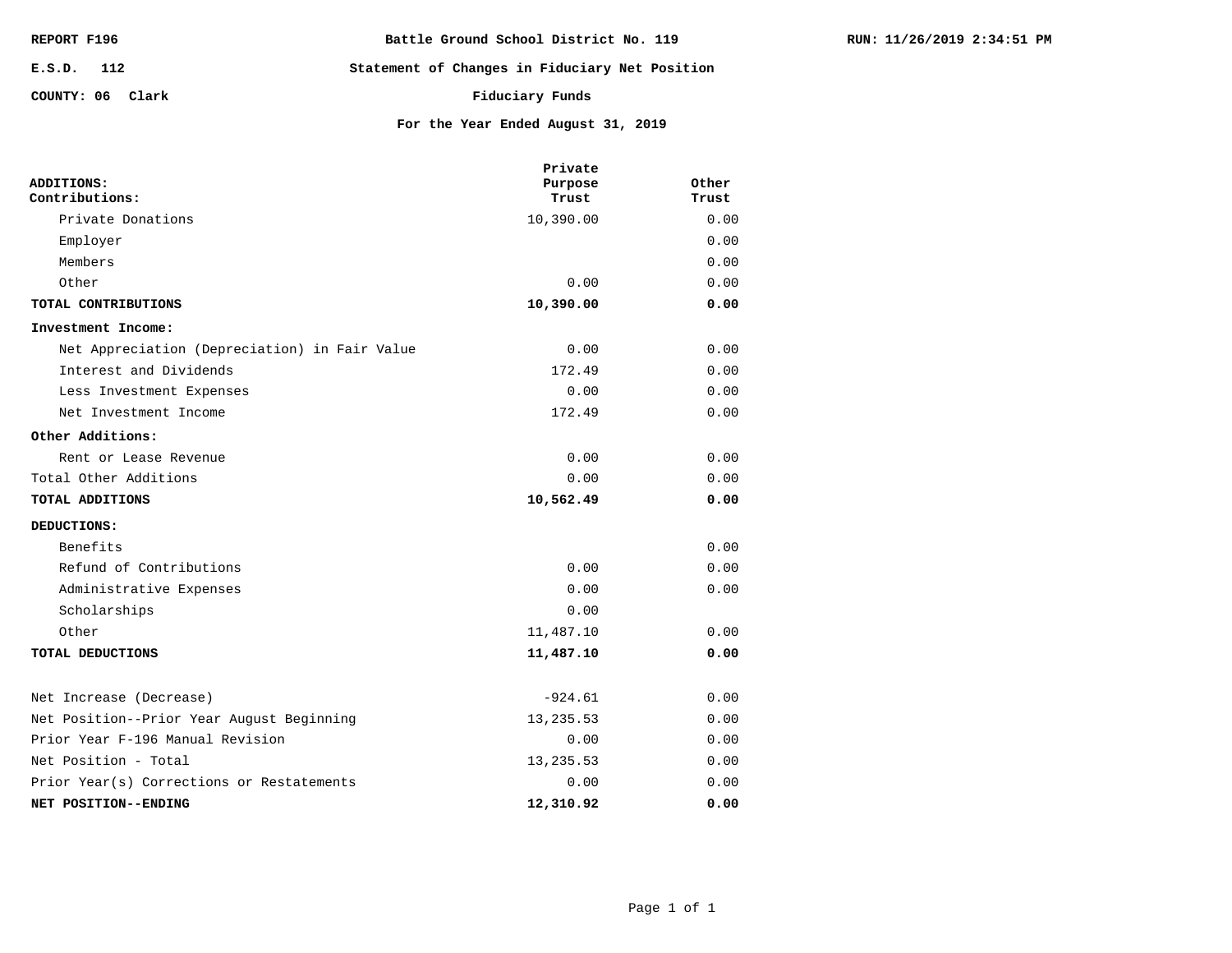REPORT F196 | Battle Ground School District No. 119 | RUN: 11/26/2019 2:34:51 PM

E.S.D. 112

COUNTY: 06 Clark

# Statement of Changes in Fiduciary Net Position

## Fiduciary Funds

### For the Year Ended August 31, 2019

| | Private Purpose Trust | Other Trust |
|---|---|---|
| **ADDITIONS:** | | |
| **Contributions:** | | |
| Private Donations | 10,390.00 | 0.00 |
| Employer | | 0.00 |
| Members | | 0.00 |
| Other | 0.00 | 0.00 |
| **TOTAL CONTRIBUTIONS** | **10,390.00** | **0.00** |
| **Investment Income:** | | |
| Net Appreciation (Depreciation) in Fair Value | 0.00 | 0.00 |
| Interest and Dividends | 172.49 | 0.00 |
| Less Investment Expenses | 0.00 | 0.00 |
| Net Investment Income | 172.49 | 0.00 |
| **Other Additions:** | | |
| Rent or Lease Revenue | 0.00 | 0.00 |
| Total Other Additions | 0.00 | 0.00 |
| **TOTAL ADDITIONS** | **10,562.49** | **0.00** |
| **DEDUCTIONS:** | | |
| Benefits | | 0.00 |
| Refund of Contributions | 0.00 | 0.00 |
| Administrative Expenses | 0.00 | 0.00 |
| Scholarships | 0.00 | |
| Other | 11,487.10 | 0.00 |
| **TOTAL DEDUCTIONS** | **11,487.10** | **0.00** |
| Net Increase (Decrease) | -924.61 | 0.00 |
| Net Position--Prior Year August Beginning | 13,235.53 | 0.00 |
| Prior Year F-196 Manual Revision | 0.00 | 0.00 |
| Net Position - Total | 13,235.53 | 0.00 |
| Prior Year(s) Corrections or Restatements | 0.00 | 0.00 |
| **NET POSITION--ENDING** | **12,310.92** | **0.00** |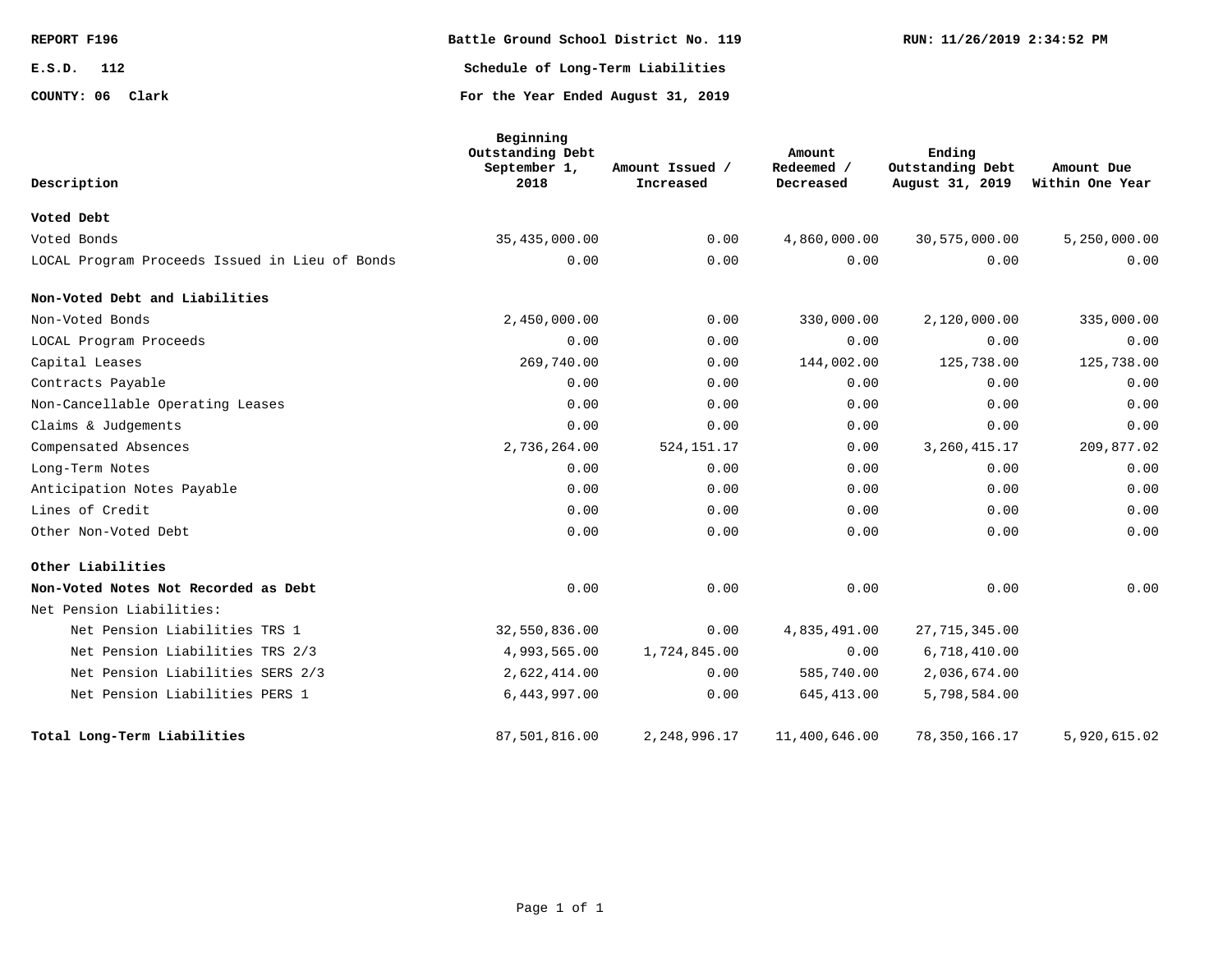REPORT F196

E.S.D. 112

COUNTY: 06 Clark

**Battle Ground School District No. 119**

**Schedule of Long-Term Liabilities**

**For the Year Ended August 31, 2019**

RUN: 11/26/2019 2:34:52 PM

| Description | Beginning Outstanding Debt September 1, 2018 | Amount Issued / Increased | Amount Redeemed / Decreased | Ending Outstanding Debt August 31, 2019 | Amount Due Within One Year |
|---|---|---|---|---|---|
| **Voted Debt** | | | | | |
| Voted Bonds | 35,435,000.00 | 0.00 | 4,860,000.00 | 30,575,000.00 | 5,250,000.00 |
| LOCAL Program Proceeds Issued in Lieu of Bonds | 0.00 | 0.00 | 0.00 | 0.00 | 0.00 |
| **Non-Voted Debt and Liabilities** | | | | | |
| Non-Voted Bonds | 2,450,000.00 | 0.00 | 330,000.00 | 2,120,000.00 | 335,000.00 |
| LOCAL Program Proceeds | 0.00 | 0.00 | 0.00 | 0.00 | 0.00 |
| Capital Leases | 269,740.00 | 0.00 | 144,002.00 | 125,738.00 | 125,738.00 |
| Contracts Payable | 0.00 | 0.00 | 0.00 | 0.00 | 0.00 |
| Non-Cancellable Operating Leases | 0.00 | 0.00 | 0.00 | 0.00 | 0.00 |
| Claims & Judgements | 0.00 | 0.00 | 0.00 | 0.00 | 0.00 |
| Compensated Absences | 2,736,264.00 | 524,151.17 | 0.00 | 3,260,415.17 | 209,877.02 |
| Long-Term Notes | 0.00 | 0.00 | 0.00 | 0.00 | 0.00 |
| Anticipation Notes Payable | 0.00 | 0.00 | 0.00 | 0.00 | 0.00 |
| Lines of Credit | 0.00 | 0.00 | 0.00 | 0.00 | 0.00 |
| Other Non-Voted Debt | 0.00 | 0.00 | 0.00 | 0.00 | 0.00 |
| **Other Liabilities** | | | | | |
| **Non-Voted Notes Not Recorded as Debt** | 0.00 | 0.00 | 0.00 | 0.00 | 0.00 |
| Net Pension Liabilities: | | | | | |
| Net Pension Liabilities TRS 1 | 32,550,836.00 | 0.00 | 4,835,491.00 | 27,715,345.00 | |
| Net Pension Liabilities TRS 2/3 | 4,993,565.00 | 1,724,845.00 | 0.00 | 6,718,410.00 | |
| Net Pension Liabilities SERS 2/3 | 2,622,414.00 | 0.00 | 585,740.00 | 2,036,674.00 | |
| Net Pension Liabilities PERS 1 | 6,443,997.00 | 0.00 | 645,413.00 | 5,798,584.00 | |
| **Total Long-Term Liabilities** | 87,501,816.00 | 2,248,996.17 | 11,400,646.00 | 78,350,166.17 | 5,920,615.02 |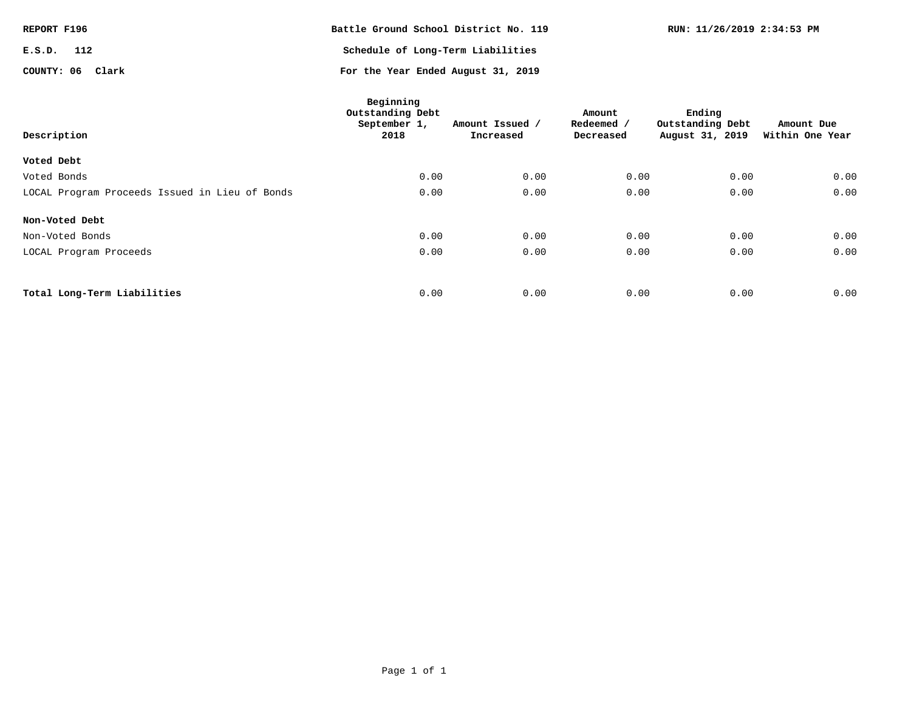REPORT F196 | Battle Ground School District No. 119 | RUN: 11/26/2019 2:34:53 PM

E.S.D. 112

COUNTY: 06 Clark

# Schedule of Long-Term Liabilities

**For the Year Ended August 31, 2019**

| Description | Beginning Outstanding Debt September 1, 2018 | Amount Issued / Increased | Amount Redeemed / Decreased | Ending Outstanding Debt August 31, 2019 | Amount Due Within One Year |
|---|---|---|---|---|---|
| **Voted Debt** | | | | | |
| Voted Bonds | 0.00 | 0.00 | 0.00 | 0.00 | 0.00 |
| LOCAL Program Proceeds Issued in Lieu of Bonds | 0.00 | 0.00 | 0.00 | 0.00 | 0.00 |
| **Non-Voted Debt** | | | | | |
| Non-Voted Bonds | 0.00 | 0.00 | 0.00 | 0.00 | 0.00 |
| LOCAL Program Proceeds | 0.00 | 0.00 | 0.00 | 0.00 | 0.00 |
| **Total Long-Term Liabilities** | 0.00 | 0.00 | 0.00 | 0.00 | 0.00 |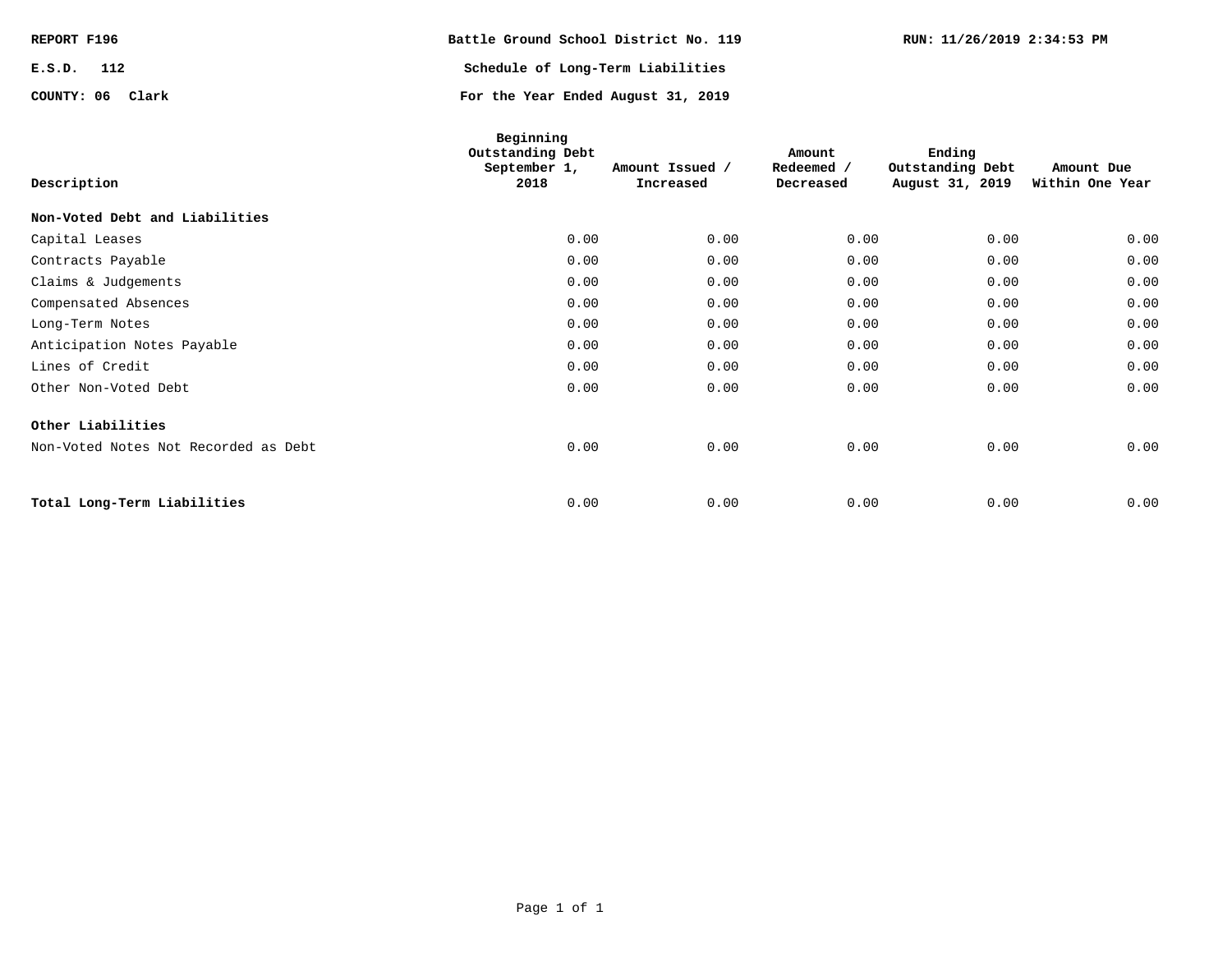REPORT F196

E.S.D. 112

COUNTY: 06 Clark

# Battle Ground School District No. 119

## Schedule of Long-Term Liabilities

### For the Year Ended August 31, 2019

RUN: 11/26/2019 2:34:53 PM

| Description | Beginning Outstanding Debt September 1, 2018 | Amount Issued / Increased | Amount Redeemed / Decreased | Ending Outstanding Debt August 31, 2019 | Amount Due Within One Year |
|---|---|---|---|---|---|
| **Non-Voted Debt and Liabilities** | | | | | |
| Capital Leases | 0.00 | 0.00 | 0.00 | 0.00 | 0.00 |
| Contracts Payable | 0.00 | 0.00 | 0.00 | 0.00 | 0.00 |
| Claims & Judgements | 0.00 | 0.00 | 0.00 | 0.00 | 0.00 |
| Compensated Absences | 0.00 | 0.00 | 0.00 | 0.00 | 0.00 |
| Long-Term Notes | 0.00 | 0.00 | 0.00 | 0.00 | 0.00 |
| Anticipation Notes Payable | 0.00 | 0.00 | 0.00 | 0.00 | 0.00 |
| Lines of Credit | 0.00 | 0.00 | 0.00 | 0.00 | 0.00 |
| Other Non-Voted Debt | 0.00 | 0.00 | 0.00 | 0.00 | 0.00 |
| **Other Liabilities** | | | | | |
| Non-Voted Notes Not Recorded as Debt | 0.00 | 0.00 | 0.00 | 0.00 | 0.00 |
| **Total Long-Term Liabilities** | 0.00 | 0.00 | 0.00 | 0.00 | 0.00 |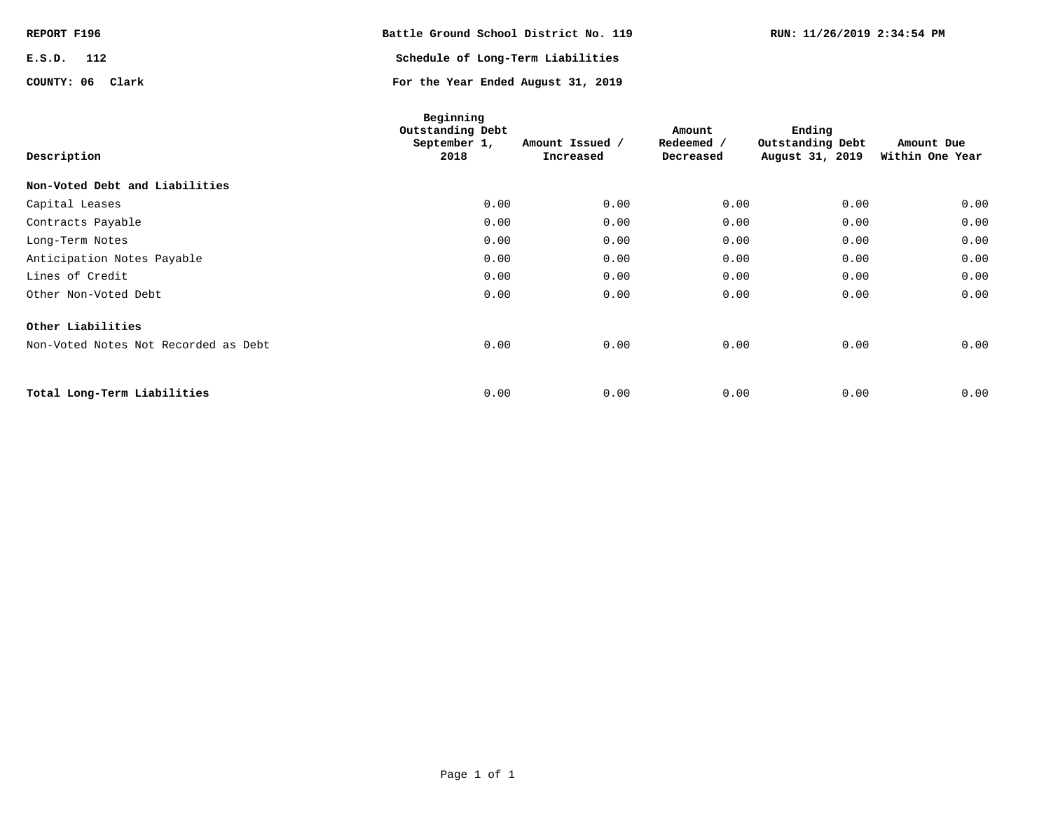REPORT F196 | Battle Ground School District No. 119 | RUN: 11/26/2019 2:34:54 PM

E.S.D. 112

COUNTY: 06 Clark

# Schedule of Long-Term Liabilities

## For the Year Ended August 31, 2019

| Description | Beginning Outstanding Debt September 1, 2018 | Amount Issued / Increased | Amount Redeemed / Decreased | Ending Outstanding Debt August 31, 2019 | Amount Due Within One Year |
|---|---|---|---|---|---|
| **Non-Voted Debt and Liabilities** | | | | | |
| Capital Leases | 0.00 | 0.00 | 0.00 | 0.00 | 0.00 |
| Contracts Payable | 0.00 | 0.00 | 0.00 | 0.00 | 0.00 |
| Long-Term Notes | 0.00 | 0.00 | 0.00 | 0.00 | 0.00 |
| Anticipation Notes Payable | 0.00 | 0.00 | 0.00 | 0.00 | 0.00 |
| Lines of Credit | 0.00 | 0.00 | 0.00 | 0.00 | 0.00 |
| Other Non-Voted Debt | 0.00 | 0.00 | 0.00 | 0.00 | 0.00 |
| **Other Liabilities** | | | | | |
| Non-Voted Notes Not Recorded as Debt | 0.00 | 0.00 | 0.00 | 0.00 | 0.00 |
| **Total Long-Term Liabilities** | 0.00 | 0.00 | 0.00 | 0.00 | 0.00 |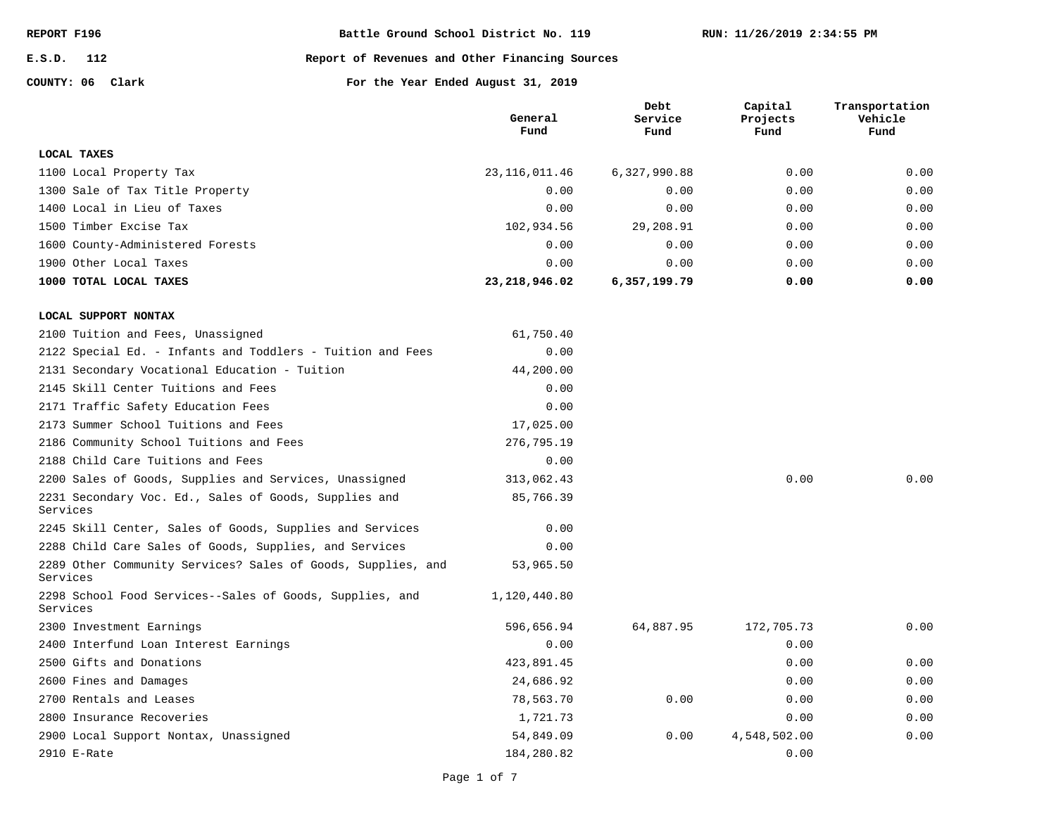REPORT F196 | Battle Ground School District No. 119 | RUN: 11/26/2019 2:34:55 PM

E.S.D. 112 | Report of Revenues and Other Financing Sources

COUNTY: 06 Clark | For the Year Ended August 31, 2019

| | General Fund | Debt Service Fund | Capital Projects Fund | Transportation Vehicle Fund |
|---|---|---|---|---|
| **LOCAL TAXES** | | | | |
| 1100 Local Property Tax | 23,116,011.46 | 6,327,990.88 | 0.00 | 0.00 |
| 1300 Sale of Tax Title Property | 0.00 | 0.00 | 0.00 | 0.00 |
| 1400 Local in Lieu of Taxes | 0.00 | 0.00 | 0.00 | 0.00 |
| 1500 Timber Excise Tax | 102,934.56 | 29,208.91 | 0.00 | 0.00 |
| 1600 County-Administered Forests | 0.00 | 0.00 | 0.00 | 0.00 |
| 1900 Other Local Taxes | 0.00 | 0.00 | 0.00 | 0.00 |
| **1000 TOTAL LOCAL TAXES** | **23,218,946.02** | **6,357,199.79** | **0.00** | **0.00** |
| **LOCAL SUPPORT NONTAX** | | | | |
| 2100 Tuition and Fees, Unassigned | 61,750.40 | | | |
| 2122 Special Ed. - Infants and Toddlers - Tuition and Fees | 0.00 | | | |
| 2131 Secondary Vocational Education - Tuition | 44,200.00 | | | |
| 2145 Skill Center Tuitions and Fees | 0.00 | | | |
| 2171 Traffic Safety Education Fees | 0.00 | | | |
| 2173 Summer School Tuitions and Fees | 17,025.00 | | | |
| 2186 Community School Tuitions and Fees | 276,795.19 | | | |
| 2188 Child Care Tuitions and Fees | 0.00 | | | |
| 2200 Sales of Goods, Supplies and Services, Unassigned | 313,062.43 | | 0.00 | 0.00 |
| 2231 Secondary Voc. Ed., Sales of Goods, Supplies and Services | 85,766.39 | | | |
| 2245 Skill Center, Sales of Goods, Supplies and Services | 0.00 | | | |
| 2288 Child Care Sales of Goods, Supplies, and Services | 0.00 | | | |
| 2289 Other Community Services? Sales of Goods, Supplies, and Services | 53,965.50 | | | |
| 2298 School Food Services--Sales of Goods, Supplies, and Services | 1,120,440.80 | | | |
| 2300 Investment Earnings | 596,656.94 | 64,887.95 | 172,705.73 | 0.00 |
| 2400 Interfund Loan Interest Earnings | 0.00 | | 0.00 | |
| 2500 Gifts and Donations | 423,891.45 | | 0.00 | 0.00 |
| 2600 Fines and Damages | 24,686.92 | | 0.00 | 0.00 |
| 2700 Rentals and Leases | 78,563.70 | 0.00 | 0.00 | 0.00 |
| 2800 Insurance Recoveries | 1,721.73 | | 0.00 | 0.00 |
| 2900 Local Support Nontax, Unassigned | 54,849.09 | 0.00 | 4,548,502.00 | 0.00 |
| 2910 E-Rate | 184,280.82 | | 0.00 | |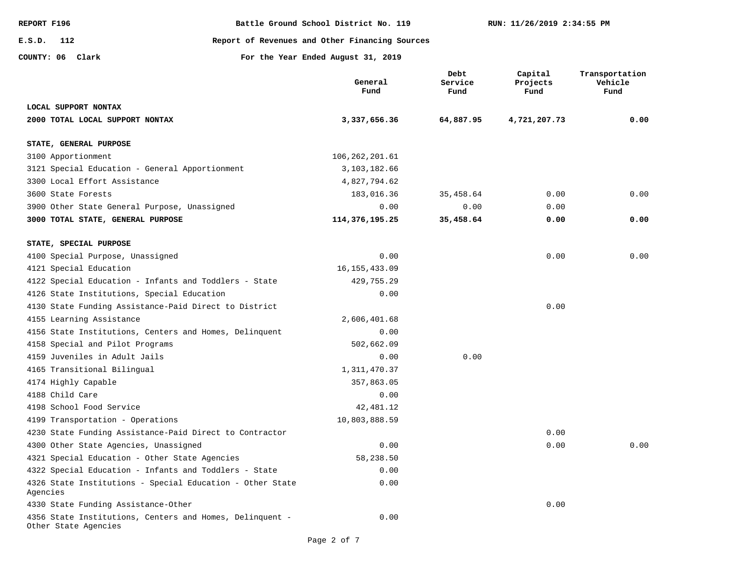REPORT F196 Battle Ground School District No. 119 RUN: 11/26/2019 2:34:55 PM

E.S.D. 112 Report of Revenues and Other Financing Sources

COUNTY: 06 Clark For the Year Ended August 31, 2019

| | General Fund | Debt Service Fund | Capital Projects Fund | Transportation Vehicle Fund |
|---|---|---|---|---|
| **LOCAL SUPPORT NONTAX** | | | | |
| **2000 TOTAL LOCAL SUPPORT NONTAX** | **3,337,656.36** | **64,887.95** | **4,721,207.73** | **0.00** |
| **STATE, GENERAL PURPOSE** | | | | |
| 3100 Apportionment | 106,262,201.61 | | | |
| 3121 Special Education - General Apportionment | 3,103,182.66 | | | |
| 3300 Local Effort Assistance | 4,827,794.62 | | | |
| 3600 State Forests | 183,016.36 | 35,458.64 | 0.00 | 0.00 |
| 3900 Other State General Purpose, Unassigned | 0.00 | 0.00 | 0.00 | |
| **3000 TOTAL STATE, GENERAL PURPOSE** | **114,376,195.25** | **35,458.64** | **0.00** | **0.00** |
| **STATE, SPECIAL PURPOSE** | | | | |
| 4100 Special Purpose, Unassigned | 0.00 | | 0.00 | 0.00 |
| 4121 Special Education | 16,155,433.09 | | | |
| 4122 Special Education - Infants and Toddlers - State | 429,755.29 | | | |
| 4126 State Institutions, Special Education | 0.00 | | | |
| 4130 State Funding Assistance-Paid Direct to District | | | 0.00 | |
| 4155 Learning Assistance | 2,606,401.68 | | | |
| 4156 State Institutions, Centers and Homes, Delinquent | 0.00 | | | |
| 4158 Special and Pilot Programs | 502,662.09 | | | |
| 4159 Juveniles in Adult Jails | 0.00 | 0.00 | | |
| 4165 Transitional Bilingual | 1,311,470.37 | | | |
| 4174 Highly Capable | 357,863.05 | | | |
| 4188 Child Care | 0.00 | | | |
| 4198 School Food Service | 42,481.12 | | | |
| 4199 Transportation - Operations | 10,803,888.59 | | | |
| 4230 State Funding Assistance-Paid Direct to Contractor | | | 0.00 | |
| 4300 Other State Agencies, Unassigned | 0.00 | | 0.00 | 0.00 |
| 4321 Special Education - Other State Agencies | 58,238.50 | | | |
| 4322 Special Education - Infants and Toddlers - State | 0.00 | | | |
| 4326 State Institutions - Special Education - Other State Agencies | 0.00 | | | |
| 4330 State Funding Assistance-Other | | | 0.00 | |
| 4356 State Institutions, Centers and Homes, Delinquent - Other State Agencies | 0.00 | | | |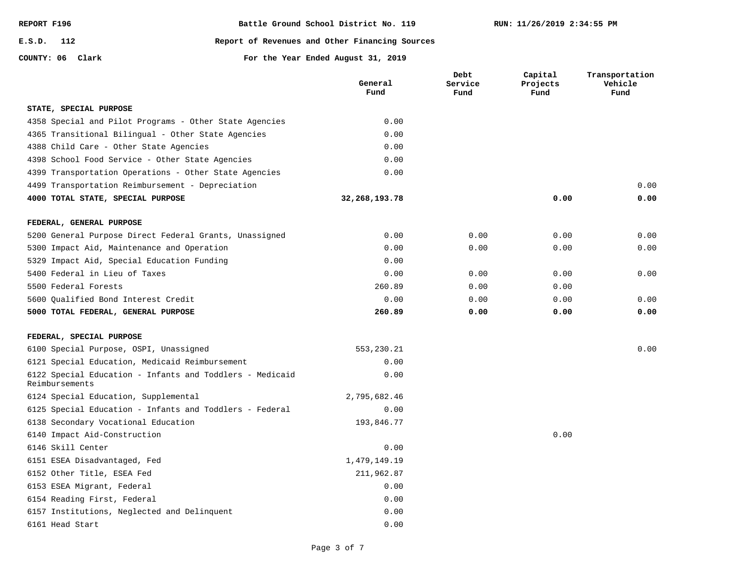REPORT F196 | Battle Ground School District No. 119 | RUN: 11/26/2019 2:34:55 PM

E.S.D. 112

COUNTY: 06 Clark

# Report of Revenues and Other Financing Sources

## For the Year Ended August 31, 2019

| | General Fund | Debt Service Fund | Capital Projects Fund | Transportation Vehicle Fund |
|---|---|---|---|---|
| **STATE, SPECIAL PURPOSE** | | | | |
| 4358 Special and Pilot Programs - Other State Agencies | 0.00 | | | |
| 4365 Transitional Bilingual - Other State Agencies | 0.00 | | | |
| 4388 Child Care - Other State Agencies | 0.00 | | | |
| 4398 School Food Service - Other State Agencies | 0.00 | | | |
| 4399 Transportation Operations - Other State Agencies | 0.00 | | | |
| 4499 Transportation Reimbursement - Depreciation | | | | 0.00 |
| **4000 TOTAL STATE, SPECIAL PURPOSE** | **32,268,193.78** | | **0.00** | **0.00** |
| **FEDERAL, GENERAL PURPOSE** | | | | |
| 5200 General Purpose Direct Federal Grants, Unassigned | 0.00 | 0.00 | 0.00 | 0.00 |
| 5300 Impact Aid, Maintenance and Operation | 0.00 | 0.00 | 0.00 | 0.00 |
| 5329 Impact Aid, Special Education Funding | 0.00 | | | |
| 5400 Federal in Lieu of Taxes | 0.00 | 0.00 | 0.00 | 0.00 |
| 5500 Federal Forests | 260.89 | 0.00 | 0.00 | |
| 5600 Qualified Bond Interest Credit | 0.00 | 0.00 | 0.00 | 0.00 |
| **5000 TOTAL FEDERAL, GENERAL PURPOSE** | **260.89** | **0.00** | **0.00** | **0.00** |
| **FEDERAL, SPECIAL PURPOSE** | | | | |
| 6100 Special Purpose, OSPI, Unassigned | 553,230.21 | | | 0.00 |
| 6121 Special Education, Medicaid Reimbursement | 0.00 | | | |
| 6122 Special Education - Infants and Toddlers - Medicaid Reimbursements | 0.00 | | | |
| 6124 Special Education, Supplemental | 2,795,682.46 | | | |
| 6125 Special Education - Infants and Toddlers - Federal | 0.00 | | | |
| 6138 Secondary Vocational Education | 193,846.77 | | | |
| 6140 Impact Aid-Construction | | | 0.00 | |
| 6146 Skill Center | 0.00 | | | |
| 6151 ESEA Disadvantaged, Fed | 1,479,149.19 | | | |
| 6152 Other Title, ESEA Fed | 211,962.87 | | | |
| 6153 ESEA Migrant, Federal | 0.00 | | | |
| 6154 Reading First, Federal | 0.00 | | | |
| 6157 Institutions, Neglected and Delinquent | 0.00 | | | |
| 6161 Head Start | 0.00 | | | |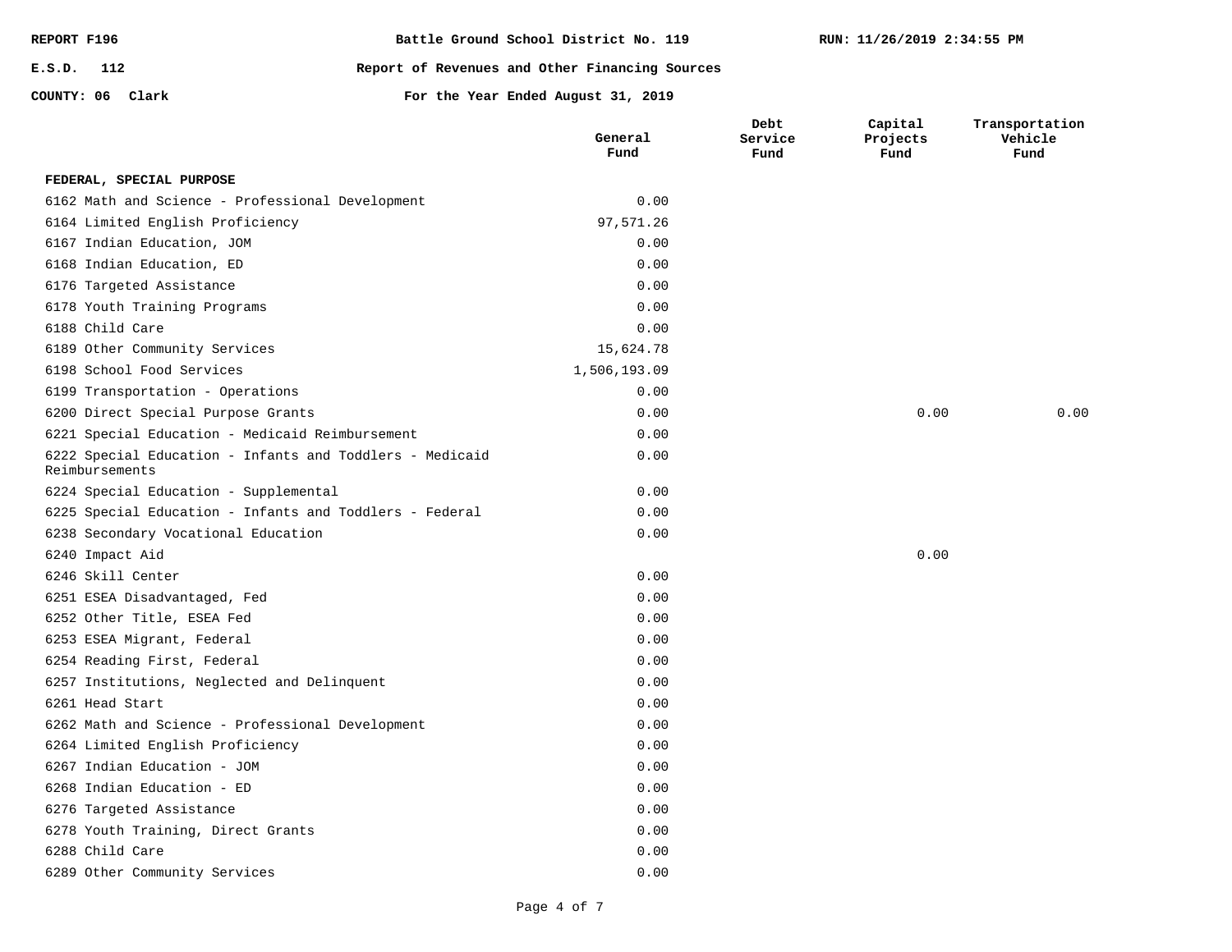REPORT F196 | Battle Ground School District No. 119 | RUN: 11/26/2019 2:34:55 PM

E.S.D. 112 | Report of Revenues and Other Financing Sources

COUNTY: 06 Clark | For the Year Ended August 31, 2019

| | General Fund | Debt Service Fund | Capital Projects Fund | Transportation Vehicle Fund |
|---|---|---|---|---|
| **FEDERAL, SPECIAL PURPOSE** | | | | |
| 6162 Math and Science - Professional Development | 0.00 | | | |
| 6164 Limited English Proficiency | 97,571.26 | | | |
| 6167 Indian Education, JOM | 0.00 | | | |
| 6168 Indian Education, ED | 0.00 | | | |
| 6176 Targeted Assistance | 0.00 | | | |
| 6178 Youth Training Programs | 0.00 | | | |
| 6188 Child Care | 0.00 | | | |
| 6189 Other Community Services | 15,624.78 | | | |
| 6198 School Food Services | 1,506,193.09 | | | |
| 6199 Transportation - Operations | 0.00 | | | |
| 6200 Direct Special Purpose Grants | 0.00 | | 0.00 | 0.00 |
| 6221 Special Education - Medicaid Reimbursement | 0.00 | | | |
| 6222 Special Education - Infants and Toddlers - Medicaid Reimbursements | 0.00 | | | |
| 6224 Special Education - Supplemental | 0.00 | | | |
| 6225 Special Education - Infants and Toddlers - Federal | 0.00 | | | |
| 6238 Secondary Vocational Education | 0.00 | | | |
| 6240 Impact Aid | | | 0.00 | |
| 6246 Skill Center | 0.00 | | | |
| 6251 ESEA Disadvantaged, Fed | 0.00 | | | |
| 6252 Other Title, ESEA Fed | 0.00 | | | |
| 6253 ESEA Migrant, Federal | 0.00 | | | |
| 6254 Reading First, Federal | 0.00 | | | |
| 6257 Institutions, Neglected and Delinquent | 0.00 | | | |
| 6261 Head Start | 0.00 | | | |
| 6262 Math and Science - Professional Development | 0.00 | | | |
| 6264 Limited English Proficiency | 0.00 | | | |
| 6267 Indian Education - JOM | 0.00 | | | |
| 6268 Indian Education - ED | 0.00 | | | |
| 6276 Targeted Assistance | 0.00 | | | |
| 6278 Youth Training, Direct Grants | 0.00 | | | |
| 6288 Child Care | 0.00 | | | |
| 6289 Other Community Services | 0.00 | | | |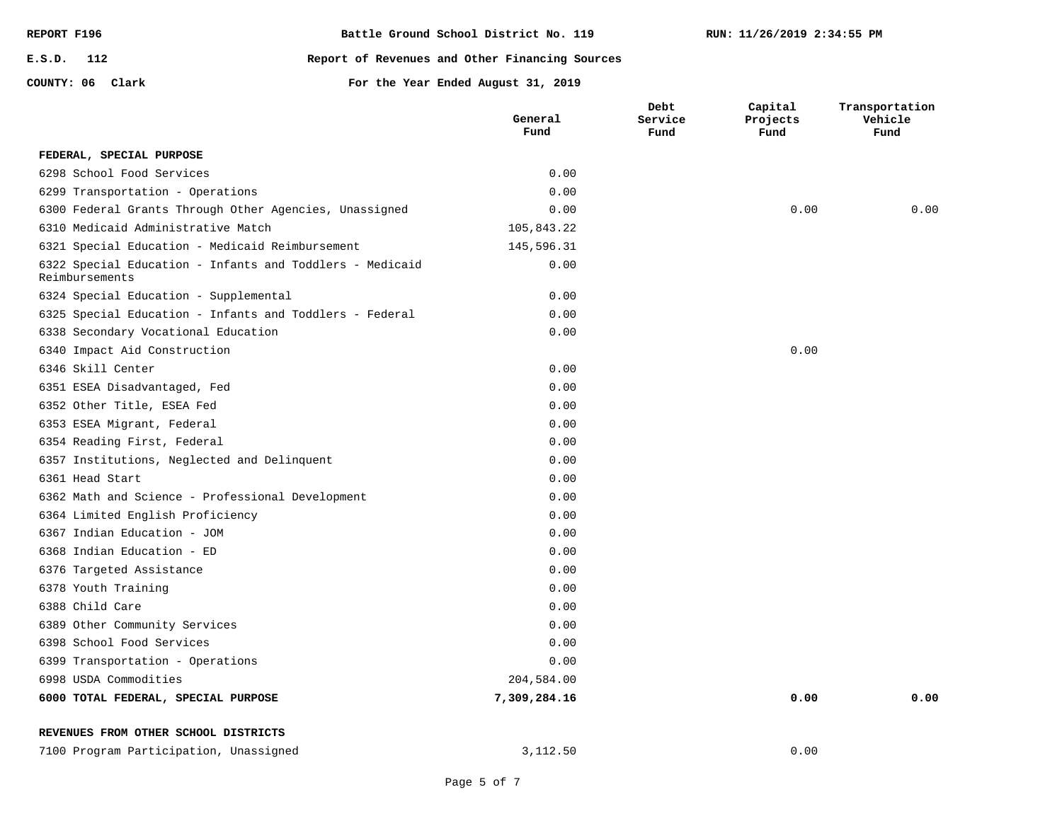REPORT F196 — Battle Ground School District No. 119 — RUN: 11/26/2019 2:34:55 PM

E.S.D. 112 — Report of Revenues and Other Financing Sources

COUNTY: 06 Clark — For the Year Ended August 31, 2019

| | General Fund | Debt Service Fund | Capital Projects Fund | Transportation Vehicle Fund |
|---|---|---|---|---|
| **FEDERAL, SPECIAL PURPOSE** | | | | |
| 6298 School Food Services | 0.00 | | | |
| 6299 Transportation - Operations | 0.00 | | | |
| 6300 Federal Grants Through Other Agencies, Unassigned | 0.00 | | 0.00 | 0.00 |
| 6310 Medicaid Administrative Match | 105,843.22 | | | |
| 6321 Special Education - Medicaid Reimbursement | 145,596.31 | | | |
| 6322 Special Education - Infants and Toddlers - Medicaid Reimbursements | 0.00 | | | |
| 6324 Special Education - Supplemental | 0.00 | | | |
| 6325 Special Education - Infants and Toddlers - Federal | 0.00 | | | |
| 6338 Secondary Vocational Education | 0.00 | | | |
| 6340 Impact Aid Construction | | | 0.00 | |
| 6346 Skill Center | 0.00 | | | |
| 6351 ESEA Disadvantaged, Fed | 0.00 | | | |
| 6352 Other Title, ESEA Fed | 0.00 | | | |
| 6353 ESEA Migrant, Federal | 0.00 | | | |
| 6354 Reading First, Federal | 0.00 | | | |
| 6357 Institutions, Neglected and Delinquent | 0.00 | | | |
| 6361 Head Start | 0.00 | | | |
| 6362 Math and Science - Professional Development | 0.00 | | | |
| 6364 Limited English Proficiency | 0.00 | | | |
| 6367 Indian Education - JOM | 0.00 | | | |
| 6368 Indian Education - ED | 0.00 | | | |
| 6376 Targeted Assistance | 0.00 | | | |
| 6378 Youth Training | 0.00 | | | |
| 6388 Child Care | 0.00 | | | |
| 6389 Other Community Services | 0.00 | | | |
| 6398 School Food Services | 0.00 | | | |
| 6399 Transportation - Operations | 0.00 | | | |
| 6998 USDA Commodities | 204,584.00 | | | |
| **6000 TOTAL FEDERAL, SPECIAL PURPOSE** | **7,309,284.16** | | **0.00** | **0.00** |
| **REVENUES FROM OTHER SCHOOL DISTRICTS** | | | | |
| 7100 Program Participation, Unassigned | 3,112.50 | | 0.00 | |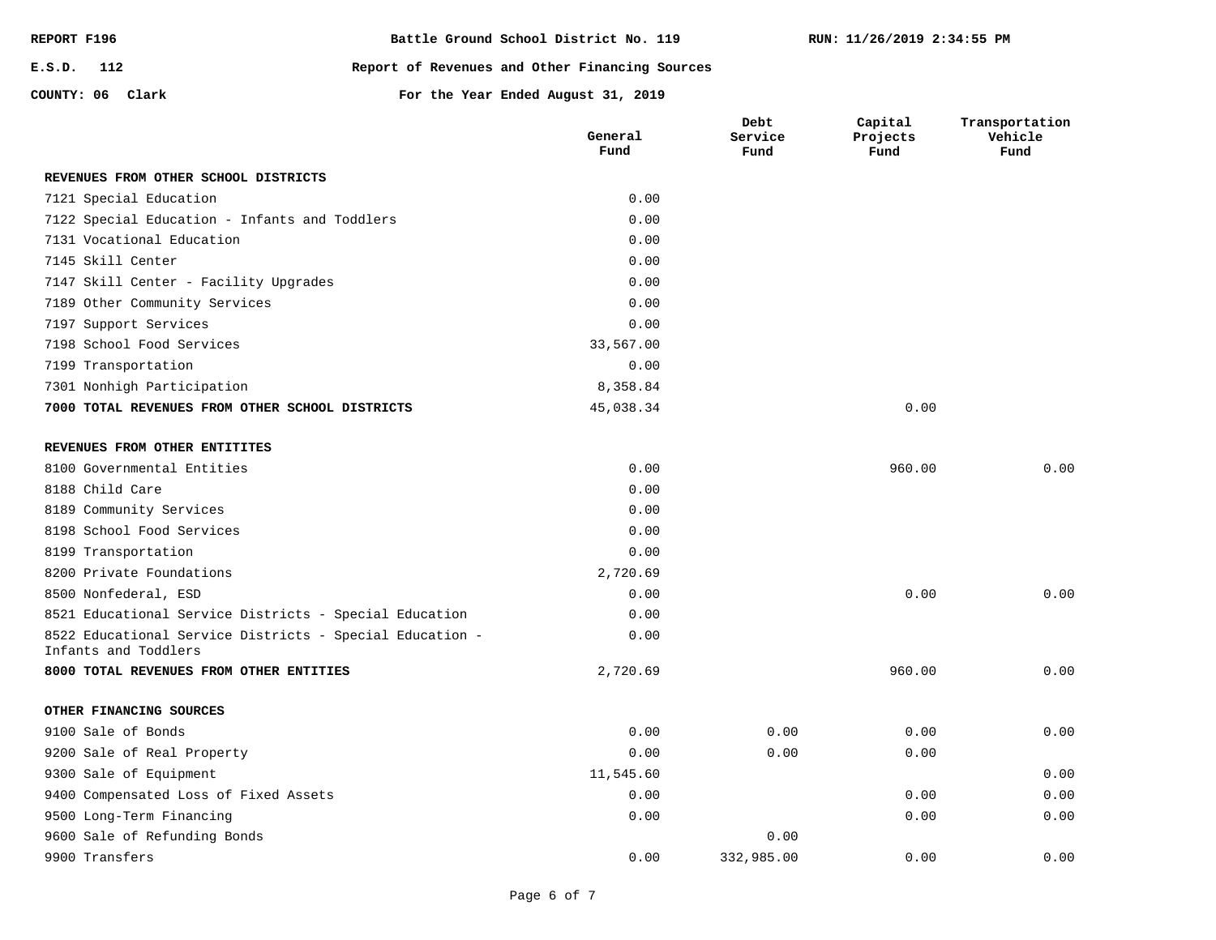REPORT F196 | Battle Ground School District No. 119 | RUN: 11/26/2019 2:34:55 PM

E.S.D. 112 | Report of Revenues and Other Financing Sources

COUNTY: 06 Clark | For the Year Ended August 31, 2019

| | General Fund | Debt Service Fund | Capital Projects Fund | Transportation Vehicle Fund |
|---|---|---|---|---|
| **REVENUES FROM OTHER SCHOOL DISTRICTS** | | | | |
| 7121 Special Education | 0.00 | | | |
| 7122 Special Education - Infants and Toddlers | 0.00 | | | |
| 7131 Vocational Education | 0.00 | | | |
| 7145 Skill Center | 0.00 | | | |
| 7147 Skill Center - Facility Upgrades | 0.00 | | | |
| 7189 Other Community Services | 0.00 | | | |
| 7197 Support Services | 0.00 | | | |
| 7198 School Food Services | 33,567.00 | | | |
| 7199 Transportation | 0.00 | | | |
| 7301 Nonhigh Participation | 8,358.84 | | | |
| **7000 TOTAL REVENUES FROM OTHER SCHOOL DISTRICTS** | 45,038.34 | | 0.00 | |
| **REVENUES FROM OTHER ENTITITES** | | | | |
| 8100 Governmental Entities | 0.00 | | 960.00 | 0.00 |
| 8188 Child Care | 0.00 | | | |
| 8189 Community Services | 0.00 | | | |
| 8198 School Food Services | 0.00 | | | |
| 8199 Transportation | 0.00 | | | |
| 8200 Private Foundations | 2,720.69 | | | |
| 8500 Nonfederal, ESD | 0.00 | | 0.00 | 0.00 |
| 8521 Educational Service Districts - Special Education | 0.00 | | | |
| 8522 Educational Service Districts - Special Education - Infants and Toddlers | 0.00 | | | |
| **8000 TOTAL REVENUES FROM OTHER ENTITIES** | 2,720.69 | | 960.00 | 0.00 |
| **OTHER FINANCING SOURCES** | | | | |
| 9100 Sale of Bonds | 0.00 | 0.00 | 0.00 | 0.00 |
| 9200 Sale of Real Property | 0.00 | 0.00 | 0.00 | |
| 9300 Sale of Equipment | 11,545.60 | | | 0.00 |
| 9400 Compensated Loss of Fixed Assets | 0.00 | | 0.00 | 0.00 |
| 9500 Long-Term Financing | 0.00 | | 0.00 | 0.00 |
| 9600 Sale of Refunding Bonds | | 0.00 | | |
| 9900 Transfers | 0.00 | 332,985.00 | 0.00 | 0.00 |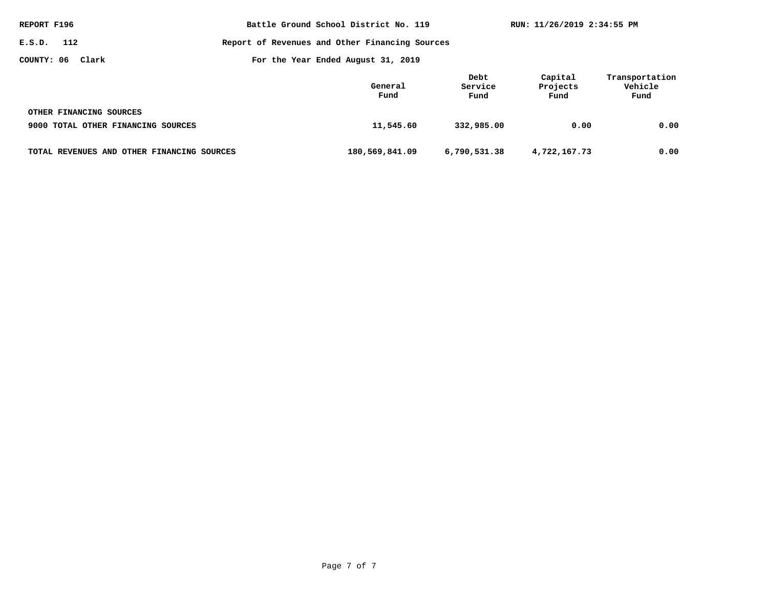REPORT F196

E.S.D. 112

COUNTY: 06 Clark

# Battle Ground School District No. 119

## Report of Revenues and Other Financing Sources

For the Year Ended August 31, 2019

RUN: 11/26/2019 2:34:55 PM

| | General Fund | Debt Service Fund | Capital Projects Fund | Transportation Vehicle Fund |
|---|---|---|---|---|
| **OTHER FINANCING SOURCES** | | | | |
| 9000 TOTAL OTHER FINANCING SOURCES | 11,545.60 | 332,985.00 | 0.00 | 0.00 |
| TOTAL REVENUES AND OTHER FINANCING SOURCES | 180,569,841.09 | 6,790,531.38 | 4,722,167.73 | 0.00 |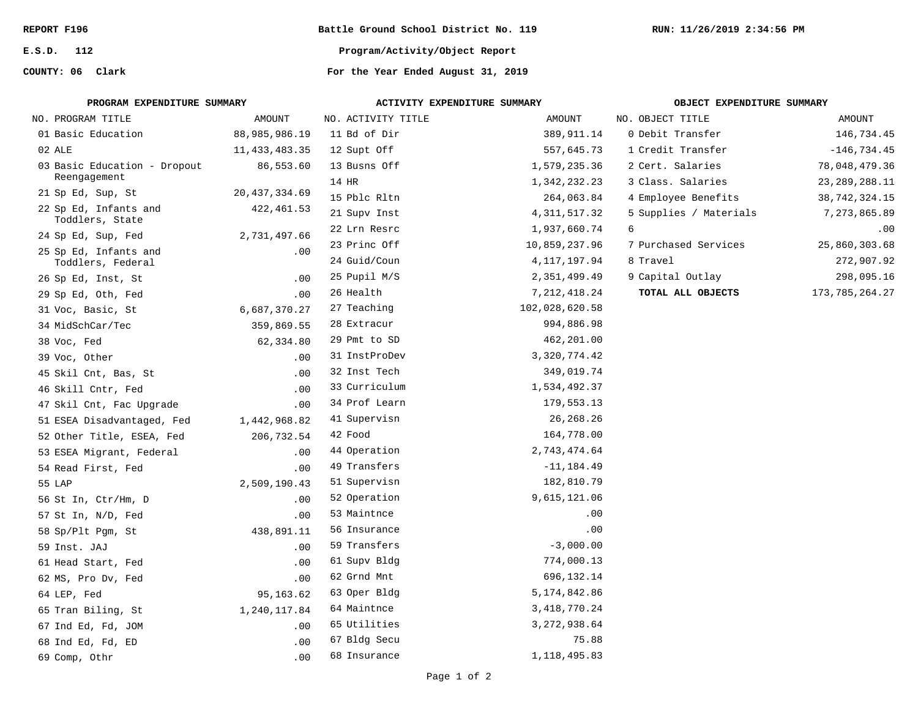REPORT F196

E.S.D. 112

COUNTY: 06 Clark

# Battle Ground School District No. 119

## Program/Activity/Object Report

### For the Year Ended August 31, 2019

RUN: 11/26/2019 2:34:56 PM

**PROGRAM EXPENDITURE SUMMARY**

| NO. | PROGRAM TITLE | AMOUNT |
|---|---|---|
| 01 | Basic Education | 88,985,986.19 |
| 02 | ALE | 11,433,483.35 |
| 03 | Basic Education - Dropout Reengagement | 86,553.60 |
| 21 | Sp Ed, Sup, St | 20,437,334.69 |
| 22 | Sp Ed, Infants and Toddlers, State | 422,461.53 |
| 24 | Sp Ed, Sup, Fed | 2,731,497.66 |
| 25 | Sp Ed, Infants and Toddlers, Federal | .00 |
| 26 | Sp Ed, Inst, St | .00 |
| 29 | Sp Ed, Oth, Fed | .00 |
| 31 | Voc, Basic, St | 6,687,370.27 |
| 34 | MidSchCar/Tec | 359,869.55 |
| 38 | Voc, Fed | 62,334.80 |
| 39 | Voc, Other | .00 |
| 45 | Skil Cnt, Bas, St | .00 |
| 46 | Skill Cntr, Fed | .00 |
| 47 | Skil Cnt, Fac Upgrade | .00 |
| 51 | ESEA Disadvantaged, Fed | 1,442,968.82 |
| 52 | Other Title, ESEA, Fed | 206,732.54 |
| 53 | ESEA Migrant, Federal | .00 |
| 54 | Read First, Fed | .00 |
| 55 | LAP | 2,509,190.43 |
| 56 | St In, Ctr/Hm, D | .00 |
| 57 | St In, N/D, Fed | .00 |
| 58 | Sp/Plt Pgm, St | 438,891.11 |
| 59 | Inst. JAJ | .00 |
| 61 | Head Start, Fed | .00 |
| 62 | MS, Pro Dv, Fed | .00 |
| 64 | LEP, Fed | 95,163.62 |
| 65 | Tran Biling, St | 1,240,117.84 |
| 67 | Ind Ed, Fd, JOM | .00 |
| 68 | Ind Ed, Fd, ED | .00 |
| 69 | Comp, Othr | .00 |

**ACTIVITY EXPENDITURE SUMMARY**

| NO. | ACTIVITY TITLE | AMOUNT |
|---|---|---|
| 11 | Bd of Dir | 389,911.14 |
| 12 | Supt Off | 557,645.73 |
| 13 | Busns Off | 1,579,235.36 |
| 14 | HR | 1,342,232.23 |
| 15 | Pblc Rltn | 264,063.84 |
| 21 | Supv Inst | 4,311,517.32 |
| 22 | Lrn Resrc | 1,937,660.74 |
| 23 | Princ Off | 10,859,237.96 |
| 24 | Guid/Coun | 4,117,197.94 |
| 25 | Pupil M/S | 2,351,499.49 |
| 26 | Health | 7,212,418.24 |
| 27 | Teaching | 102,028,620.58 |
| 28 | Extracur | 994,886.98 |
| 29 | Pmt to SD | 462,201.00 |
| 31 | InstProDev | 3,320,774.42 |
| 32 | Inst Tech | 349,019.74 |
| 33 | Curriculum | 1,534,492.37 |
| 34 | Prof Learn | 179,553.13 |
| 41 | Supervisn | 26,268.26 |
| 42 | Food | 164,778.00 |
| 44 | Operation | 2,743,474.64 |
| 49 | Transfers | -11,184.49 |
| 51 | Supervisn | 182,810.79 |
| 52 | Operation | 9,615,121.06 |
| 53 | Maintnce | .00 |
| 56 | Insurance | .00 |
| 59 | Transfers | -3,000.00 |
| 61 | Supv Bldg | 774,000.13 |
| 62 | Grnd Mnt | 696,132.14 |
| 63 | Oper Bldg | 5,174,842.86 |
| 64 | Maintnce | 3,418,770.24 |
| 65 | Utilities | 3,272,938.64 |
| 67 | Bldg Secu | 75.88 |
| 68 | Insurance | 1,118,495.83 |

**OBJECT EXPENDITURE SUMMARY**

| NO. | OBJECT TITLE | AMOUNT |
|---|---|---|
| 0 | Debit Transfer | 146,734.45 |
| 1 | Credit Transfer | -146,734.45 |
| 2 | Cert. Salaries | 78,048,479.36 |
| 3 | Class. Salaries | 23,289,288.11 |
| 4 | Employee Benefits | 38,742,324.15 |
| 5 | Supplies / Materials | 7,273,865.89 |
| 6 | | .00 |
| 7 | Purchased Services | 25,860,303.68 |
| 8 | Travel | 272,907.92 |
| 9 | Capital Outlay | 298,095.16 |
| | **TOTAL ALL OBJECTS** | 173,785,264.27 |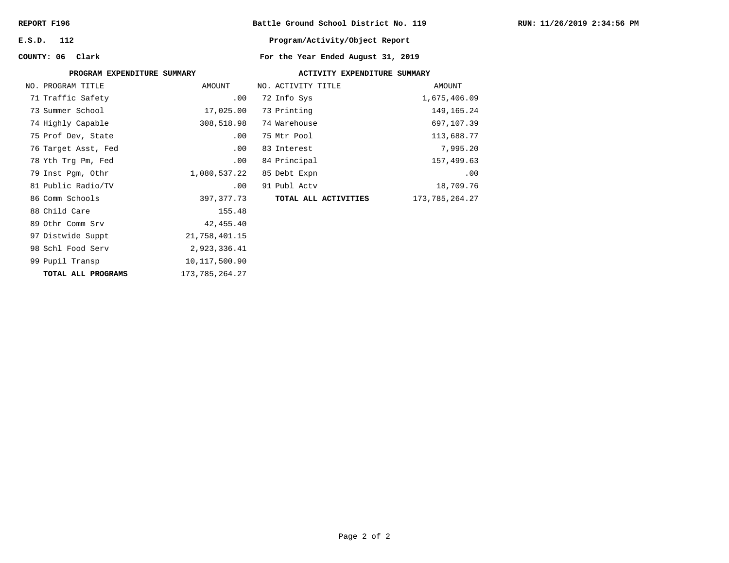REPORT F196

E.S.D. 112

COUNTY: 06 Clark

**Battle Ground School District No. 119**

**Program/Activity/Object Report**

**For the Year Ended August 31, 2019**

RUN: 11/26/2019 2:34:56 PM

## PROGRAM EXPENDITURE SUMMARY

| NO. | PROGRAM TITLE | AMOUNT |
|---|---|---|
| 71 | Traffic Safety | .00 |
| 73 | Summer School | 17,025.00 |
| 74 | Highly Capable | 308,518.98 |
| 75 | Prof Dev, State | .00 |
| 76 | Target Asst, Fed | .00 |
| 78 | Yth Trg Pm, Fed | .00 |
| 79 | Inst Pgm, Othr | 1,080,537.22 |
| 81 | Public Radio/TV | .00 |
| 86 | Comm Schools | 397,377.73 |
| 88 | Child Care | 155.48 |
| 89 | Othr Comm Srv | 42,455.40 |
| 97 | Distwide Suppt | 21,758,401.15 |
| 98 | Schl Food Serv | 2,923,336.41 |
| 99 | Pupil Transp | 10,117,500.90 |
| | **TOTAL ALL PROGRAMS** | 173,785,264.27 |

## ACTIVITY EXPENDITURE SUMMARY

| NO. | ACTIVITY TITLE | AMOUNT |
|---|---|---|
| 72 | Info Sys | 1,675,406.09 |
| 73 | Printing | 149,165.24 |
| 74 | Warehouse | 697,107.39 |
| 75 | Mtr Pool | 113,688.77 |
| 83 | Interest | 7,995.20 |
| 84 | Principal | 157,499.63 |
| 85 | Debt Expn | .00 |
| 91 | Publ Actv | 18,709.76 |
| | **TOTAL ALL ACTIVITIES** | 173,785,264.27 |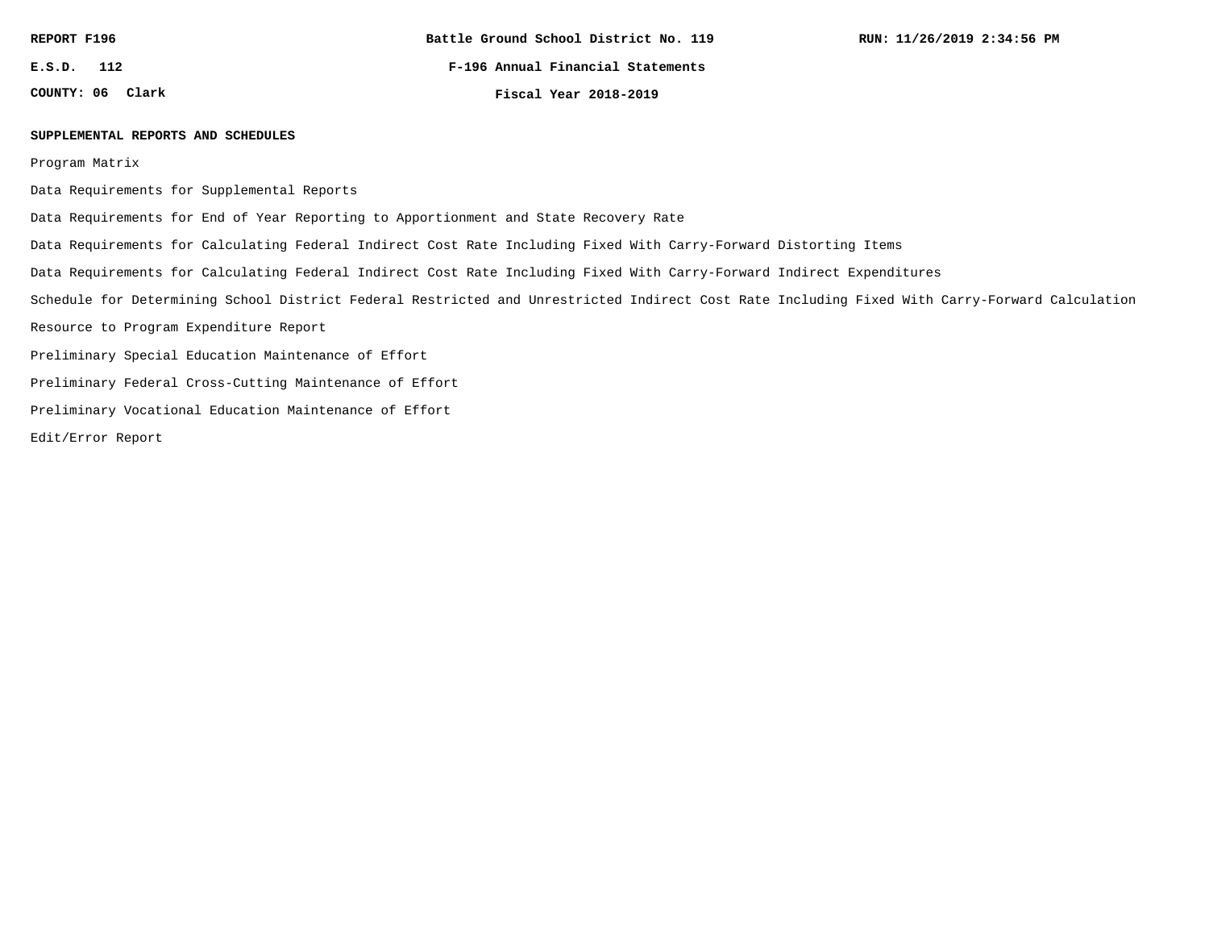REPORT F196 | Battle Ground School District No. 119 | RUN: 11/26/2019 2:34:56 PM

E.S.D. 112 | F-196 Annual Financial Statements

COUNTY: 06 Clark | Fiscal Year 2018-2019

## SUPPLEMENTAL REPORTS AND SCHEDULES

Program Matrix

Data Requirements for Supplemental Reports

Data Requirements for End of Year Reporting to Apportionment and State Recovery Rate

Data Requirements for Calculating Federal Indirect Cost Rate Including Fixed With Carry-Forward Distorting Items

Data Requirements for Calculating Federal Indirect Cost Rate Including Fixed With Carry-Forward Indirect Expenditures

Schedule for Determining School District Federal Restricted and Unrestricted Indirect Cost Rate Including Fixed With Carry-Forward Calculation

Resource to Program Expenditure Report

Preliminary Special Education Maintenance of Effort

Preliminary Federal Cross-Cutting Maintenance of Effort

Preliminary Vocational Education Maintenance of Effort

Edit/Error Report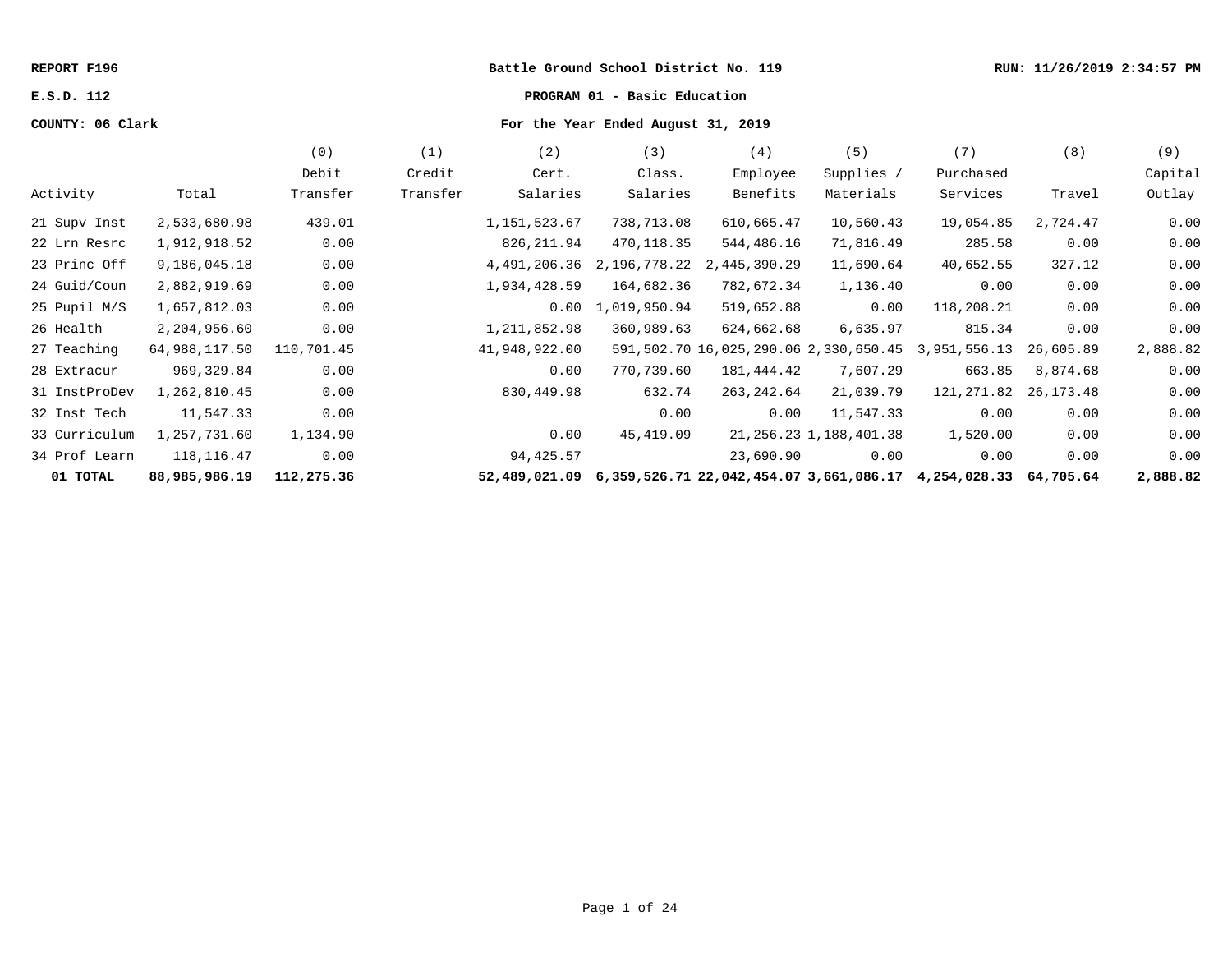REPORT F196 — Battle Ground School District No. 119 — RUN: 11/26/2019 2:34:57 PM

E.S.D. 112 — **PROGRAM 01 - Basic Education**

COUNTY: 06 Clark — For the Year Ended August 31, 2019

| Activity | Total | (0) Debit Transfer | (1) Credit Transfer | (2) Cert. Salaries | (3) Class. Salaries | (4) Employee Benefits | (5) Supplies / Materials | (7) Purchased Services | (8) Travel | (9) Capital Outlay |
|---|---|---|---|---|---|---|---|---|---|---|
| 21 Supv Inst | 2,533,680.98 | 439.01 | | 1,151,523.67 | 738,713.08 | 610,665.47 | 10,560.43 | 19,054.85 | 2,724.47 | 0.00 |
| 22 Lrn Resrc | 1,912,918.52 | 0.00 | | 826,211.94 | 470,118.35 | 544,486.16 | 71,816.49 | 285.58 | 0.00 | 0.00 |
| 23 Princ Off | 9,186,045.18 | 0.00 | | 4,491,206.36 | 2,196,778.22 | 2,445,390.29 | 11,690.64 | 40,652.55 | 327.12 | 0.00 |
| 24 Guid/Coun | 2,882,919.69 | 0.00 | | 1,934,428.59 | 164,682.36 | 782,672.34 | 1,136.40 | 0.00 | 0.00 | 0.00 |
| 25 Pupil M/S | 1,657,812.03 | 0.00 | | 0.00 | 1,019,950.94 | 519,652.88 | 0.00 | 118,208.21 | 0.00 | 0.00 |
| 26 Health | 2,204,956.60 | 0.00 | | 1,211,852.98 | 360,989.63 | 624,662.68 | 6,635.97 | 815.34 | 0.00 | 0.00 |
| 27 Teaching | 64,988,117.50 | 110,701.45 | | 41,948,922.00 | 591,502.70 | 16,025,290.06 | 2,330,650.45 | 3,951,556.13 | 26,605.89 | 2,888.82 |
| 28 Extracur | 969,329.84 | 0.00 | | 0.00 | 770,739.60 | 181,444.42 | 7,607.29 | 663.85 | 8,874.68 | 0.00 |
| 31 InstProDev | 1,262,810.45 | 0.00 | | 830,449.98 | 632.74 | 263,242.64 | 21,039.79 | 121,271.82 | 26,173.48 | 0.00 |
| 32 Inst Tech | 11,547.33 | 0.00 | | | 0.00 | 0.00 | 11,547.33 | 0.00 | 0.00 | 0.00 |
| 33 Curriculum | 1,257,731.60 | 1,134.90 | | 0.00 | 45,419.09 | 21,256.23 | 1,188,401.38 | 1,520.00 | 0.00 | 0.00 |
| 34 Prof Learn | 118,116.47 | 0.00 | | 94,425.57 | | 23,690.90 | 0.00 | 0.00 | 0.00 | 0.00 |
| **01 TOTAL** | **88,985,986.19** | **112,275.36** | | **52,489,021.09** | **6,359,526.71** | **22,042,454.07** | **3,661,086.17** | **4,254,028.33** | **64,705.64** | **2,888.82** |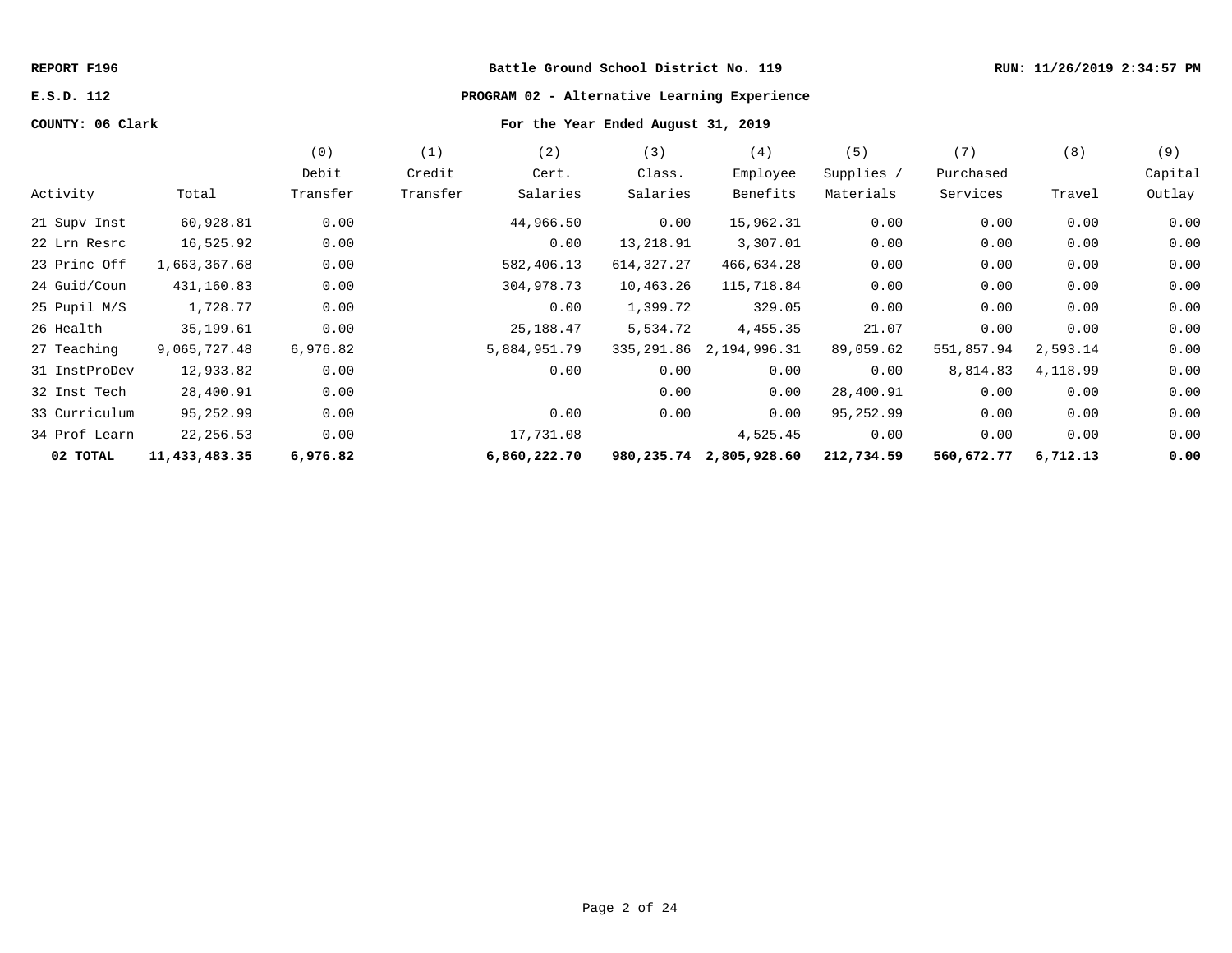**REPORT F196** | **Battle Ground School District No. 119** | **RUN: 11/26/2019 2:34:57 PM**

**E.S.D. 112** | **PROGRAM 02 - Alternative Learning Experience**

**COUNTY: 06 Clark** | **For the Year Ended August 31, 2019**

| Activity | Total | (0) Debit Transfer | (1) Credit Transfer | (2) Cert. Salaries | (3) Class. Salaries | (4) Employee Benefits | (5) Supplies / Materials | (7) Purchased Services | (8) Travel | (9) Capital Outlay |
|---|---|---|---|---|---|---|---|---|---|---|
| 21 Supv Inst | 60,928.81 | 0.00 | | 44,966.50 | 0.00 | 15,962.31 | 0.00 | 0.00 | 0.00 | 0.00 |
| 22 Lrn Resrc | 16,525.92 | 0.00 | | 0.00 | 13,218.91 | 3,307.01 | 0.00 | 0.00 | 0.00 | 0.00 |
| 23 Princ Off | 1,663,367.68 | 0.00 | | 582,406.13 | 614,327.27 | 466,634.28 | 0.00 | 0.00 | 0.00 | 0.00 |
| 24 Guid/Coun | 431,160.83 | 0.00 | | 304,978.73 | 10,463.26 | 115,718.84 | 0.00 | 0.00 | 0.00 | 0.00 |
| 25 Pupil M/S | 1,728.77 | 0.00 | | 0.00 | 1,399.72 | 329.05 | 0.00 | 0.00 | 0.00 | 0.00 |
| 26 Health | 35,199.61 | 0.00 | | 25,188.47 | 5,534.72 | 4,455.35 | 21.07 | 0.00 | 0.00 | 0.00 |
| 27 Teaching | 9,065,727.48 | 6,976.82 | | 5,884,951.79 | 335,291.86 | 2,194,996.31 | 89,059.62 | 551,857.94 | 2,593.14 | 0.00 |
| 31 InstProDev | 12,933.82 | 0.00 | | 0.00 | 0.00 | 0.00 | 0.00 | 8,814.83 | 4,118.99 | 0.00 |
| 32 Inst Tech | 28,400.91 | 0.00 | | | 0.00 | 0.00 | 28,400.91 | 0.00 | 0.00 | 0.00 |
| 33 Curriculum | 95,252.99 | 0.00 | | 0.00 | 0.00 | 0.00 | 95,252.99 | 0.00 | 0.00 | 0.00 |
| 34 Prof Learn | 22,256.53 | 0.00 | | 17,731.08 | | 4,525.45 | 0.00 | 0.00 | 0.00 | 0.00 |
| **02 TOTAL** | **11,433,483.35** | **6,976.82** | | **6,860,222.70** | **980,235.74** | **2,805,928.60** | **212,734.59** | **560,672.77** | **6,712.13** | **0.00** |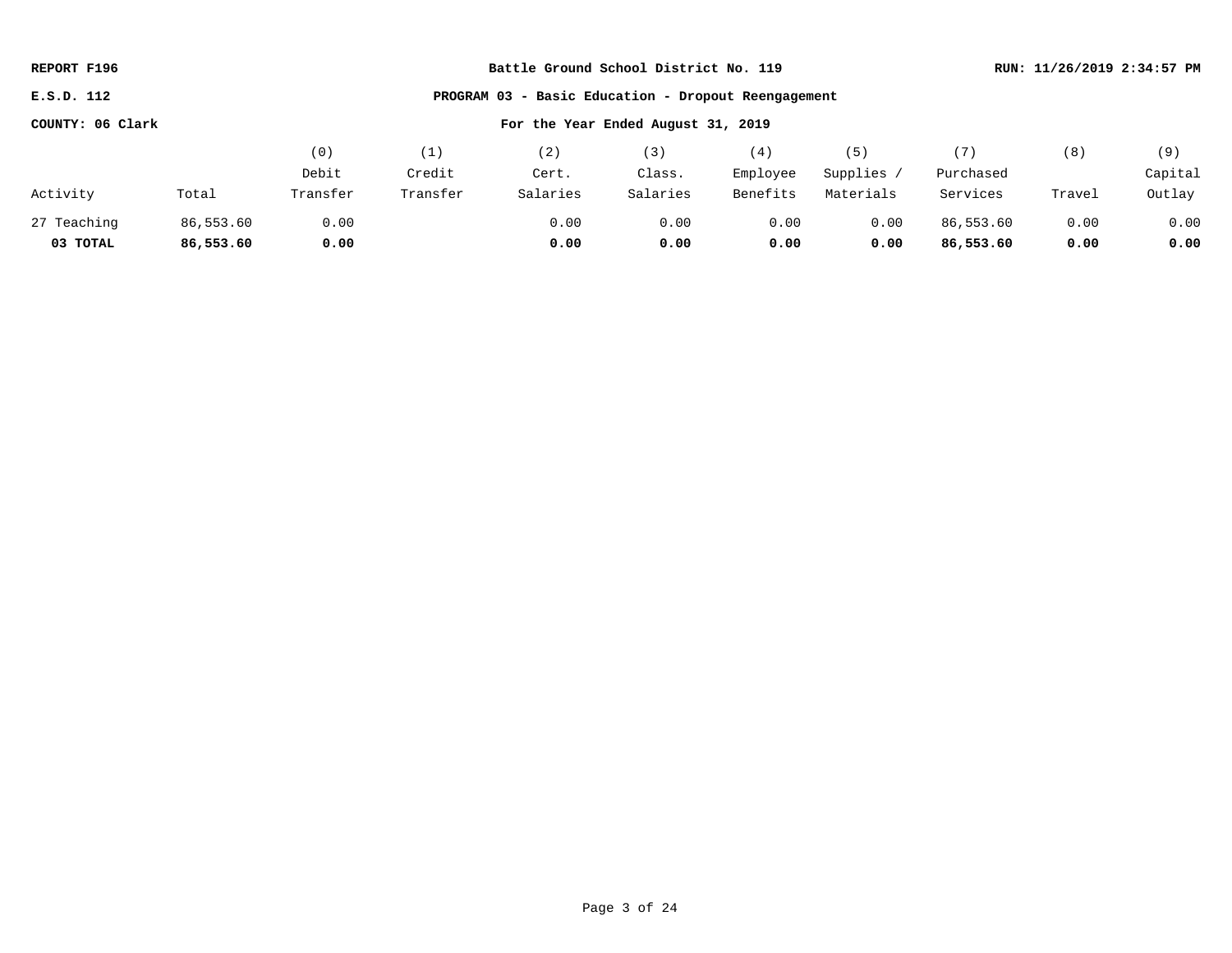**REPORT F196** | **Battle Ground School District No. 119** | **RUN: 11/26/2019 2:34:57 PM**

**E.S.D. 112** | **PROGRAM 03 - Basic Education - Dropout Reengagement**

**COUNTY: 06 Clark** | **For the Year Ended August 31, 2019**

| Activity | Total | (0) Debit Transfer | (1) Credit Transfer | (2) Cert. Salaries | (3) Class. Salaries | (4) Employee Benefits | (5) Supplies / Materials | (7) Purchased Services | (8) Travel | (9) Capital Outlay |
|---|---|---|---|---|---|---|---|---|---|---|
| 27 Teaching | 86,553.60 | 0.00 | | 0.00 | 0.00 | 0.00 | 0.00 | 86,553.60 | 0.00 | 0.00 |
| **03 TOTAL** | **86,553.60** | **0.00** | | **0.00** | **0.00** | **0.00** | **0.00** | **86,553.60** | **0.00** | **0.00** |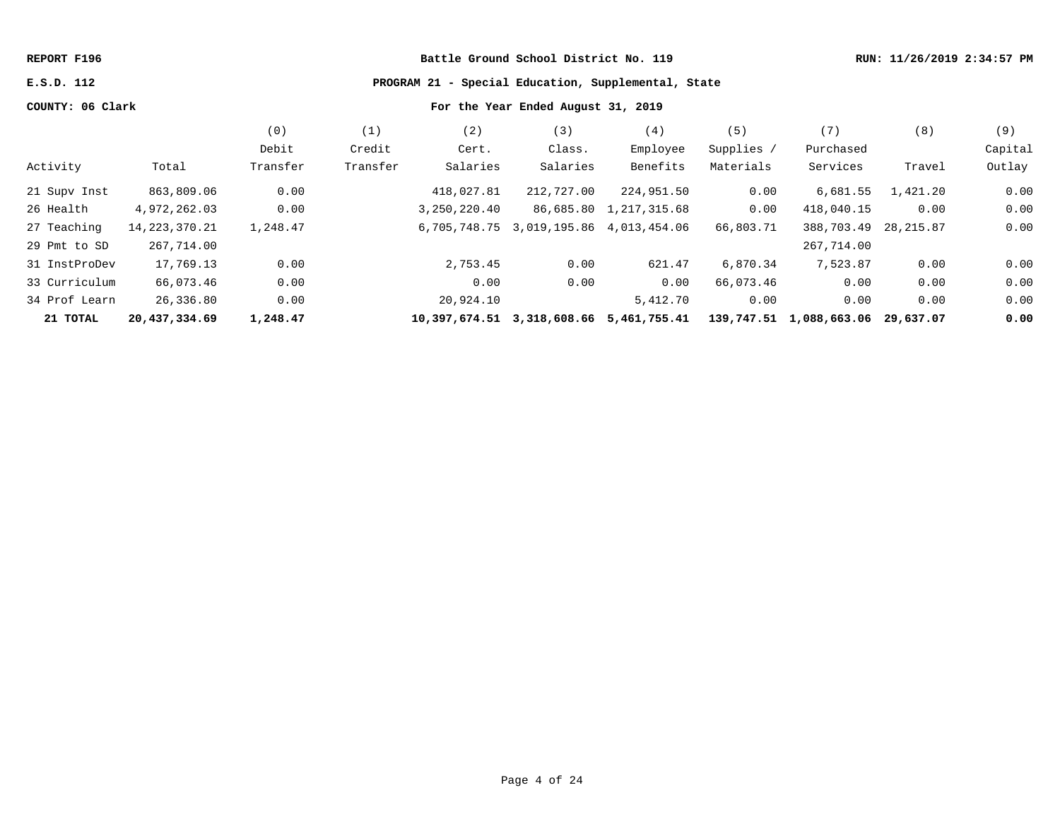**REPORT F196** | **Battle Ground School District No. 119** | **RUN: 11/26/2019 2:34:57 PM**

**E.S.D. 112** | **PROGRAM 21 - Special Education, Supplemental, State**

**COUNTY: 06 Clark** | **For the Year Ended August 31, 2019**

| Activity | Total | (0) Debit Transfer | (1) Credit Transfer | (2) Cert. Salaries | (3) Class. Salaries | (4) Employee Benefits | (5) Supplies / Materials | (7) Purchased Services | (8) Travel | (9) Capital Outlay |
|---|---|---|---|---|---|---|---|---|---|---|
| 21 Supv Inst | 863,809.06 | 0.00 | | 418,027.81 | 212,727.00 | 224,951.50 | 0.00 | 6,681.55 | 1,421.20 | 0.00 |
| 26 Health | 4,972,262.03 | 0.00 | | 3,250,220.40 | 86,685.80 | 1,217,315.68 | 0.00 | 418,040.15 | 0.00 | 0.00 |
| 27 Teaching | 14,223,370.21 | 1,248.47 | | 6,705,748.75 | 3,019,195.86 | 4,013,454.06 | 66,803.71 | 388,703.49 | 28,215.87 | 0.00 |
| 29 Pmt to SD | 267,714.00 | | | | | | | 267,714.00 | | |
| 31 InstProDev | 17,769.13 | 0.00 | | 2,753.45 | 0.00 | 621.47 | 6,870.34 | 7,523.87 | 0.00 | 0.00 |
| 33 Curriculum | 66,073.46 | 0.00 | | 0.00 | 0.00 | 0.00 | 66,073.46 | 0.00 | 0.00 | 0.00 |
| 34 Prof Learn | 26,336.80 | 0.00 | | 20,924.10 | | 5,412.70 | 0.00 | 0.00 | 0.00 | 0.00 |
| **21 TOTAL** | **20,437,334.69** | **1,248.47** | | **10,397,674.51** | **3,318,608.66** | **5,461,755.41** | **139,747.51** | **1,088,663.06** | **29,637.07** | **0.00** |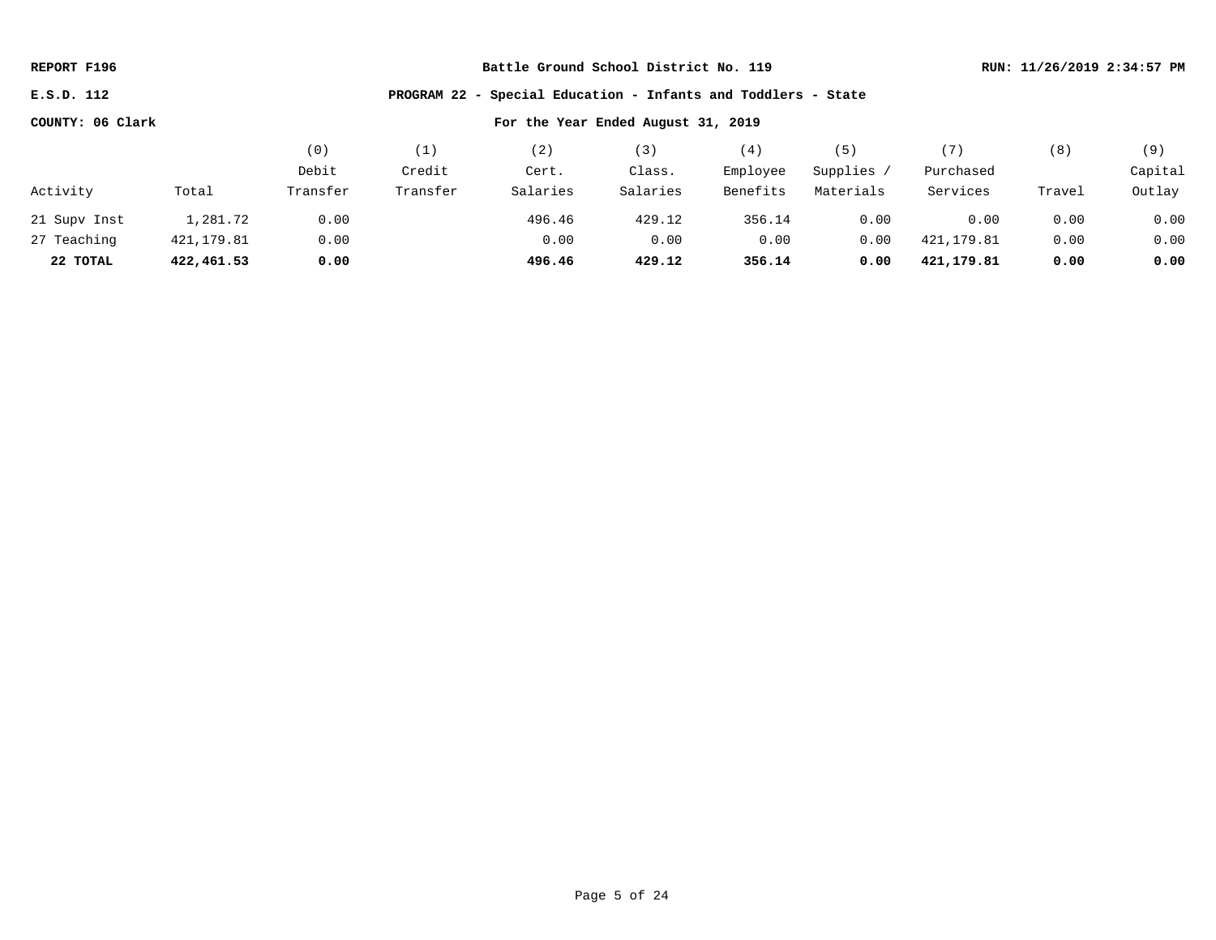**REPORT F196** | **Battle Ground School District No. 119** | **RUN: 11/26/2019 2:34:57 PM**

**E.S.D. 112** | **PROGRAM 22 - Special Education - Infants and Toddlers - State**

**COUNTY: 06 Clark** | **For the Year Ended August 31, 2019**

| Activity | Total | (0) Debit Transfer | (1) Credit Transfer | (2) Cert. Salaries | (3) Class. Salaries | (4) Employee Benefits | (5) Supplies / Materials | (7) Purchased Services | (8) Travel | (9) Capital Outlay |
|---|---|---|---|---|---|---|---|---|---|---|
| 21 Supv Inst | 1,281.72 | 0.00 | | 496.46 | 429.12 | 356.14 | 0.00 | 0.00 | 0.00 | 0.00 |
| 27 Teaching | 421,179.81 | 0.00 | | 0.00 | 0.00 | 0.00 | 0.00 | 421,179.81 | 0.00 | 0.00 |
| **22 TOTAL** | **422,461.53** | **0.00** | | **496.46** | **429.12** | **356.14** | **0.00** | **421,179.81** | **0.00** | **0.00** |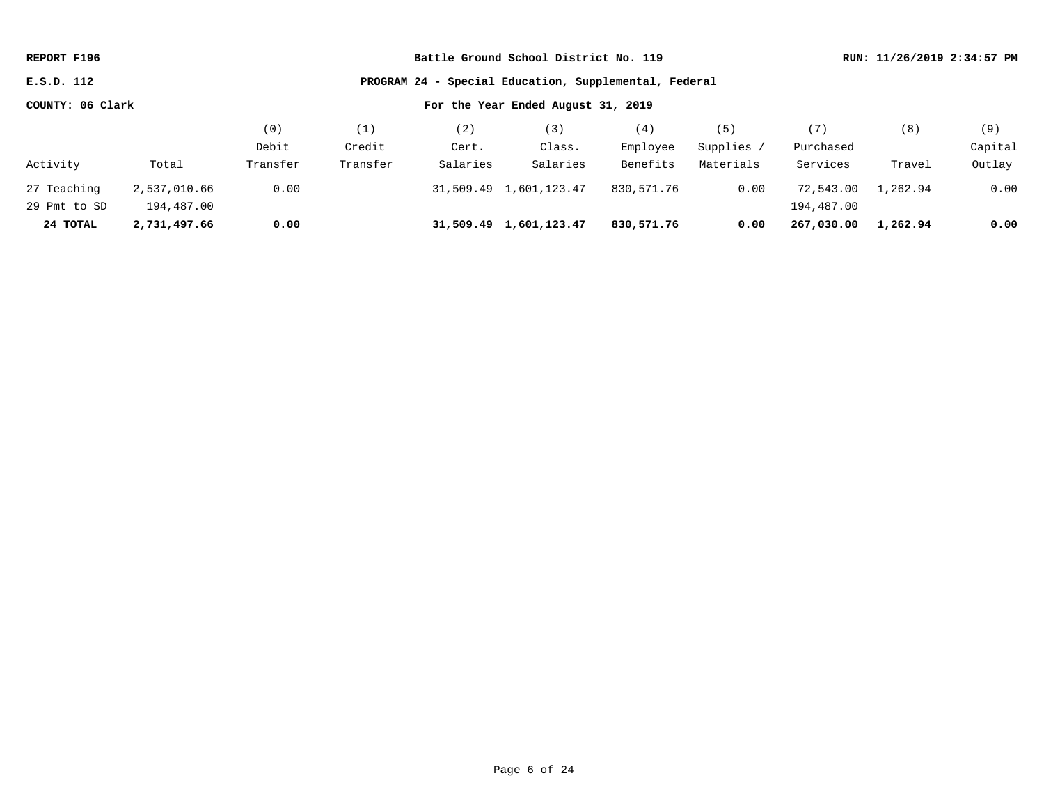REPORT F196 | Battle Ground School District No. 119 | RUN: 11/26/2019 2:34:57 PM

E.S.D. 112 | **PROGRAM 24 - Special Education, Supplemental, Federal**

COUNTY: 06 Clark | For the Year Ended August 31, 2019

| Activity | Total | (0) Debit Transfer | (1) Credit Transfer | (2) Cert. Salaries | (3) Class. Salaries | (4) Employee Benefits | (5) Supplies / Materials | (7) Purchased Services | (8) Travel | (9) Capital Outlay |
|---|---|---|---|---|---|---|---|---|---|---|
| 27 Teaching | 2,537,010.66 | 0.00 | | 31,509.49 | 1,601,123.47 | 830,571.76 | 0.00 | 72,543.00 | 1,262.94 | 0.00 |
| 29 Pmt to SD | 194,487.00 | | | | | | | 194,487.00 | | |
| **24 TOTAL** | **2,731,497.66** | **0.00** | | **31,509.49** | **1,601,123.47** | **830,571.76** | **0.00** | **267,030.00** | **1,262.94** | **0.00** |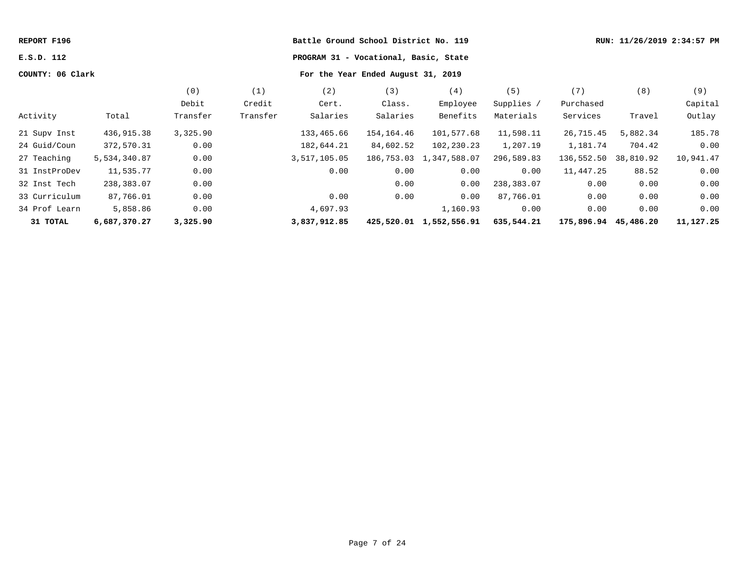REPORT F196 | Battle Ground School District No. 119 | RUN: 11/26/2019 2:34:57 PM

E.S.D. 112 | PROGRAM 31 - Vocational, Basic, State

COUNTY: 06 Clark | For the Year Ended August 31, 2019

| Activity | Total | (0) Debit Transfer | (1) Credit Transfer | (2) Cert. Salaries | (3) Class. Salaries | (4) Employee Benefits | (5) Supplies / Materials | (7) Purchased Services | (8) Travel | (9) Capital Outlay |
|---|---|---|---|---|---|---|---|---|---|---|
| 21 Supv Inst | 436,915.38 | 3,325.90 | | 133,465.66 | 154,164.46 | 101,577.68 | 11,598.11 | 26,715.45 | 5,882.34 | 185.78 |
| 24 Guid/Coun | 372,570.31 | 0.00 | | 182,644.21 | 84,602.52 | 102,230.23 | 1,207.19 | 1,181.74 | 704.42 | 0.00 |
| 27 Teaching | 5,534,340.87 | 0.00 | | 3,517,105.05 | 186,753.03 | 1,347,588.07 | 296,589.83 | 136,552.50 | 38,810.92 | 10,941.47 |
| 31 InstProDev | 11,535.77 | 0.00 | | 0.00 | 0.00 | 0.00 | 0.00 | 11,447.25 | 88.52 | 0.00 |
| 32 Inst Tech | 238,383.07 | 0.00 | | | 0.00 | 0.00 | 238,383.07 | 0.00 | 0.00 | 0.00 |
| 33 Curriculum | 87,766.01 | 0.00 | | 0.00 | 0.00 | 0.00 | 87,766.01 | 0.00 | 0.00 | 0.00 |
| 34 Prof Learn | 5,858.86 | 0.00 | | 4,697.93 | | 1,160.93 | 0.00 | 0.00 | 0.00 | 0.00 |
| **31 TOTAL** | **6,687,370.27** | **3,325.90** | | **3,837,912.85** | **425,520.01** | **1,552,556.91** | **635,544.21** | **175,896.94** | **45,486.20** | **11,127.25** |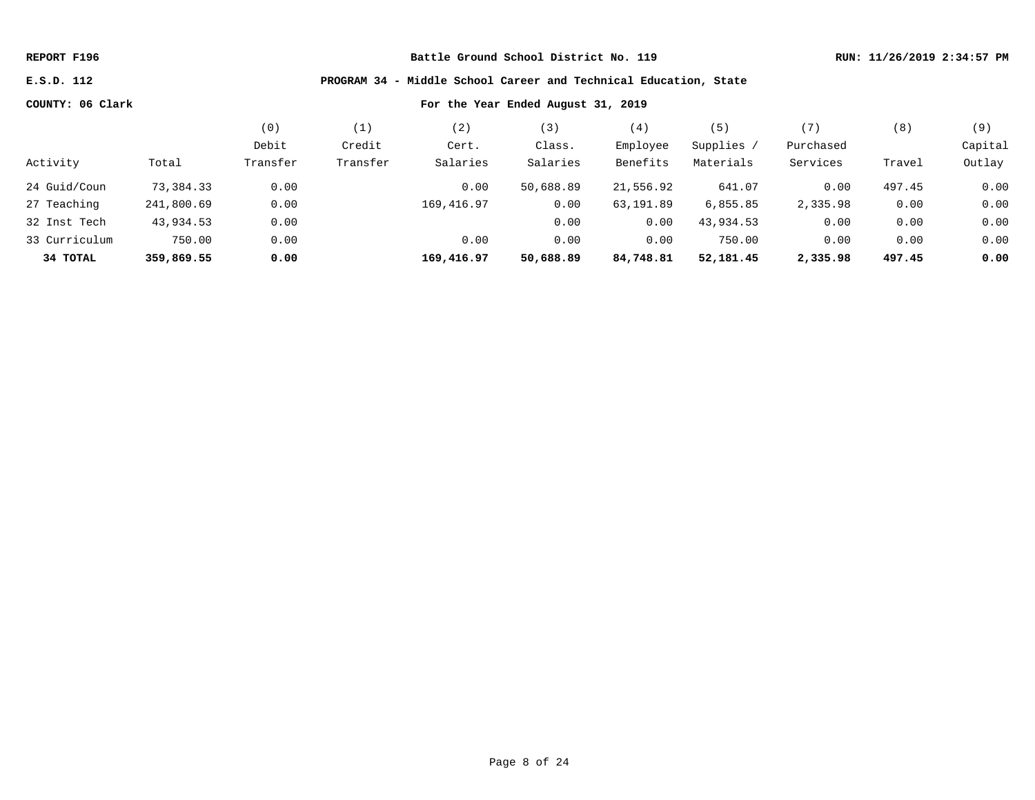**REPORT F196** **Battle Ground School District No. 119** **RUN: 11/26/2019 2:34:57 PM**

**E.S.D. 112** **PROGRAM 34 - Middle School Career and Technical Education, State**

**COUNTY: 06 Clark** **For the Year Ended August 31, 2019**

| Activity | Total | (0) Debit Transfer | (1) Credit Transfer | (2) Cert. Salaries | (3) Class. Salaries | (4) Employee Benefits | (5) Supplies / Materials | (7) Purchased Services | (8) Travel | (9) Capital Outlay |
|---|---|---|---|---|---|---|---|---|---|---|
| 24 Guid/Coun | 73,384.33 | 0.00 | | 0.00 | 50,688.89 | 21,556.92 | 641.07 | 0.00 | 497.45 | 0.00 |
| 27 Teaching | 241,800.69 | 0.00 | | 169,416.97 | 0.00 | 63,191.89 | 6,855.85 | 2,335.98 | 0.00 | 0.00 |
| 32 Inst Tech | 43,934.53 | 0.00 | | | 0.00 | 0.00 | 43,934.53 | 0.00 | 0.00 | 0.00 |
| 33 Curriculum | 750.00 | 0.00 | | 0.00 | 0.00 | 0.00 | 750.00 | 0.00 | 0.00 | 0.00 |
| **34 TOTAL** | **359,869.55** | **0.00** | | **169,416.97** | **50,688.89** | **84,748.81** | **52,181.45** | **2,335.98** | **497.45** | **0.00** |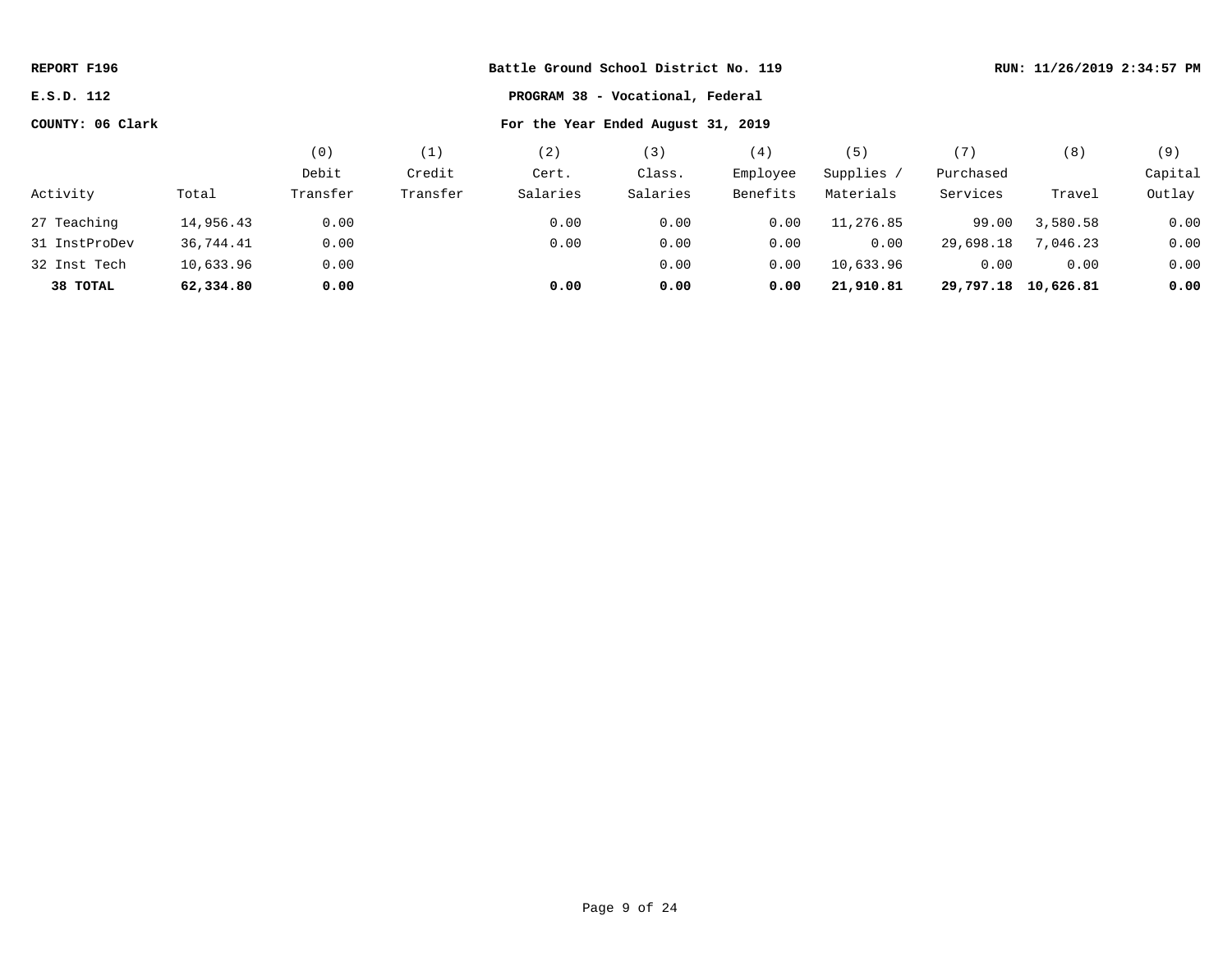REPORT F196 | Battle Ground School District No. 119 | RUN: 11/26/2019 2:34:57 PM

E.S.D. 112 | PROGRAM 38 - Vocational, Federal

COUNTY: 06 Clark | For the Year Ended August 31, 2019

| Activity | Total | (0) Debit Transfer | (1) Credit Transfer | (2) Cert. Salaries | (3) Class. Salaries | (4) Employee Benefits | (5) Supplies / Materials | (7) Purchased Services | (8) Travel | (9) Capital Outlay |
|---|---|---|---|---|---|---|---|---|---|---|
| 27 Teaching | 14,956.43 | 0.00 | | 0.00 | 0.00 | 0.00 | 11,276.85 | 99.00 | 3,580.58 | 0.00 |
| 31 InstProDev | 36,744.41 | 0.00 | | 0.00 | 0.00 | 0.00 | 0.00 | 29,698.18 | 7,046.23 | 0.00 |
| 32 Inst Tech | 10,633.96 | 0.00 | | | 0.00 | 0.00 | 10,633.96 | 0.00 | 0.00 | 0.00 |
| **38 TOTAL** | **62,334.80** | **0.00** | | **0.00** | **0.00** | **0.00** | **21,910.81** | **29,797.18** | **10,626.81** | **0.00** |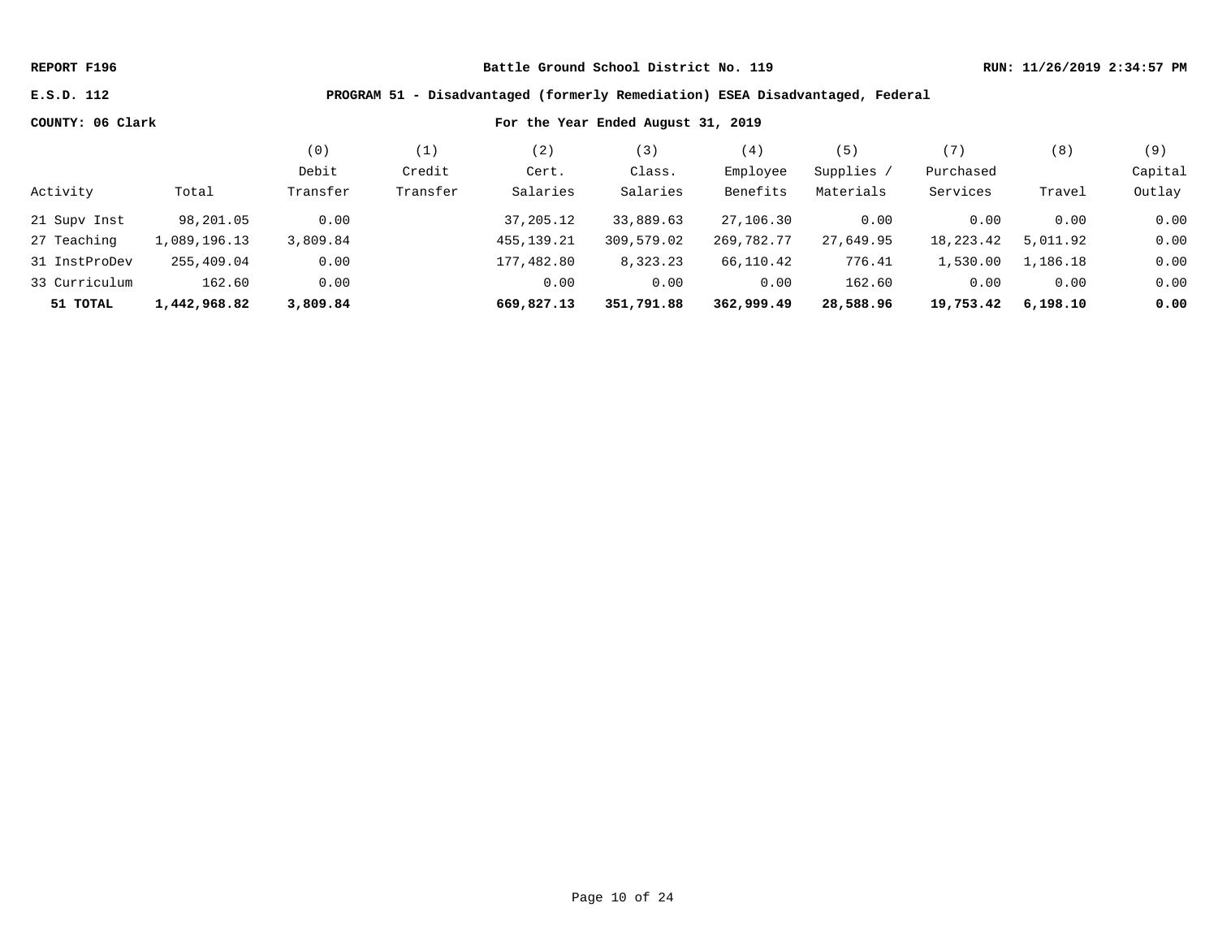REPORT F196 | Battle Ground School District No. 119 | RUN: 11/26/2019 2:34:57 PM

E.S.D. 112 | PROGRAM 51 - Disadvantaged (formerly Remediation) ESEA Disadvantaged, Federal

COUNTY: 06 Clark | For the Year Ended August 31, 2019

| Activity | Total | (0) Debit Transfer | (1) Credit Transfer | (2) Cert. Salaries | (3) Class. Salaries | (4) Employee Benefits | (5) Supplies / Materials | (7) Purchased Services | (8) Travel | (9) Capital Outlay |
|---|---|---|---|---|---|---|---|---|---|---|
| 21 Supv Inst | 98,201.05 | 0.00 | | 37,205.12 | 33,889.63 | 27,106.30 | 0.00 | 0.00 | 0.00 | 0.00 |
| 27 Teaching | 1,089,196.13 | 3,809.84 | | 455,139.21 | 309,579.02 | 269,782.77 | 27,649.95 | 18,223.42 | 5,011.92 | 0.00 |
| 31 InstProDev | 255,409.04 | 0.00 | | 177,482.80 | 8,323.23 | 66,110.42 | 776.41 | 1,530.00 | 1,186.18 | 0.00 |
| 33 Curriculum | 162.60 | 0.00 | | 0.00 | 0.00 | 0.00 | 162.60 | 0.00 | 0.00 | 0.00 |
| **51 TOTAL** | **1,442,968.82** | **3,809.84** | | **669,827.13** | **351,791.88** | **362,999.49** | **28,588.96** | **19,753.42** | **6,198.10** | **0.00** |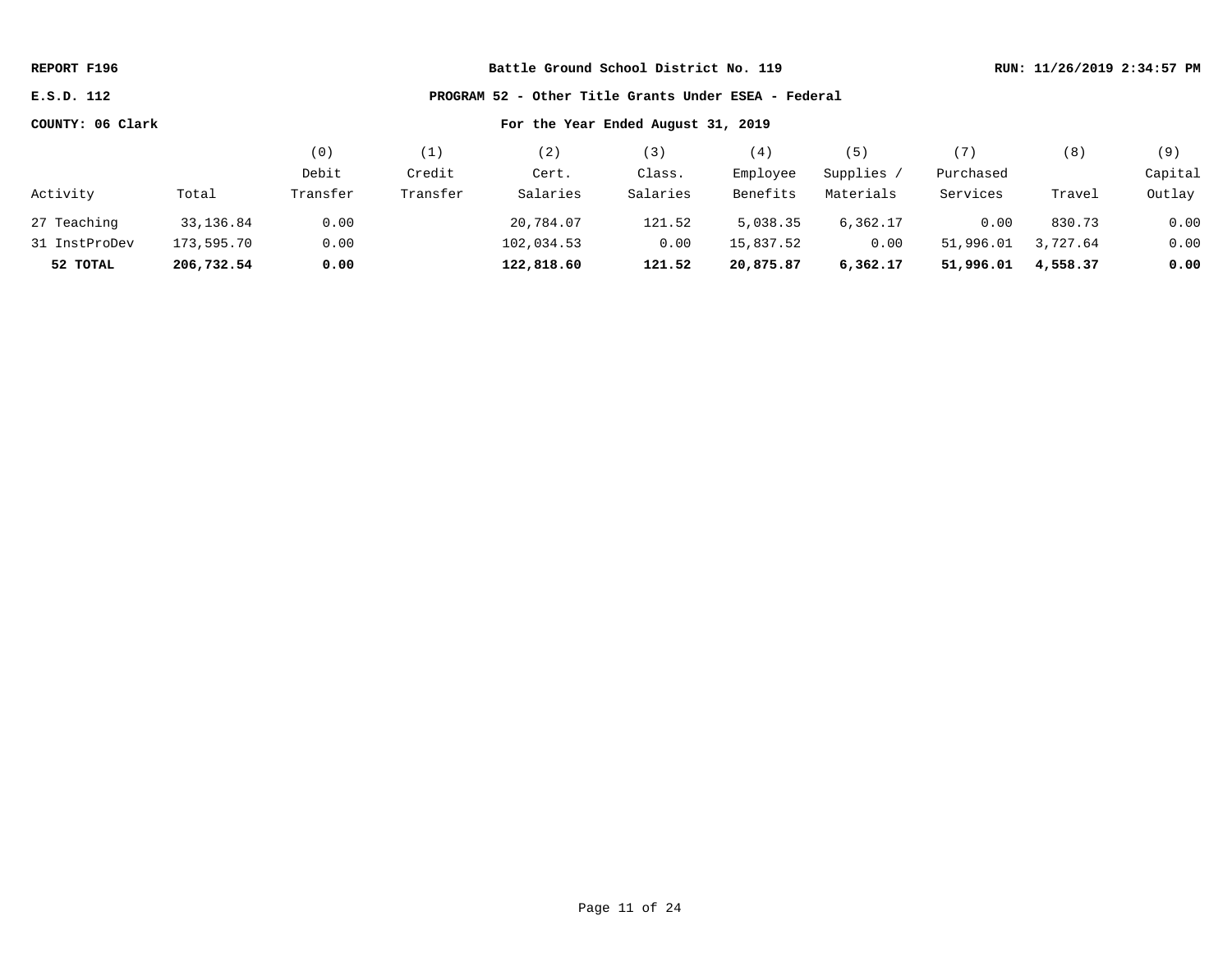**REPORT F196** | **Battle Ground School District No. 119** | **RUN: 11/26/2019 2:34:57 PM**

**E.S.D. 112** | **PROGRAM 52 - Other Title Grants Under ESEA - Federal**

**COUNTY: 06 Clark** | **For the Year Ended August 31, 2019**

| Activity | Total | (0) Debit Transfer | (1) Credit Transfer | (2) Cert. Salaries | (3) Class. Salaries | (4) Employee Benefits | (5) Supplies / Materials | (7) Purchased Services | (8) Travel | (9) Capital Outlay |
|---|---|---|---|---|---|---|---|---|---|---|
| 27 Teaching | 33,136.84 | 0.00 | | 20,784.07 | 121.52 | 5,038.35 | 6,362.17 | 0.00 | 830.73 | 0.00 |
| 31 InstProDev | 173,595.70 | 0.00 | | 102,034.53 | 0.00 | 15,837.52 | 0.00 | 51,996.01 | 3,727.64 | 0.00 |
| **52 TOTAL** | **206,732.54** | **0.00** | | **122,818.60** | **121.52** | **20,875.87** | **6,362.17** | **51,996.01** | **4,558.37** | **0.00** |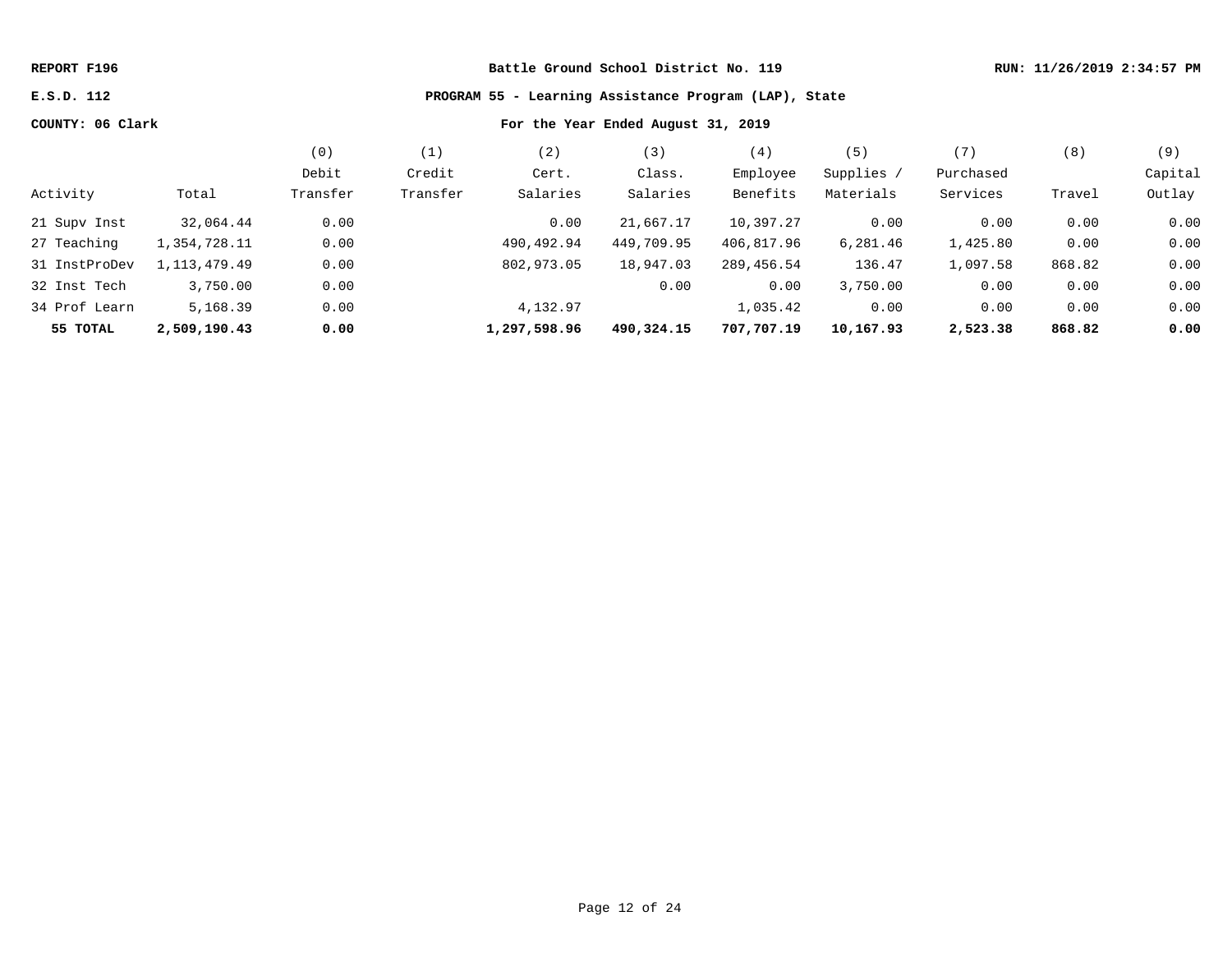REPORT F196 | Battle Ground School District No. 119 | RUN: 11/26/2019 2:34:57 PM

E.S.D. 112 | PROGRAM 55 - Learning Assistance Program (LAP), State

COUNTY: 06 Clark | For the Year Ended August 31, 2019

| Activity | Total | (0) Debit Transfer | (1) Credit Transfer | (2) Cert. Salaries | (3) Class. Salaries | (4) Employee Benefits | (5) Supplies / Materials | (7) Purchased Services | (8) Travel | (9) Capital Outlay |
|---|---|---|---|---|---|---|---|---|---|---|
| 21 Supv Inst | 32,064.44 | 0.00 | | 0.00 | 21,667.17 | 10,397.27 | 0.00 | 0.00 | 0.00 | 0.00 |
| 27 Teaching | 1,354,728.11 | 0.00 | | 490,492.94 | 449,709.95 | 406,817.96 | 6,281.46 | 1,425.80 | 0.00 | 0.00 |
| 31 InstProDev | 1,113,479.49 | 0.00 | | 802,973.05 | 18,947.03 | 289,456.54 | 136.47 | 1,097.58 | 868.82 | 0.00 |
| 32 Inst Tech | 3,750.00 | 0.00 | | | 0.00 | 0.00 | 3,750.00 | 0.00 | 0.00 | 0.00 |
| 34 Prof Learn | 5,168.39 | 0.00 | | 4,132.97 | | 1,035.42 | 0.00 | 0.00 | 0.00 | 0.00 |
| **55 TOTAL** | **2,509,190.43** | **0.00** | | **1,297,598.96** | **490,324.15** | **707,707.19** | **10,167.93** | **2,523.38** | **868.82** | **0.00** |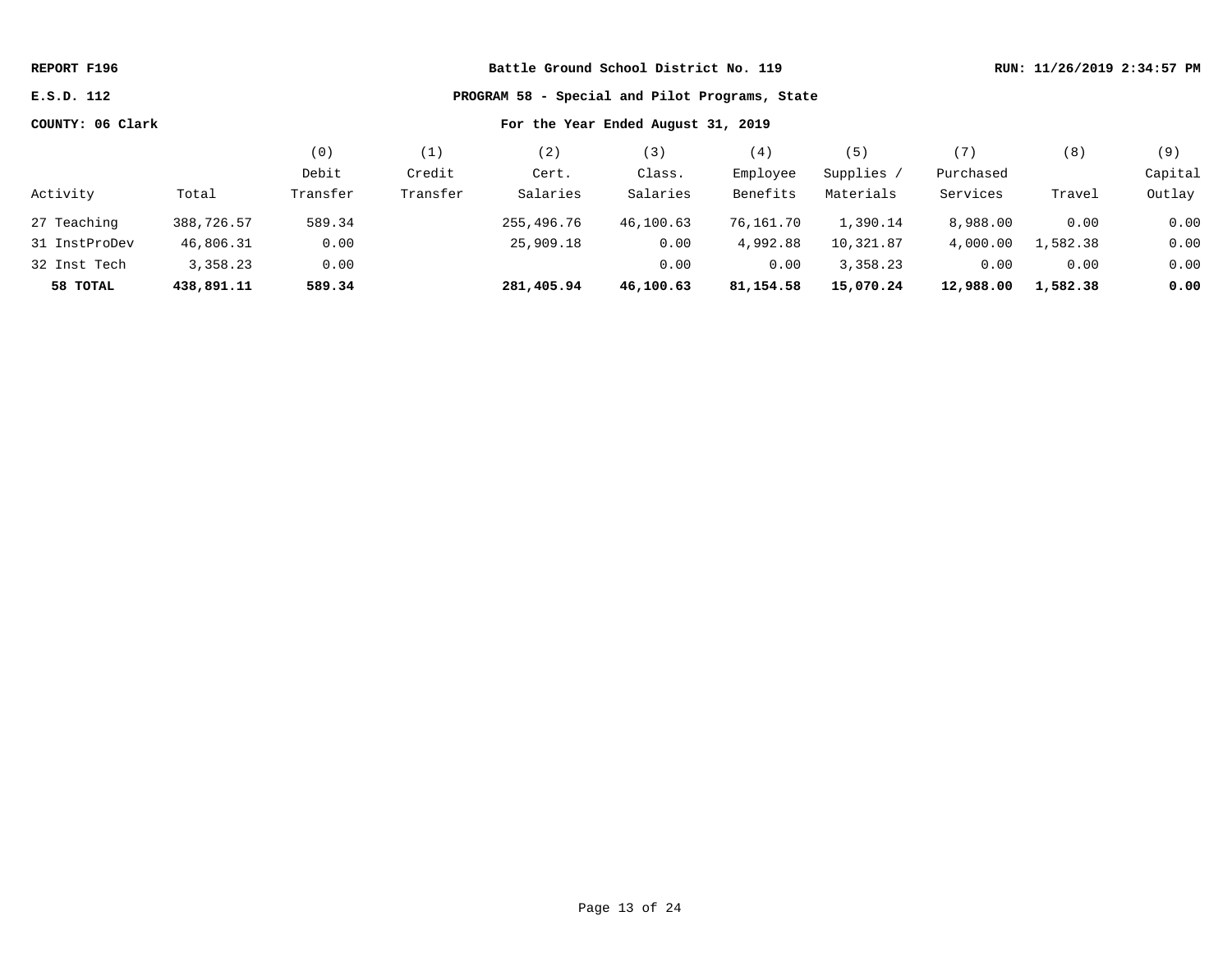REPORT F196 | Battle Ground School District No. 119 | RUN: 11/26/2019 2:34:57 PM

E.S.D. 112 | PROGRAM 58 - Special and Pilot Programs, State

COUNTY: 06 Clark | For the Year Ended August 31, 2019

| Activity | Total | (0) Debit Transfer | (1) Credit Transfer | (2) Cert. Salaries | (3) Class. Salaries | (4) Employee Benefits | (5) Supplies / Materials | (7) Purchased Services | (8) Travel | (9) Capital Outlay |
|---|---|---|---|---|---|---|---|---|---|---|
| 27 Teaching | 388,726.57 | 589.34 | | 255,496.76 | 46,100.63 | 76,161.70 | 1,390.14 | 8,988.00 | 0.00 | 0.00 |
| 31 InstProDev | 46,806.31 | 0.00 | | 25,909.18 | 0.00 | 4,992.88 | 10,321.87 | 4,000.00 | 1,582.38 | 0.00 |
| 32 Inst Tech | 3,358.23 | 0.00 | | | 0.00 | 0.00 | 3,358.23 | 0.00 | 0.00 | 0.00 |
| **58 TOTAL** | **438,891.11** | **589.34** | | **281,405.94** | **46,100.63** | **81,154.58** | **15,070.24** | **12,988.00** | **1,582.38** | **0.00** |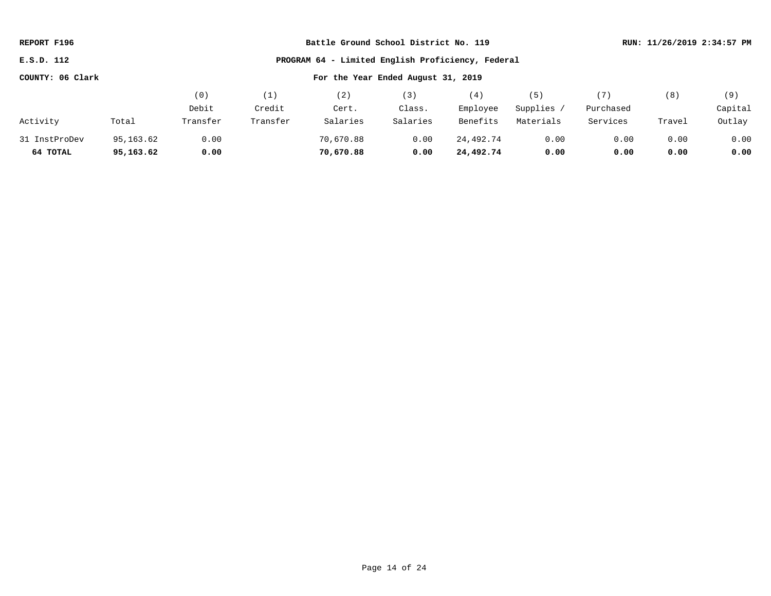**REPORT F196** | **Battle Ground School District No. 119** | **RUN: 11/26/2019 2:34:57 PM**

**E.S.D. 112** | **PROGRAM 64 - Limited English Proficiency, Federal**

**COUNTY: 06 Clark** | **For the Year Ended August 31, 2019**

| Activity | Total | (0) Debit Transfer | (1) Credit Transfer | (2) Cert. Salaries | (3) Class. Salaries | (4) Employee Benefits | (5) Supplies / Materials | (7) Purchased Services | (8) Travel | (9) Capital Outlay |
|---|---|---|---|---|---|---|---|---|---|---|
| 31 InstProDev | 95,163.62 | 0.00 | | 70,670.88 | 0.00 | 24,492.74 | 0.00 | 0.00 | 0.00 | 0.00 |
| **64 TOTAL** | **95,163.62** | **0.00** | | **70,670.88** | **0.00** | **24,492.74** | **0.00** | **0.00** | **0.00** | **0.00** |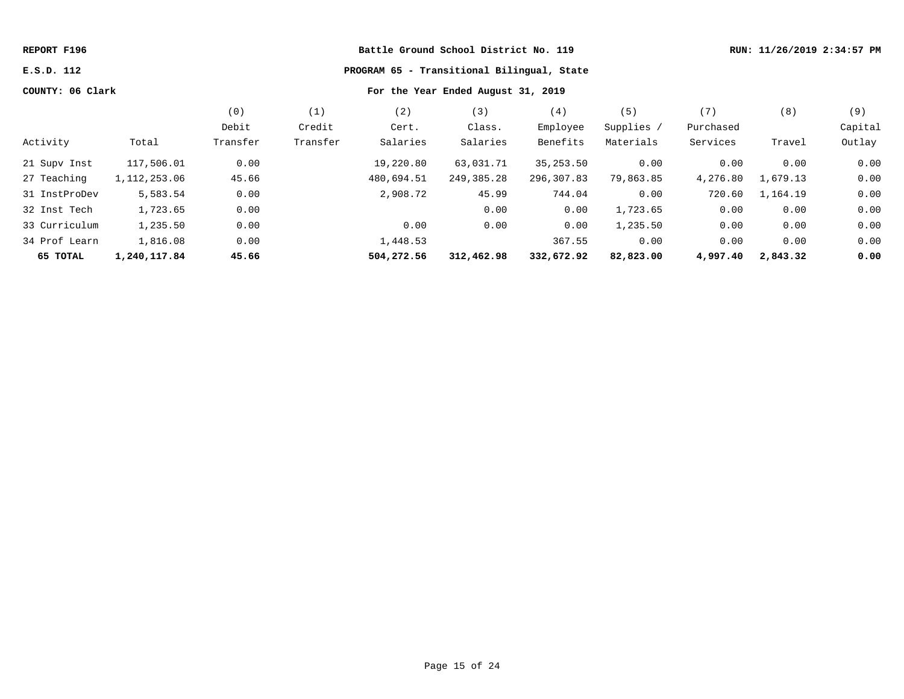**REPORT F196** | **Battle Ground School District No. 119** | **RUN: 11/26/2019 2:34:57 PM**

**E.S.D. 112** | **PROGRAM 65 - Transitional Bilingual, State**

**COUNTY: 06 Clark** | **For the Year Ended August 31, 2019**

| Activity | Total | (0) Debit Transfer | (1) Credit Transfer | (2) Cert. Salaries | (3) Class. Salaries | (4) Employee Benefits | (5) Supplies / Materials | (7) Purchased Services | (8) Travel | (9) Capital Outlay |
|---|---|---|---|---|---|---|---|---|---|---|
| 21 Supv Inst | 117,506.01 | 0.00 | | 19,220.80 | 63,031.71 | 35,253.50 | 0.00 | 0.00 | 0.00 | 0.00 |
| 27 Teaching | 1,112,253.06 | 45.66 | | 480,694.51 | 249,385.28 | 296,307.83 | 79,863.85 | 4,276.80 | 1,679.13 | 0.00 |
| 31 InstProDev | 5,583.54 | 0.00 | | 2,908.72 | 45.99 | 744.04 | 0.00 | 720.60 | 1,164.19 | 0.00 |
| 32 Inst Tech | 1,723.65 | 0.00 | | | 0.00 | 0.00 | 1,723.65 | 0.00 | 0.00 | 0.00 |
| 33 Curriculum | 1,235.50 | 0.00 | | 0.00 | 0.00 | 0.00 | 1,235.50 | 0.00 | 0.00 | 0.00 |
| 34 Prof Learn | 1,816.08 | 0.00 | | 1,448.53 | | 367.55 | 0.00 | 0.00 | 0.00 | 0.00 |
| **65 TOTAL** | **1,240,117.84** | **45.66** | | **504,272.56** | **312,462.98** | **332,672.92** | **82,823.00** | **4,997.40** | **2,843.32** | **0.00** |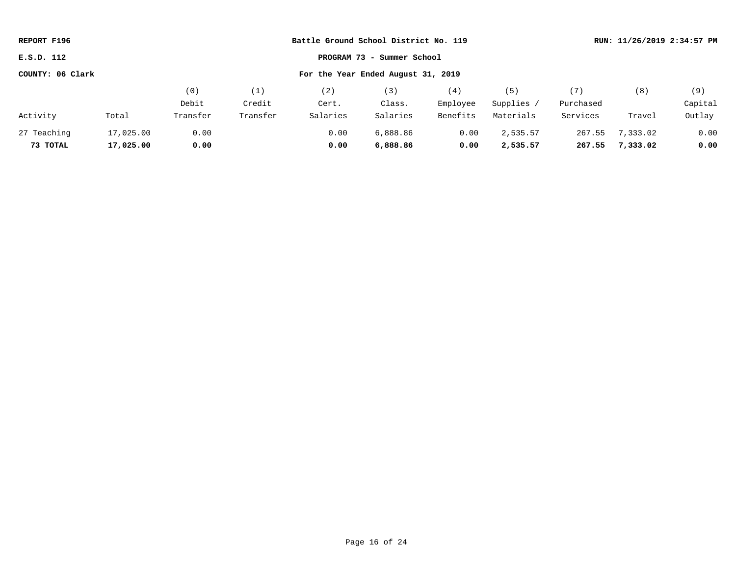**REPORT F196** | **Battle Ground School District No. 119** | **RUN: 11/26/2019 2:34:57 PM**

**E.S.D. 112** | **PROGRAM 73 - Summer School**

**COUNTY: 06 Clark** | **For the Year Ended August 31, 2019**

| Activity | Total | (0) Debit Transfer | (1) Credit Transfer | (2) Cert. Salaries | (3) Class. Salaries | (4) Employee Benefits | (5) Supplies / Materials | (7) Purchased Services | (8) Travel | (9) Capital Outlay |
|---|---|---|---|---|---|---|---|---|---|---|
| 27 Teaching | 17,025.00 | 0.00 | | 0.00 | 6,888.86 | 0.00 | 2,535.57 | 267.55 | 7,333.02 | 0.00 |
| **73 TOTAL** | **17,025.00** | **0.00** | | **0.00** | **6,888.86** | **0.00** | **2,535.57** | **267.55** | **7,333.02** | **0.00** |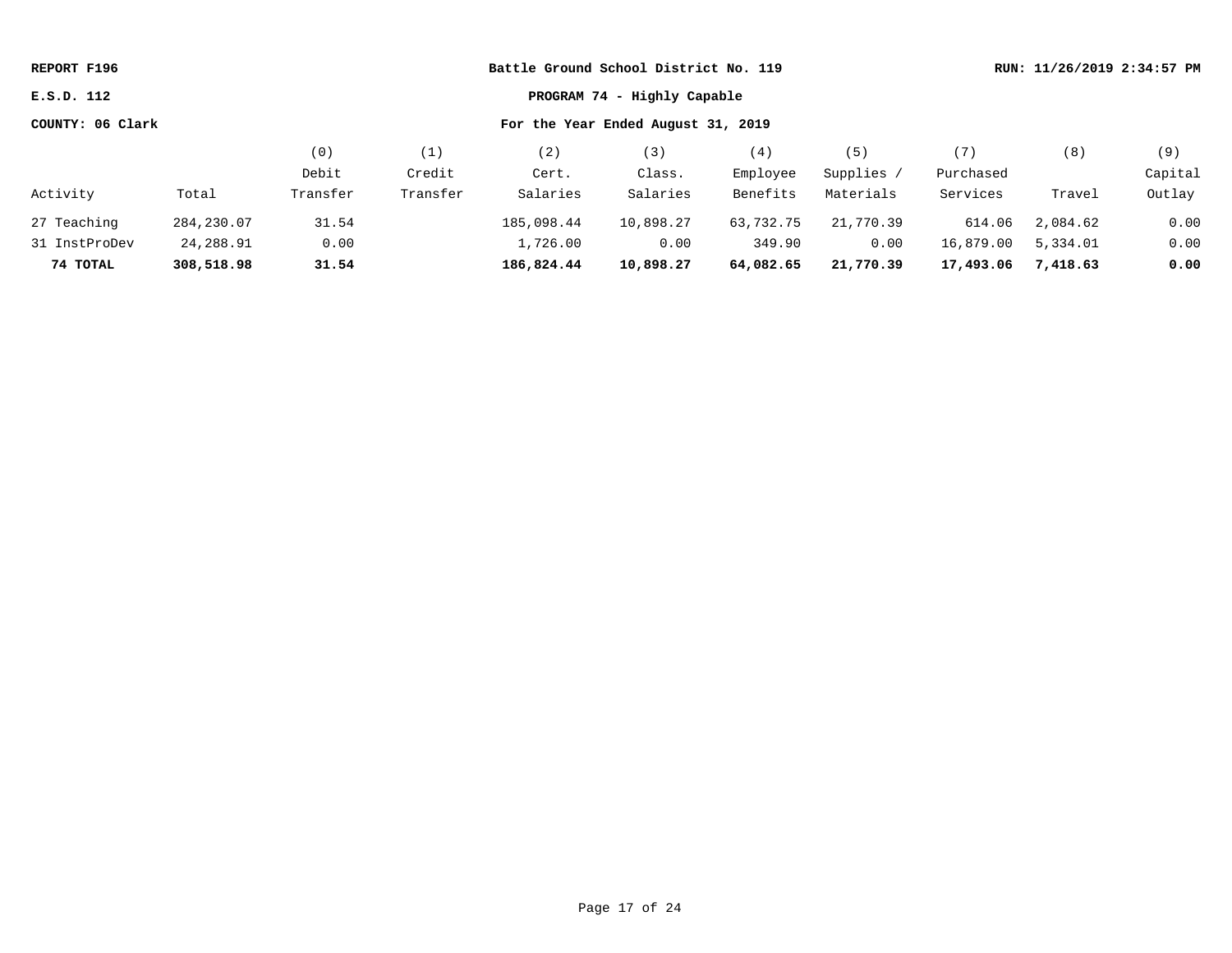REPORT F196 — Battle Ground School District No. 119 — RUN: 11/26/2019 2:34:57 PM

E.S.D. 112 — **PROGRAM 74 - Highly Capable**

COUNTY: 06 Clark — **For the Year Ended August 31, 2019**

| Activity | Total | (0) Debit Transfer | (1) Credit Transfer | (2) Cert. Salaries | (3) Class. Salaries | (4) Employee Benefits | (5) Supplies / Materials | (7) Purchased Services | (8) Travel | (9) Capital Outlay |
|---|---|---|---|---|---|---|---|---|---|---|
| 27 Teaching | 284,230.07 | 31.54 | | 185,098.44 | 10,898.27 | 63,732.75 | 21,770.39 | 614.06 | 2,084.62 | 0.00 |
| 31 InstProDev | 24,288.91 | 0.00 | | 1,726.00 | 0.00 | 349.90 | 0.00 | 16,879.00 | 5,334.01 | 0.00 |
| **74 TOTAL** | **308,518.98** | **31.54** | | **186,824.44** | **10,898.27** | **64,082.65** | **21,770.39** | **17,493.06** | **7,418.63** | **0.00** |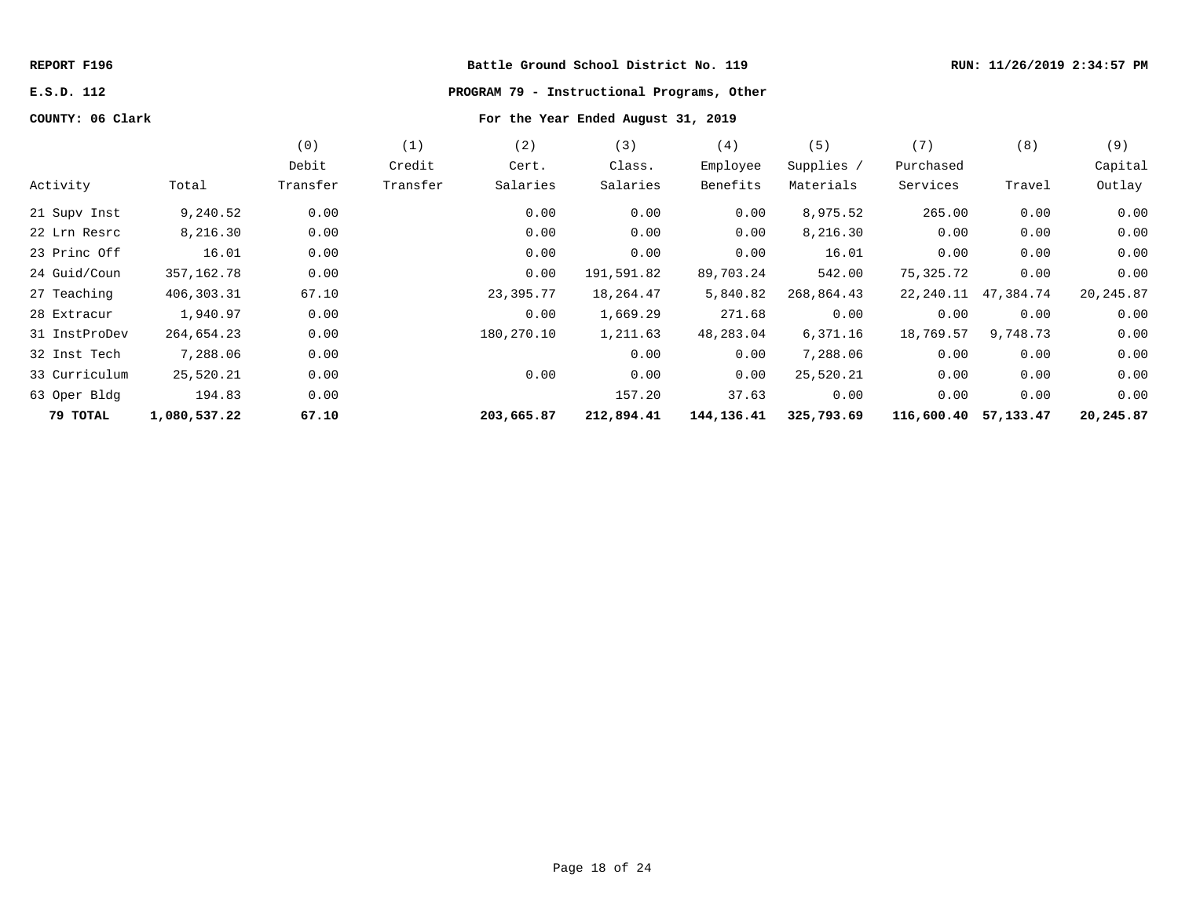REPORT F196 — Battle Ground School District No. 119 — RUN: 11/26/2019 2:34:57 PM

E.S.D. 112 — **PROGRAM 79 - Instructional Programs, Other**

COUNTY: 06 Clark — For the Year Ended August 31, 2019

| Activity | Total | (0) Debit Transfer | (1) Credit Transfer | (2) Cert. Salaries | (3) Class. Salaries | (4) Employee Benefits | (5) Supplies / Materials | (7) Purchased Services | (8) Travel | (9) Capital Outlay |
|---|---|---|---|---|---|---|---|---|---|---|
| 21 Supv Inst | 9,240.52 | 0.00 | | 0.00 | 0.00 | 0.00 | 8,975.52 | 265.00 | 0.00 | 0.00 |
| 22 Lrn Resrc | 8,216.30 | 0.00 | | 0.00 | 0.00 | 0.00 | 8,216.30 | 0.00 | 0.00 | 0.00 |
| 23 Princ Off | 16.01 | 0.00 | | 0.00 | 0.00 | 0.00 | 16.01 | 0.00 | 0.00 | 0.00 |
| 24 Guid/Coun | 357,162.78 | 0.00 | | 0.00 | 191,591.82 | 89,703.24 | 542.00 | 75,325.72 | 0.00 | 0.00 |
| 27 Teaching | 406,303.31 | 67.10 | | 23,395.77 | 18,264.47 | 5,840.82 | 268,864.43 | 22,240.11 | 47,384.74 | 20,245.87 |
| 28 Extracur | 1,940.97 | 0.00 | | 0.00 | 1,669.29 | 271.68 | 0.00 | 0.00 | 0.00 | 0.00 |
| 31 InstProDev | 264,654.23 | 0.00 | | 180,270.10 | 1,211.63 | 48,283.04 | 6,371.16 | 18,769.57 | 9,748.73 | 0.00 |
| 32 Inst Tech | 7,288.06 | 0.00 | | | 0.00 | 0.00 | 7,288.06 | 0.00 | 0.00 | 0.00 |
| 33 Curriculum | 25,520.21 | 0.00 | | 0.00 | 0.00 | 0.00 | 25,520.21 | 0.00 | 0.00 | 0.00 |
| 63 Oper Bldg | 194.83 | 0.00 | | | 157.20 | 37.63 | 0.00 | 0.00 | 0.00 | 0.00 |
| **79 TOTAL** | **1,080,537.22** | **67.10** | | **203,665.87** | **212,894.41** | **144,136.41** | **325,793.69** | **116,600.40** | **57,133.47** | **20,245.87** |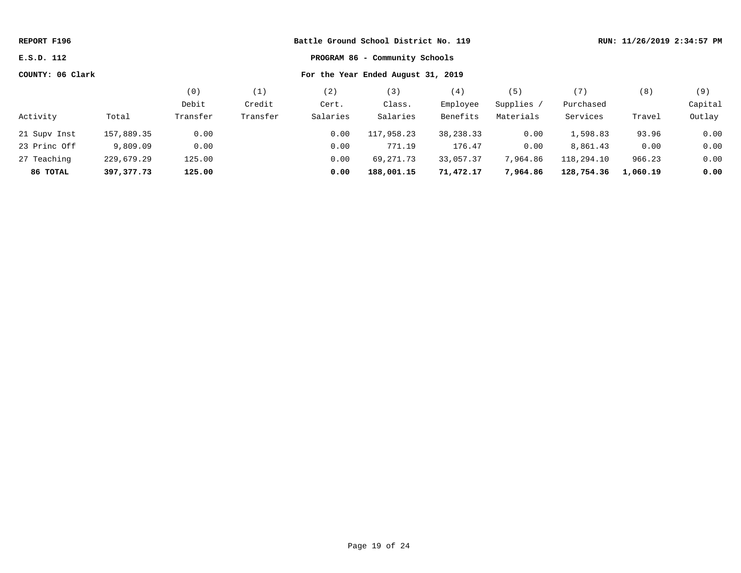**REPORT F196** | **Battle Ground School District No. 119** | **RUN: 11/26/2019 2:34:57 PM**

**E.S.D. 112** | **PROGRAM 86 - Community Schools**

**COUNTY: 06 Clark** | **For the Year Ended August 31, 2019**

| Activity | Total | (0) Debit Transfer | (1) Credit Transfer | (2) Cert. Salaries | (3) Class. Salaries | (4) Employee Benefits | (5) Supplies / Materials | (7) Purchased Services | (8) Travel | (9) Capital Outlay |
|---|---|---|---|---|---|---|---|---|---|---|
| 21 Supv Inst | 157,889.35 | 0.00 | | 0.00 | 117,958.23 | 38,238.33 | 0.00 | 1,598.83 | 93.96 | 0.00 |
| 23 Princ Off | 9,809.09 | 0.00 | | 0.00 | 771.19 | 176.47 | 0.00 | 8,861.43 | 0.00 | 0.00 |
| 27 Teaching | 229,679.29 | 125.00 | | 0.00 | 69,271.73 | 33,057.37 | 7,964.86 | 118,294.10 | 966.23 | 0.00 |
| **86 TOTAL** | **397,377.73** | **125.00** | | **0.00** | **188,001.15** | **71,472.17** | **7,964.86** | **128,754.36** | **1,060.19** | **0.00** |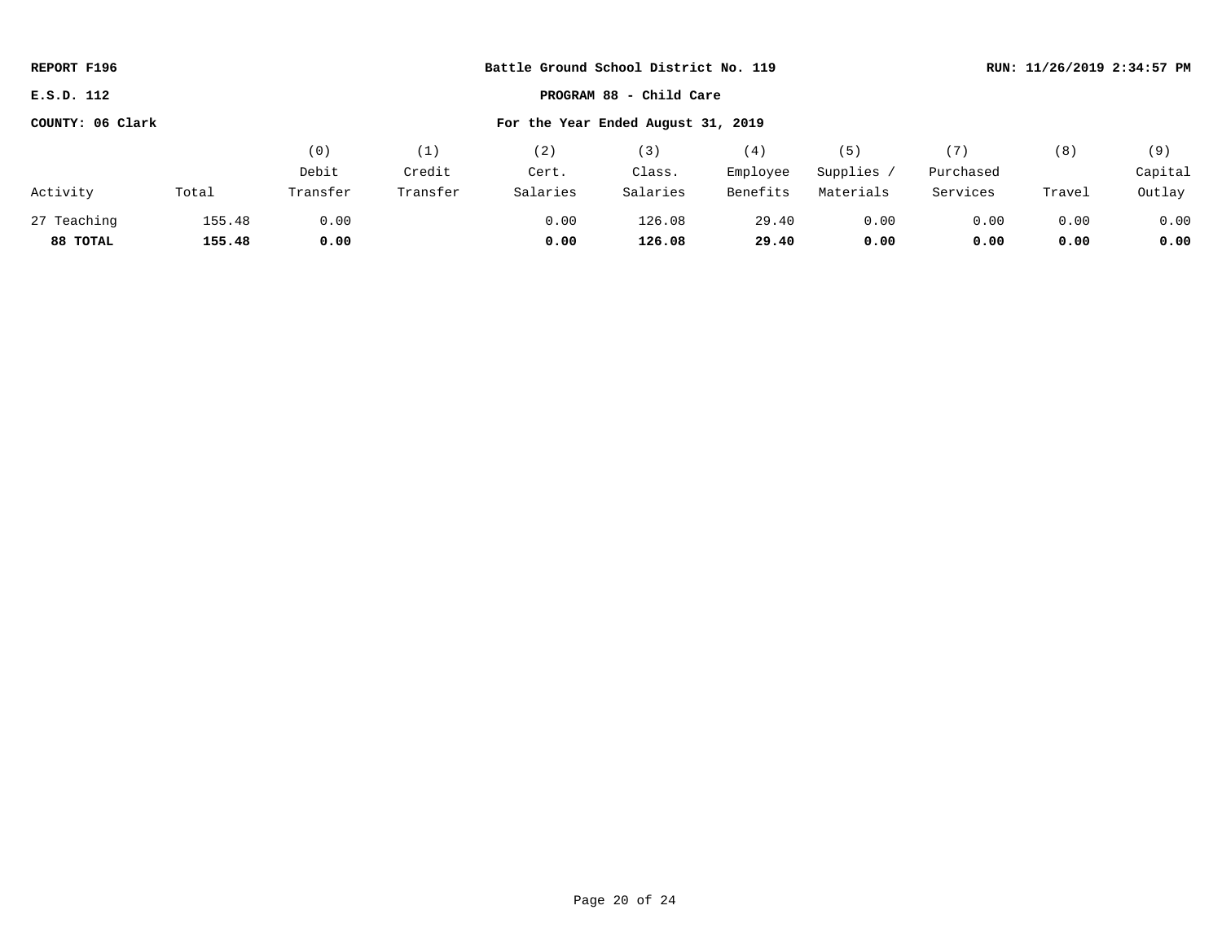**REPORT F196** | **Battle Ground School District No. 119** | **RUN: 11/26/2019 2:34:57 PM**

**E.S.D. 112** | **PROGRAM 88 - Child Care**

**COUNTY: 06 Clark** | **For the Year Ended August 31, 2019**

| Activity | Total | (0) Debit Transfer | (1) Credit Transfer | (2) Cert. Salaries | (3) Class. Salaries | (4) Employee Benefits | (5) Supplies / Materials | (7) Purchased Services | (8) Travel | (9) Capital Outlay |
|---|---|---|---|---|---|---|---|---|---|---|
| 27 Teaching | 155.48 | 0.00 | | 0.00 | 126.08 | 29.40 | 0.00 | 0.00 | 0.00 | 0.00 |
| **88 TOTAL** | **155.48** | **0.00** | | **0.00** | **126.08** | **29.40** | **0.00** | **0.00** | **0.00** | **0.00** |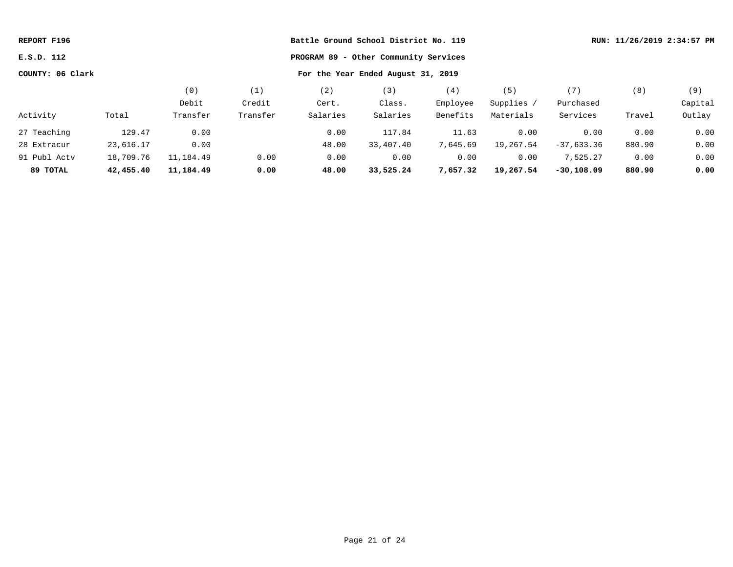**REPORT F196** — **Battle Ground School District No. 119** — **RUN: 11/26/2019 2:34:57 PM**

**E.S.D. 112** — **PROGRAM 89 - Other Community Services**

**COUNTY: 06 Clark** — **For the Year Ended August 31, 2019**

| Activity | Total | (0) Debit Transfer | (1) Credit Transfer | (2) Cert. Salaries | (3) Class. Salaries | (4) Employee Benefits | (5) Supplies / Materials | (7) Purchased Services | (8) Travel | (9) Capital Outlay |
|---|---|---|---|---|---|---|---|---|---|---|
| 27 Teaching | 129.47 | 0.00 | | 0.00 | 117.84 | 11.63 | 0.00 | 0.00 | 0.00 | 0.00 |
| 28 Extracur | 23,616.17 | 0.00 | | 48.00 | 33,407.40 | 7,645.69 | 19,267.54 | -37,633.36 | 880.90 | 0.00 |
| 91 Publ Actv | 18,709.76 | 11,184.49 | 0.00 | 0.00 | 0.00 | 0.00 | 0.00 | 7,525.27 | 0.00 | 0.00 |
| **89 TOTAL** | **42,455.40** | **11,184.49** | **0.00** | **48.00** | **33,525.24** | **7,657.32** | **19,267.54** | **-30,108.09** | **880.90** | **0.00** |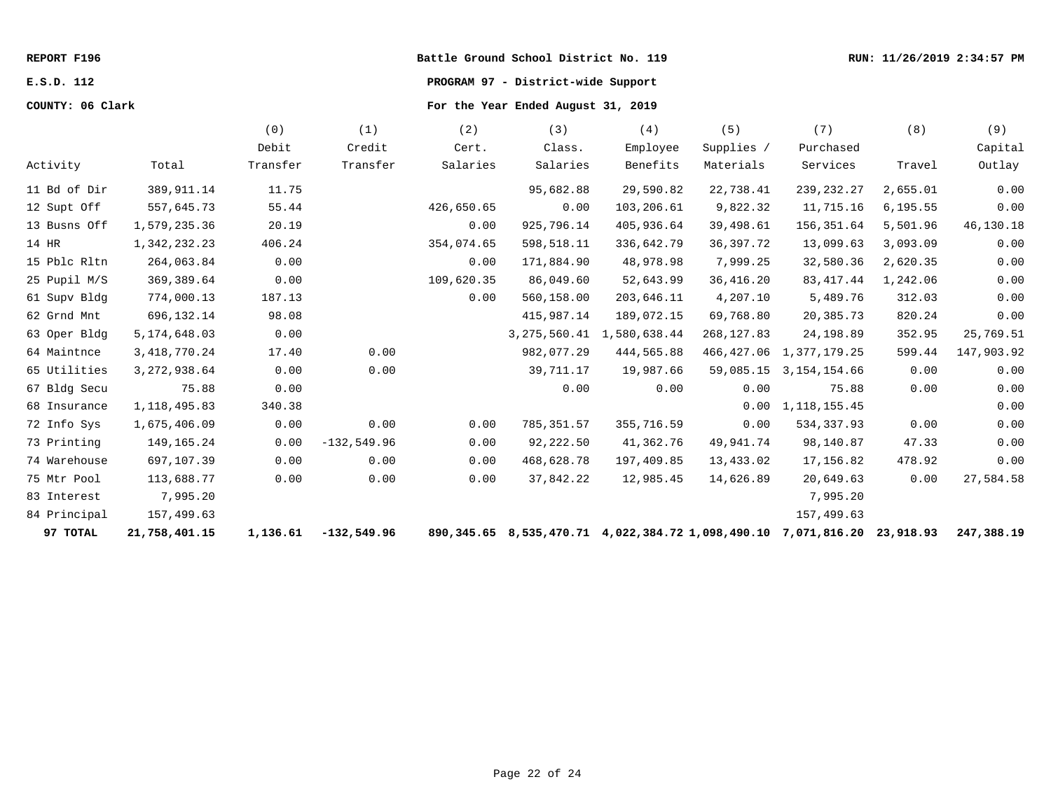REPORT F196 | Battle Ground School District No. 119 | RUN: 11/26/2019 2:34:57 PM

E.S.D. 112 | PROGRAM 97 - District-wide Support

COUNTY: 06 Clark | For the Year Ended August 31, 2019

| Activity | Total | (0) Debit Transfer | (1) Credit Transfer | (2) Cert. Salaries | (3) Class. Salaries | (4) Employee Benefits | (5) Supplies / Materials | (7) Purchased Services | (8) Travel | (9) Capital Outlay |
|---|---|---|---|---|---|---|---|---|---|---|
| 11 Bd of Dir | 389,911.14 | 11.75 | | | 95,682.88 | 29,590.82 | 22,738.41 | 239,232.27 | 2,655.01 | 0.00 |
| 12 Supt Off | 557,645.73 | 55.44 | | 426,650.65 | 0.00 | 103,206.61 | 9,822.32 | 11,715.16 | 6,195.55 | 0.00 |
| 13 Busns Off | 1,579,235.36 | 20.19 | | 0.00 | 925,796.14 | 405,936.64 | 39,498.61 | 156,351.64 | 5,501.96 | 46,130.18 |
| 14 HR | 1,342,232.23 | 406.24 | | 354,074.65 | 598,518.11 | 336,642.79 | 36,397.72 | 13,099.63 | 3,093.09 | 0.00 |
| 15 Pblc Rltn | 264,063.84 | 0.00 | | 0.00 | 171,884.90 | 48,978.98 | 7,999.25 | 32,580.36 | 2,620.35 | 0.00 |
| 25 Pupil M/S | 369,389.64 | 0.00 | | 109,620.35 | 86,049.60 | 52,643.99 | 36,416.20 | 83,417.44 | 1,242.06 | 0.00 |
| 61 Supv Bldg | 774,000.13 | 187.13 | | 0.00 | 560,158.00 | 203,646.11 | 4,207.10 | 5,489.76 | 312.03 | 0.00 |
| 62 Grnd Mnt | 696,132.14 | 98.08 | | | 415,987.14 | 189,072.15 | 69,768.80 | 20,385.73 | 820.24 | 0.00 |
| 63 Oper Bldg | 5,174,648.03 | 0.00 | | | 3,275,560.41 | 1,580,638.44 | 268,127.83 | 24,198.89 | 352.95 | 25,769.51 |
| 64 Maintnce | 3,418,770.24 | 17.40 | 0.00 | | 982,077.29 | 444,565.88 | 466,427.06 | 1,377,179.25 | 599.44 | 147,903.92 |
| 65 Utilities | 3,272,938.64 | 0.00 | 0.00 | | 39,711.17 | 19,987.66 | 59,085.15 | 3,154,154.66 | 0.00 | 0.00 |
| 67 Bldg Secu | 75.88 | 0.00 | | | 0.00 | 0.00 | 0.00 | 75.88 | 0.00 | 0.00 |
| 68 Insurance | 1,118,495.83 | 340.38 | | | | | 0.00 | 1,118,155.45 | | 0.00 |
| 72 Info Sys | 1,675,406.09 | 0.00 | 0.00 | 0.00 | 785,351.57 | 355,716.59 | 0.00 | 534,337.93 | 0.00 | 0.00 |
| 73 Printing | 149,165.24 | 0.00 | -132,549.96 | 0.00 | 92,222.50 | 41,362.76 | 49,941.74 | 98,140.87 | 47.33 | 0.00 |
| 74 Warehouse | 697,107.39 | 0.00 | 0.00 | 0.00 | 468,628.78 | 197,409.85 | 13,433.02 | 17,156.82 | 478.92 | 0.00 |
| 75 Mtr Pool | 113,688.77 | 0.00 | 0.00 | 0.00 | 37,842.22 | 12,985.45 | 14,626.89 | 20,649.63 | 0.00 | 27,584.58 |
| 83 Interest | 7,995.20 | | | | | | | 7,995.20 | | |
| 84 Principal | 157,499.63 | | | | | | | 157,499.63 | | |
| **97 TOTAL** | **21,758,401.15** | **1,136.61** | **-132,549.96** | **890,345.65** | **8,535,470.71** | **4,022,384.72** | **1,098,490.10** | **7,071,816.20** | **23,918.93** | **247,388.19** |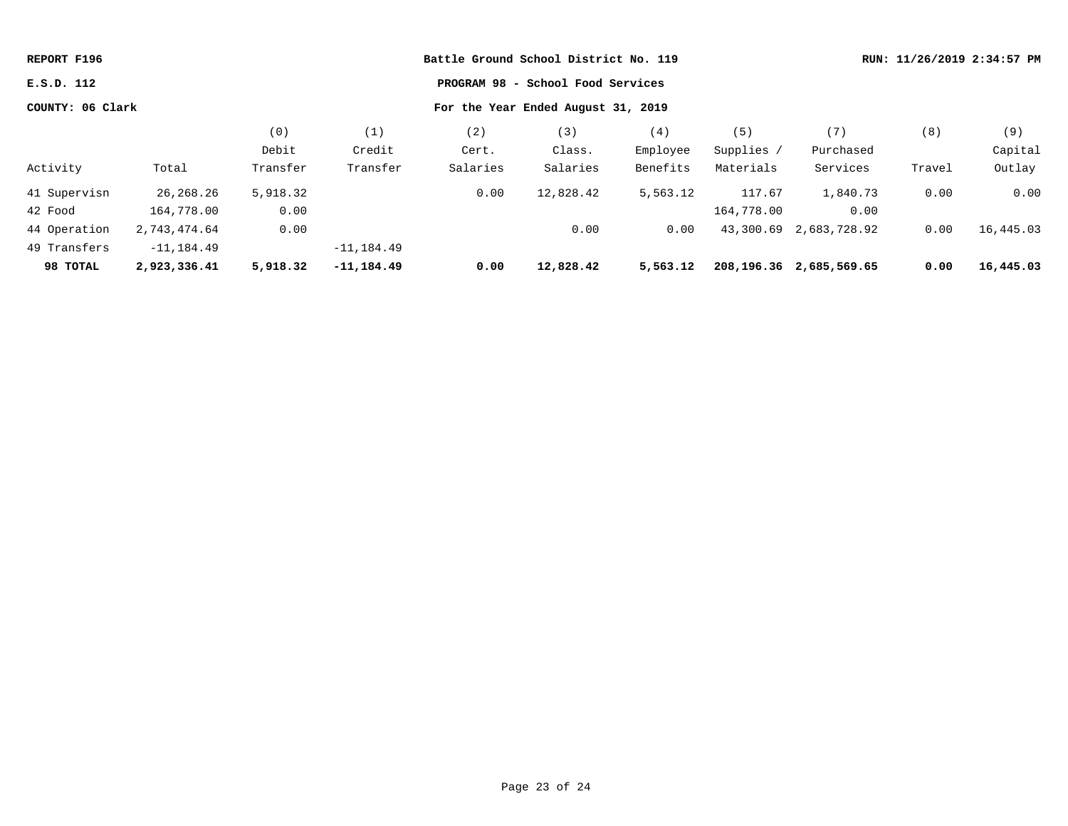REPORT F196 — Battle Ground School District No. 119 — RUN: 11/26/2019 2:34:57 PM

E.S.D. 112 — PROGRAM 98 - School Food Services

COUNTY: 06 Clark — For the Year Ended August 31, 2019

| Activity | Total | (0) Debit Transfer | (1) Credit Transfer | (2) Cert. Salaries | (3) Class. Salaries | (4) Employee Benefits | (5) Supplies / Materials | (7) Purchased Services | (8) Travel | (9) Capital Outlay |
|---|---|---|---|---|---|---|---|---|---|---|
| 41 Supervisn | 26,268.26 | 5,918.32 | | 0.00 | 12,828.42 | 5,563.12 | 117.67 | 1,840.73 | 0.00 | 0.00 |
| 42 Food | 164,778.00 | 0.00 | | | | | 164,778.00 | 0.00 | | |
| 44 Operation | 2,743,474.64 | 0.00 | | | 0.00 | 0.00 | 43,300.69 | 2,683,728.92 | 0.00 | 16,445.03 |
| 49 Transfers | -11,184.49 | | -11,184.49 | | | | | | | |
| **98 TOTAL** | **2,923,336.41** | **5,918.32** | **-11,184.49** | **0.00** | **12,828.42** | **5,563.12** | **208,196.36** | **2,685,569.65** | **0.00** | **16,445.03** |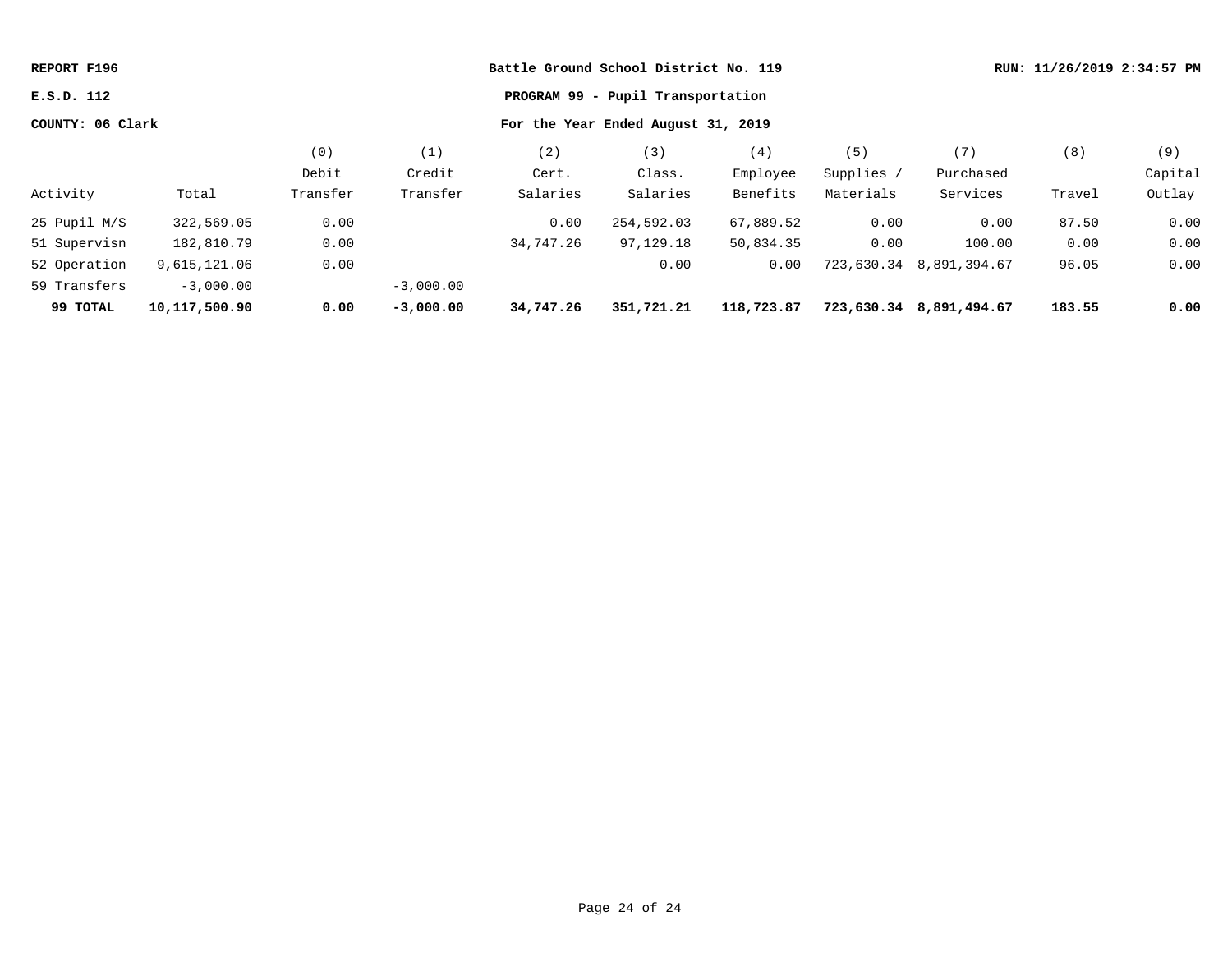**REPORT F196** | **Battle Ground School District No. 119** | **RUN: 11/26/2019 2:34:57 PM**

**E.S.D. 112** | **PROGRAM 99 - Pupil Transportation**

**COUNTY: 06 Clark** | **For the Year Ended August 31, 2019**

| Activity | Total | (0) Debit Transfer | (1) Credit Transfer | (2) Cert. Salaries | (3) Class. Salaries | (4) Employee Benefits | (5) Supplies / Materials | (7) Purchased Services | (8) Travel | (9) Capital Outlay |
|---|---|---|---|---|---|---|---|---|---|---|
| 25 Pupil M/S | 322,569.05 | 0.00 | | 0.00 | 254,592.03 | 67,889.52 | 0.00 | 0.00 | 87.50 | 0.00 |
| 51 Supervisn | 182,810.79 | 0.00 | | 34,747.26 | 97,129.18 | 50,834.35 | 0.00 | 100.00 | 0.00 | 0.00 |
| 52 Operation | 9,615,121.06 | 0.00 | | | 0.00 | 0.00 | 723,630.34 | 8,891,394.67 | 96.05 | 0.00 |
| 59 Transfers | -3,000.00 | | -3,000.00 | | | | | | | |
| **99 TOTAL** | **10,117,500.90** | **0.00** | **-3,000.00** | **34,747.26** | **351,721.21** | **118,723.87** | **723,630.34** | **8,891,494.67** | **183.55** | **0.00** |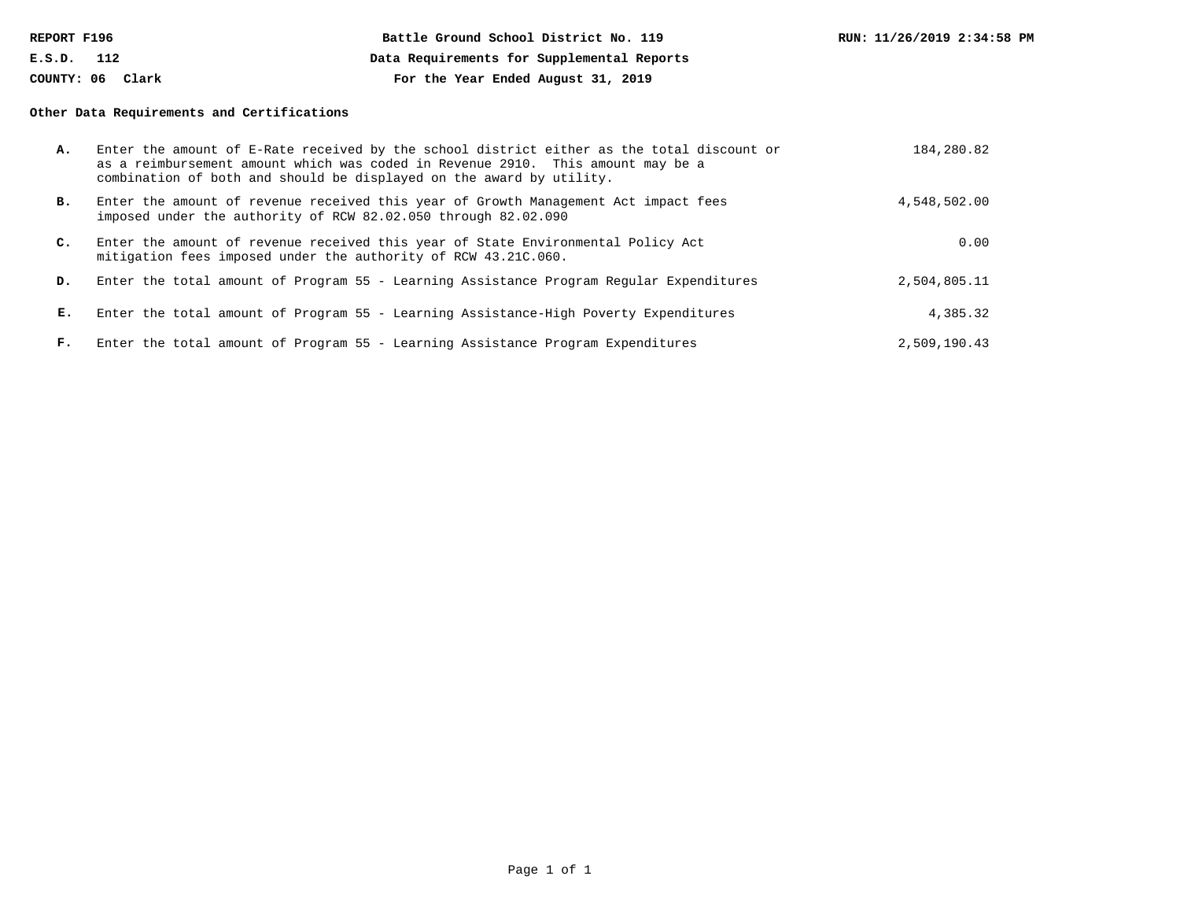REPORT F196 | Battle Ground School District No. 119 | RUN: 11/26/2019 2:34:58 PM

E.S.D. 112 | Data Requirements for Supplemental Reports

COUNTY: 06 Clark | For the Year Ended August 31, 2019

**Other Data Requirements and Certifications**

| | Description | Amount |
|---|---|---|
| **A.** | Enter the amount of E-Rate received by the school district either as the total discount or as a reimbursement amount which was coded in Revenue 2910. This amount may be a combination of both and should be displayed on the award by utility. | 184,280.82 |
| **B.** | Enter the amount of revenue received this year of Growth Management Act impact fees imposed under the authority of RCW 82.02.050 through 82.02.090 | 4,548,502.00 |
| **C.** | Enter the amount of revenue received this year of State Environmental Policy Act mitigation fees imposed under the authority of RCW 43.21C.060. | 0.00 |
| **D.** | Enter the total amount of Program 55 - Learning Assistance Program Regular Expenditures | 2,504,805.11 |
| **E.** | Enter the total amount of Program 55 - Learning Assistance-High Poverty Expenditures | 4,385.32 |
| **F.** | Enter the total amount of Program 55 - Learning Assistance Program Expenditures | 2,509,190.43 |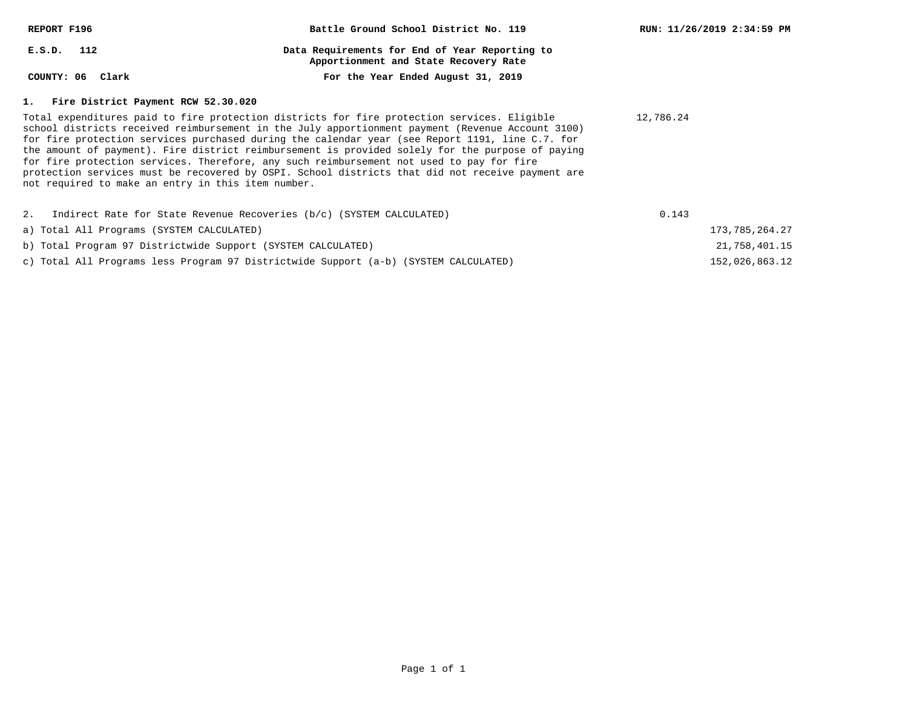**REPORT F196** | **Battle Ground School District No. 119** | **RUN: 11/26/2019 2:34:59 PM**

**E.S.D. 112** | **Data Requirements for End of Year Reporting to Apportionment and State Recovery Rate**

**COUNTY: 06 Clark** | **For the Year Ended August 31, 2019**

## 1. Fire District Payment RCW 52.30.020

Total expenditures paid to fire protection districts for fire protection services. Eligible school districts received reimbursement in the July apportionment payment (Revenue Account 3100) for fire protection services purchased during the calendar year (see Report 1191, line C.7. for the amount of payment). Fire district reimbursement is provided solely for the purpose of paying for fire protection services. Therefore, any such reimbursement not used to pay for fire protection services must be recovered by OSPI. School districts that did not receive payment are not required to make an entry in this item number. — 12,786.24

| | | |
|---|---|---|
| 2. Indirect Rate for State Revenue Recoveries (b/c) (SYSTEM CALCULATED) | 0.143 | |
| a) Total All Programs (SYSTEM CALCULATED) | | 173,785,264.27 |
| b) Total Program 97 Districtwide Support (SYSTEM CALCULATED) | | 21,758,401.15 |
| c) Total All Programs less Program 97 Districtwide Support (a-b) (SYSTEM CALCULATED) | | 152,026,863.12 |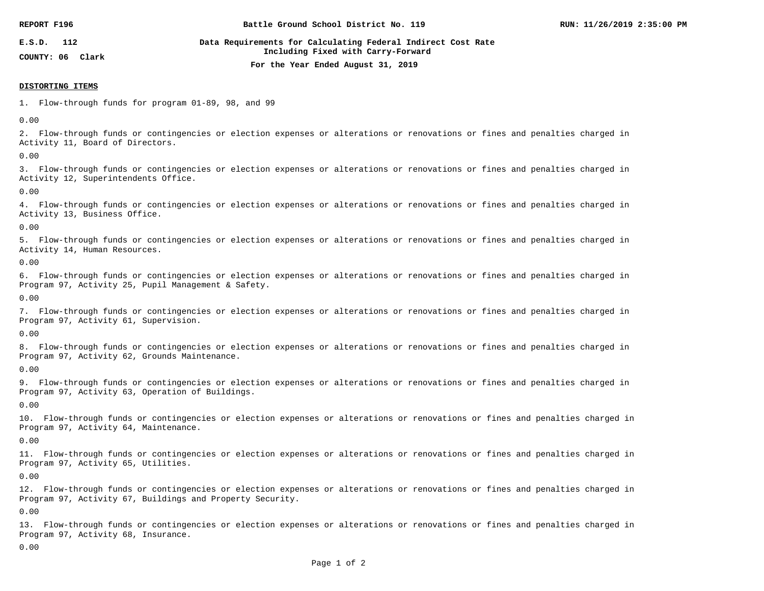REPORT F196 | Battle Ground School District No. 119 | RUN: 11/26/2019 2:35:00 PM

E.S.D. 112

COUNTY: 06 Clark

**Data Requirements for Calculating Federal Indirect Cost Rate**
**Including Fixed with Carry-Forward**
**For the Year Ended August 31, 2019**

**DISTORTING ITEMS**

1. Flow-through funds for program 01-89, 98, and 99

0.00

2. Flow-through funds or contingencies or election expenses or alterations or renovations or fines and penalties charged in Activity 11, Board of Directors.

0.00

3. Flow-through funds or contingencies or election expenses or alterations or renovations or fines and penalties charged in Activity 12, Superintendents Office.

0.00

4. Flow-through funds or contingencies or election expenses or alterations or renovations or fines and penalties charged in Activity 13, Business Office.

0.00

5. Flow-through funds or contingencies or election expenses or alterations or renovations or fines and penalties charged in Activity 14, Human Resources.

0.00

6. Flow-through funds or contingencies or election expenses or alterations or renovations or fines and penalties charged in Program 97, Activity 25, Pupil Management & Safety.

0.00

7. Flow-through funds or contingencies or election expenses or alterations or renovations or fines and penalties charged in Program 97, Activity 61, Supervision.

0.00

8. Flow-through funds or contingencies or election expenses or alterations or renovations or fines and penalties charged in Program 97, Activity 62, Grounds Maintenance.

0.00

9. Flow-through funds or contingencies or election expenses or alterations or renovations or fines and penalties charged in Program 97, Activity 63, Operation of Buildings.

0.00

10. Flow-through funds or contingencies or election expenses or alterations or renovations or fines and penalties charged in Program 97, Activity 64, Maintenance.

0.00

11. Flow-through funds or contingencies or election expenses or alterations or renovations or fines and penalties charged in Program 97, Activity 65, Utilities.

0.00

12. Flow-through funds or contingencies or election expenses or alterations or renovations or fines and penalties charged in Program 97, Activity 67, Buildings and Property Security.

0.00

13. Flow-through funds or contingencies or election expenses or alterations or renovations or fines and penalties charged in Program 97, Activity 68, Insurance.

0.00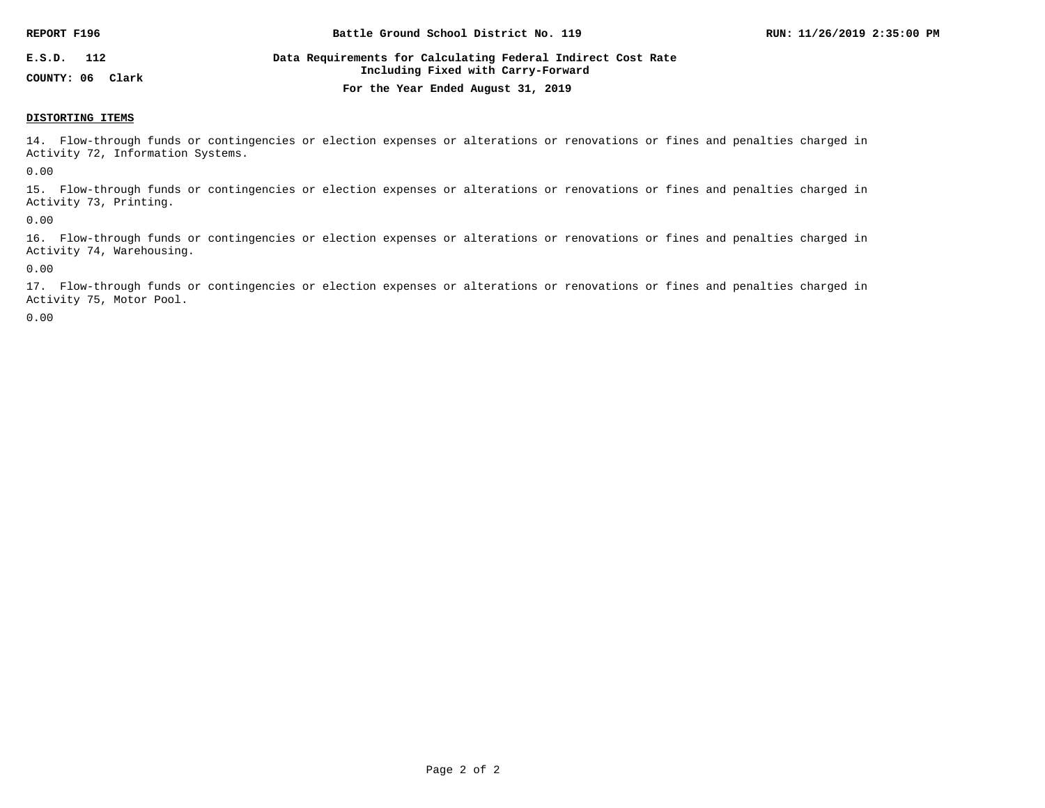**REPORT F196** | **Battle Ground School District No. 119** | **RUN: 11/26/2019 2:35:00 PM**

**E.S.D. 112**

**COUNTY: 06 Clark**

**Data Requirements for Calculating Federal Indirect Cost Rate Including Fixed with Carry-Forward**

**For the Year Ended August 31, 2019**

**DISTORTING ITEMS**

14. Flow-through funds or contingencies or election expenses or alterations or renovations or fines and penalties charged in Activity 72, Information Systems.

0.00

15. Flow-through funds or contingencies or election expenses or alterations or renovations or fines and penalties charged in Activity 73, Printing.

0.00

16. Flow-through funds or contingencies or election expenses or alterations or renovations or fines and penalties charged in Activity 74, Warehousing.

0.00

17. Flow-through funds or contingencies or election expenses or alterations or renovations or fines and penalties charged in Activity 75, Motor Pool.

0.00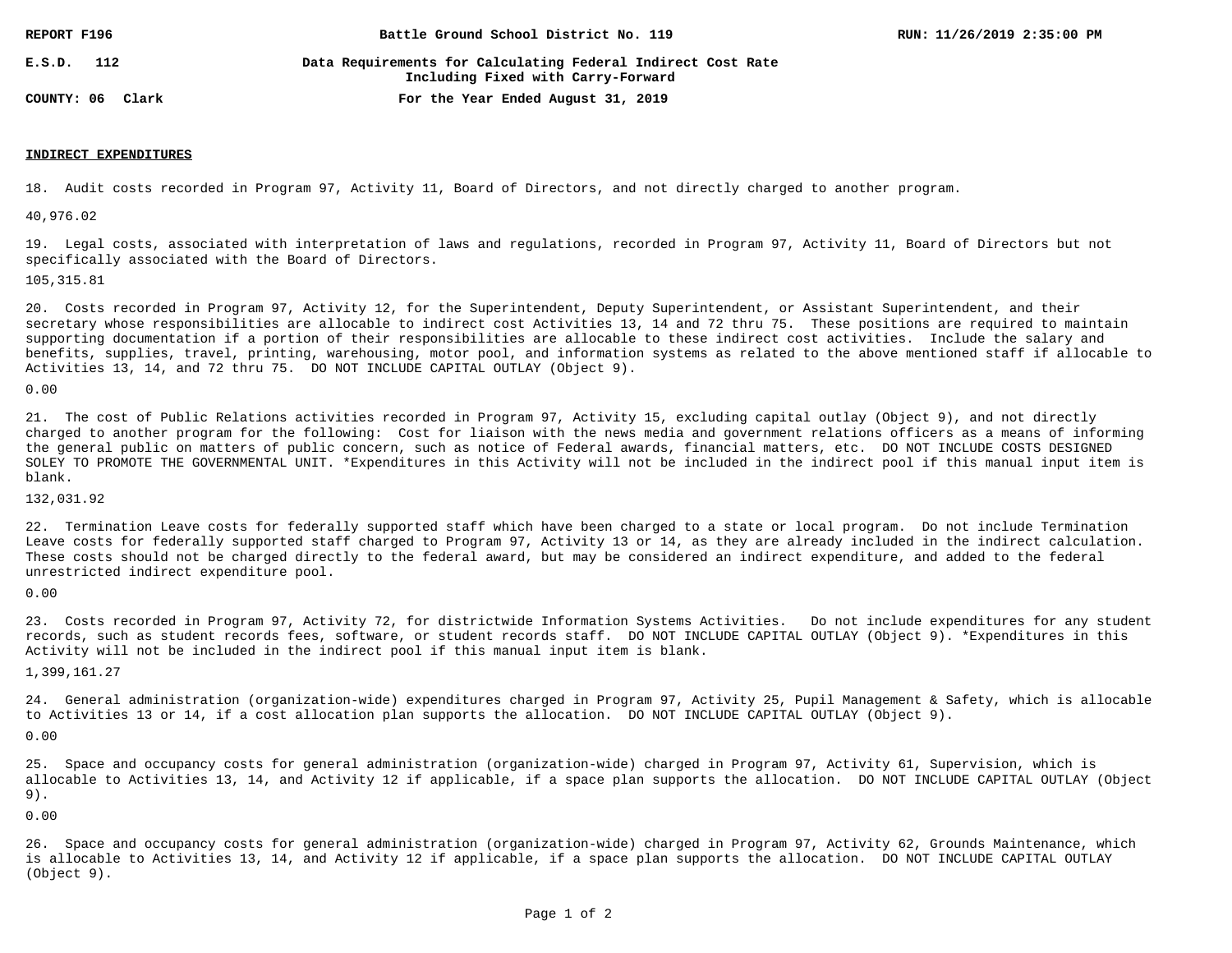REPORT F196 | Battle Ground School District No. 119 | RUN: 11/26/2019 2:35:00 PM

E.S.D. 112 — Data Requirements for Calculating Federal Indirect Cost Rate Including Fixed with Carry-Forward

COUNTY: 06 Clark — For the Year Ended August 31, 2019

**INDIRECT EXPENDITURES**

18. Audit costs recorded in Program 97, Activity 11, Board of Directors, and not directly charged to another program.

40,976.02

19. Legal costs, associated with interpretation of laws and regulations, recorded in Program 97, Activity 11, Board of Directors but not specifically associated with the Board of Directors.

105,315.81

20. Costs recorded in Program 97, Activity 12, for the Superintendent, Deputy Superintendent, or Assistant Superintendent, and their secretary whose responsibilities are allocable to indirect cost Activities 13, 14 and 72 thru 75. These positions are required to maintain supporting documentation if a portion of their responsibilities are allocable to these indirect cost activities. Include the salary and benefits, supplies, travel, printing, warehousing, motor pool, and information systems as related to the above mentioned staff if allocable to Activities 13, 14, and 72 thru 75. DO NOT INCLUDE CAPITAL OUTLAY (Object 9).

0.00

21. The cost of Public Relations activities recorded in Program 97, Activity 15, excluding capital outlay (Object 9), and not directly charged to another program for the following: Cost for liaison with the news media and government relations officers as a means of informing the general public on matters of public concern, such as notice of Federal awards, financial matters, etc. DO NOT INCLUDE COSTS DESIGNED SOLEY TO PROMOTE THE GOVERNMENTAL UNIT. *Expenditures in this Activity will not be included in the indirect pool if this manual input item is blank.

132,031.92

22. Termination Leave costs for federally supported staff which have been charged to a state or local program. Do not include Termination Leave costs for federally supported staff charged to Program 97, Activity 13 or 14, as they are already included in the indirect calculation. These costs should not be charged directly to the federal award, but may be considered an indirect expenditure, and added to the federal unrestricted indirect expenditure pool.

0.00

23. Costs recorded in Program 97, Activity 72, for districtwide Information Systems Activities. Do not include expenditures for any student records, such as student records fees, software, or student records staff. DO NOT INCLUDE CAPITAL OUTLAY (Object 9). *Expenditures in this Activity will not be included in the indirect pool if this manual input item is blank.

1,399,161.27

24. General administration (organization-wide) expenditures charged in Program 97, Activity 25, Pupil Management & Safety, which is allocable to Activities 13 or 14, if a cost allocation plan supports the allocation. DO NOT INCLUDE CAPITAL OUTLAY (Object 9).

0.00

25. Space and occupancy costs for general administration (organization-wide) charged in Program 97, Activity 61, Supervision, which is allocable to Activities 13, 14, and Activity 12 if applicable, if a space plan supports the allocation. DO NOT INCLUDE CAPITAL OUTLAY (Object 9).

0.00

26. Space and occupancy costs for general administration (organization-wide) charged in Program 97, Activity 62, Grounds Maintenance, which is allocable to Activities 13, 14, and Activity 12 if applicable, if a space plan supports the allocation. DO NOT INCLUDE CAPITAL OUTLAY (Object 9).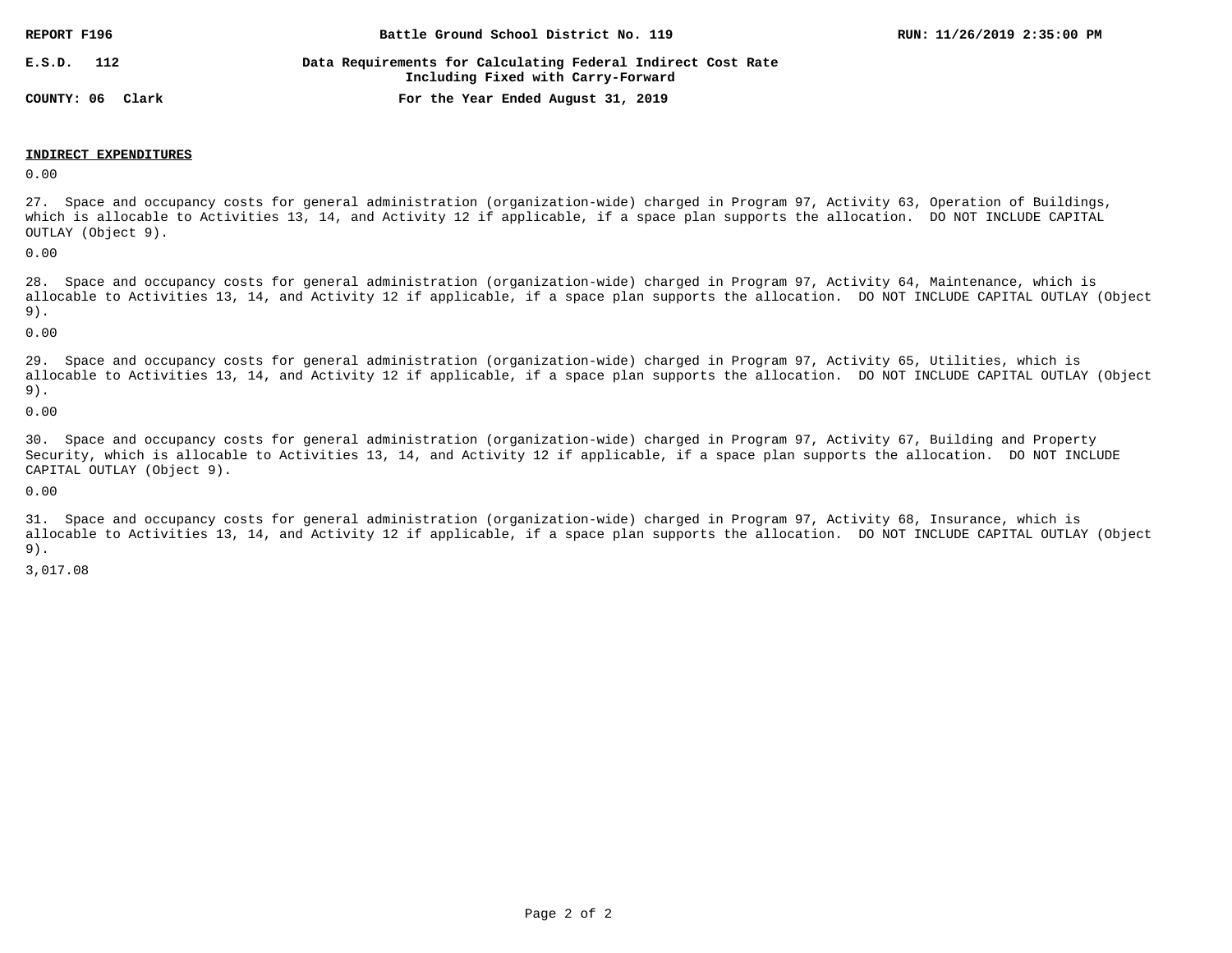REPORT F196 | Battle Ground School District No. 119 | RUN: 11/26/2019 2:35:00 PM

E.S.D. 112 | Data Requirements for Calculating Federal Indirect Cost Rate Including Fixed with Carry-Forward

COUNTY: 06 Clark | For the Year Ended August 31, 2019

**INDIRECT EXPENDITURES**

0.00

27. Space and occupancy costs for general administration (organization-wide) charged in Program 97, Activity 63, Operation of Buildings, which is allocable to Activities 13, 14, and Activity 12 if applicable, if a space plan supports the allocation. DO NOT INCLUDE CAPITAL OUTLAY (Object 9).

0.00

28. Space and occupancy costs for general administration (organization-wide) charged in Program 97, Activity 64, Maintenance, which is allocable to Activities 13, 14, and Activity 12 if applicable, if a space plan supports the allocation. DO NOT INCLUDE CAPITAL OUTLAY (Object 9).

0.00

29. Space and occupancy costs for general administration (organization-wide) charged in Program 97, Activity 65, Utilities, which is allocable to Activities 13, 14, and Activity 12 if applicable, if a space plan supports the allocation. DO NOT INCLUDE CAPITAL OUTLAY (Object 9).

0.00

30. Space and occupancy costs for general administration (organization-wide) charged in Program 97, Activity 67, Building and Property Security, which is allocable to Activities 13, 14, and Activity 12 if applicable, if a space plan supports the allocation. DO NOT INCLUDE CAPITAL OUTLAY (Object 9).

0.00

31. Space and occupancy costs for general administration (organization-wide) charged in Program 97, Activity 68, Insurance, which is allocable to Activities 13, 14, and Activity 12 if applicable, if a space plan supports the allocation. DO NOT INCLUDE CAPITAL OUTLAY (Object 9).

3,017.08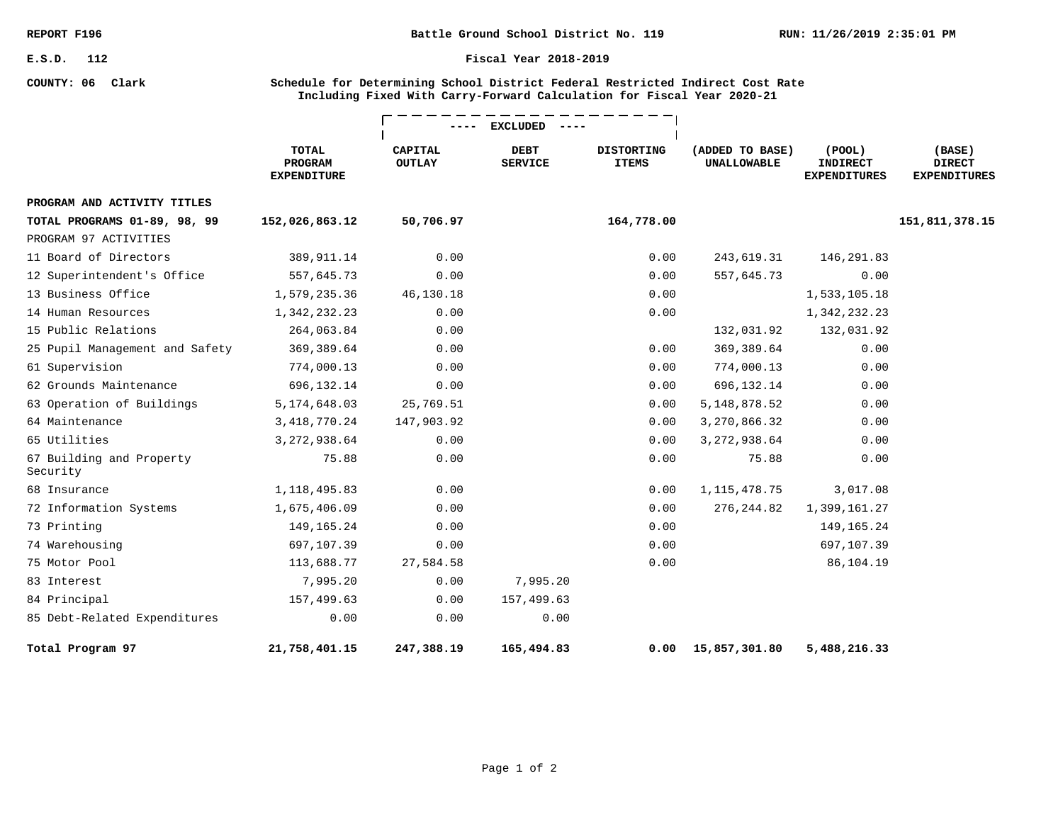REPORT F196 | Battle Ground School District No. 119 | RUN: 11/26/2019 2:35:01 PM

E.S.D. 112 | Fiscal Year 2018-2019

COUNTY: 06 Clark

**Schedule for Determining School District Federal Restricted Indirect Cost Rate Including Fixed With Carry-Forward Calculation for Fiscal Year 2020-21**

| | | ---- EXCLUDED ---- | | | | | |
|---|---|---|---|---|---|---|---|
| | **TOTAL PROGRAM EXPENDITURE** | **CAPITAL OUTLAY** | **DEBT SERVICE** | **DISTORTING ITEMS** | **(ADDED TO BASE) UNALLOWABLE** | **(POOL) INDIRECT EXPENDITURES** | **(BASE) DIRECT EXPENDITURES** |
| **PROGRAM AND ACTIVITY TITLES** | | | | | | | |
| **TOTAL PROGRAMS 01-89, 98, 99** | **152,026,863.12** | **50,706.97** | | **164,778.00** | | | **151,811,378.15** |
| PROGRAM 97 ACTIVITIES | | | | | | | |
| 11 Board of Directors | 389,911.14 | 0.00 | | 0.00 | 243,619.31 | 146,291.83 | |
| 12 Superintendent's Office | 557,645.73 | 0.00 | | 0.00 | 557,645.73 | 0.00 | |
| 13 Business Office | 1,579,235.36 | 46,130.18 | | 0.00 | | 1,533,105.18 | |
| 14 Human Resources | 1,342,232.23 | 0.00 | | 0.00 | | 1,342,232.23 | |
| 15 Public Relations | 264,063.84 | 0.00 | | | 132,031.92 | 132,031.92 | |
| 25 Pupil Management and Safety | 369,389.64 | 0.00 | | 0.00 | 369,389.64 | 0.00 | |
| 61 Supervision | 774,000.13 | 0.00 | | 0.00 | 774,000.13 | 0.00 | |
| 62 Grounds Maintenance | 696,132.14 | 0.00 | | 0.00 | 696,132.14 | 0.00 | |
| 63 Operation of Buildings | 5,174,648.03 | 25,769.51 | | 0.00 | 5,148,878.52 | 0.00 | |
| 64 Maintenance | 3,418,770.24 | 147,903.92 | | 0.00 | 3,270,866.32 | 0.00 | |
| 65 Utilities | 3,272,938.64 | 0.00 | | 0.00 | 3,272,938.64 | 0.00 | |
| 67 Building and Property Security | 75.88 | 0.00 | | 0.00 | 75.88 | 0.00 | |
| 68 Insurance | 1,118,495.83 | 0.00 | | 0.00 | 1,115,478.75 | 3,017.08 | |
| 72 Information Systems | 1,675,406.09 | 0.00 | | 0.00 | 276,244.82 | 1,399,161.27 | |
| 73 Printing | 149,165.24 | 0.00 | | 0.00 | | 149,165.24 | |
| 74 Warehousing | 697,107.39 | 0.00 | | 0.00 | | 697,107.39 | |
| 75 Motor Pool | 113,688.77 | 27,584.58 | | 0.00 | | 86,104.19 | |
| 83 Interest | 7,995.20 | 0.00 | 7,995.20 | | | | |
| 84 Principal | 157,499.63 | 0.00 | 157,499.63 | | | | |
| 85 Debt-Related Expenditures | 0.00 | 0.00 | 0.00 | | | | |
| **Total Program 97** | **21,758,401.15** | **247,388.19** | **165,494.83** | **0.00** | **15,857,301.80** | **5,488,216.33** | |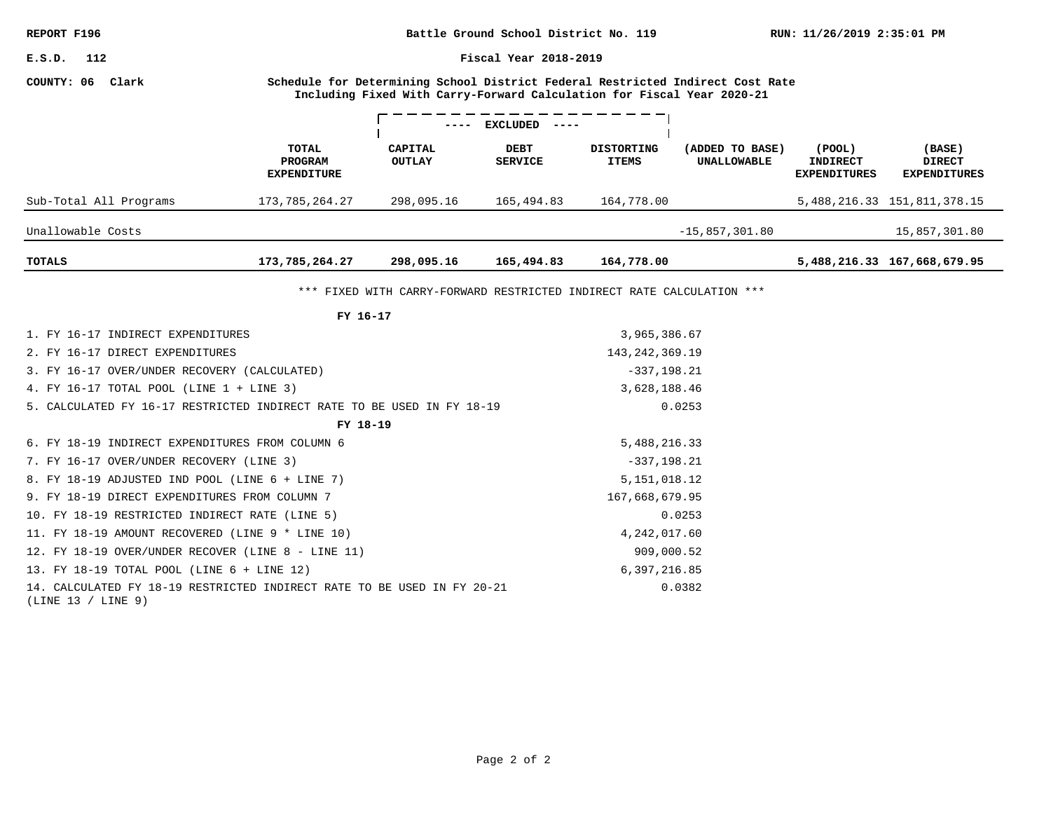REPORT F196 | Battle Ground School District No. 119 | RUN: 11/26/2019 2:35:01 PM

E.S.D. 112 | Fiscal Year 2018-2019

COUNTY: 06 Clark

**Schedule for Determining School District Federal Restricted Indirect Cost Rate Including Fixed With Carry-Forward Calculation for Fiscal Year 2020-21**

| | TOTAL PROGRAM EXPENDITURE | ---- EXCLUDED ---- CAPITAL OUTLAY | DEBT SERVICE | DISTORTING ITEMS | (ADDED TO BASE) UNALLOWABLE | (POOL) INDIRECT EXPENDITURES | (BASE) DIRECT EXPENDITURES |
|---|---|---|---|---|---|---|---|
| Sub-Total All Programs | 173,785,264.27 | 298,095.16 | 165,494.83 | 164,778.00 | | 5,488,216.33 | 151,811,378.15 |
| Unallowable Costs | | | | | -15,857,301.80 | | 15,857,301.80 |
| **TOTALS** | **173,785,264.27** | **298,095.16** | **165,494.83** | **164,778.00** | | **5,488,216.33** | **167,668,679.95** |

*** FIXED WITH CARRY-FORWARD RESTRICTED INDIRECT RATE CALCULATION ***

**FY 16-17**

| | |
|---|---|
| 1. FY 16-17 INDIRECT EXPENDITURES | 3,965,386.67 |
| 2. FY 16-17 DIRECT EXPENDITURES | 143,242,369.19 |
| 3. FY 16-17 OVER/UNDER RECOVERY (CALCULATED) | -337,198.21 |
| 4. FY 16-17 TOTAL POOL (LINE 1 + LINE 3) | 3,628,188.46 |
| 5. CALCULATED FY 16-17 RESTRICTED INDIRECT RATE TO BE USED IN FY 18-19 | 0.0253 |

**FY 18-19**

| | |
|---|---|
| 6. FY 18-19 INDIRECT EXPENDITURES FROM COLUMN 6 | 5,488,216.33 |
| 7. FY 16-17 OVER/UNDER RECOVERY (LINE 3) | -337,198.21 |
| 8. FY 18-19 ADJUSTED IND POOL (LINE 6 + LINE 7) | 5,151,018.12 |
| 9. FY 18-19 DIRECT EXPENDITURES FROM COLUMN 7 | 167,668,679.95 |
| 10. FY 18-19 RESTRICTED INDIRECT RATE (LINE 5) | 0.0253 |
| 11. FY 18-19 AMOUNT RECOVERED (LINE 9 * LINE 10) | 4,242,017.60 |
| 12. FY 18-19 OVER/UNDER RECOVER (LINE 8 - LINE 11) | 909,000.52 |
| 13. FY 18-19 TOTAL POOL (LINE 6 + LINE 12) | 6,397,216.85 |
| 14. CALCULATED FY 18-19 RESTRICTED INDIRECT RATE TO BE USED IN FY 20-21 (LINE 13 / LINE 9) | 0.0382 |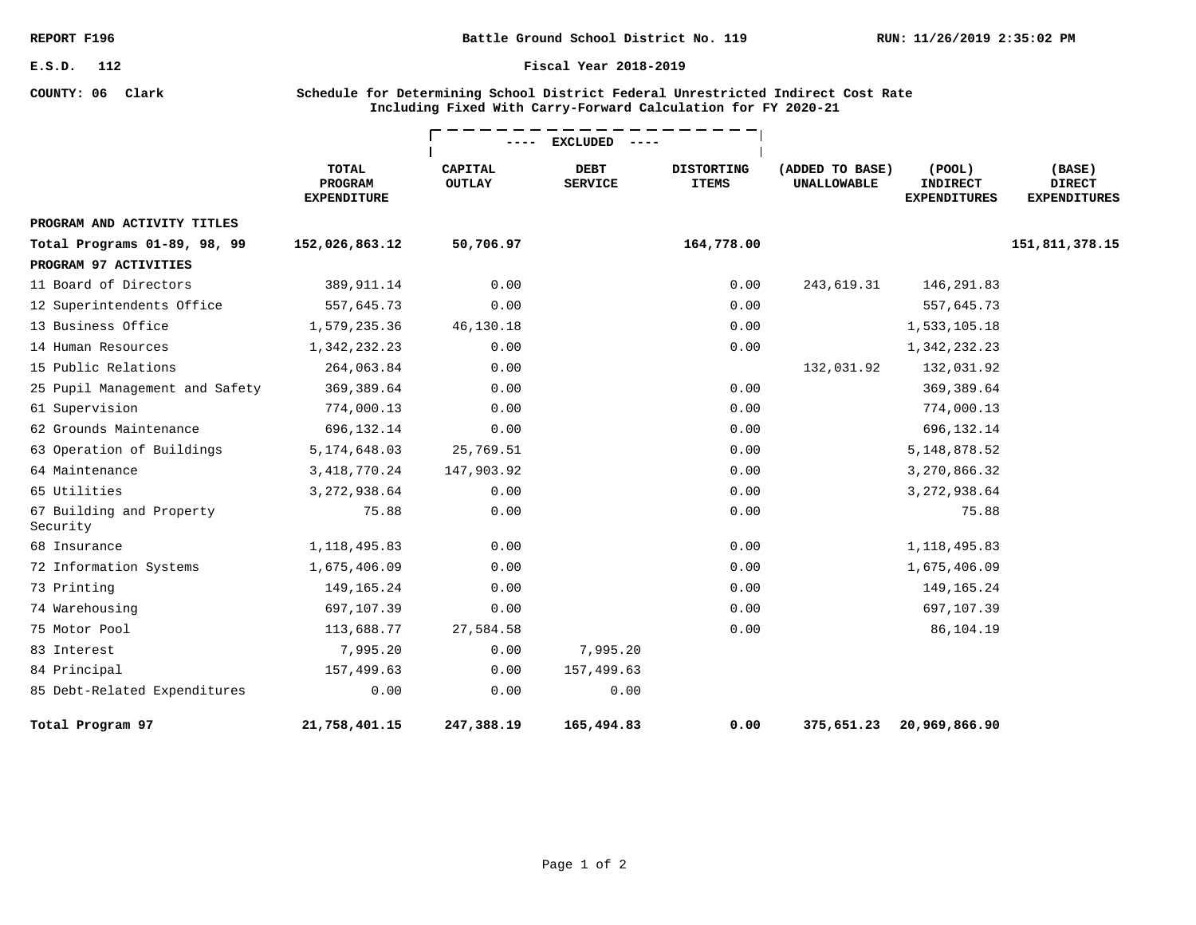REPORT F196

**Battle Ground School District No. 119**

RUN: 11/26/2019 2:35:02 PM

E.S.D. 112

**Fiscal Year 2018-2019**

COUNTY: 06 Clark

**Schedule for Determining School District Federal Unrestricted Indirect Cost Rate Including Fixed With Carry-Forward Calculation for FY 2020-21**

| | | ---- EXCLUDED ---- | | | | | |
|---|---|---|---|---|---|---|---|
| | TOTAL PROGRAM EXPENDITURE | CAPITAL OUTLAY | DEBT SERVICE | DISTORTING ITEMS | (ADDED TO BASE) UNALLOWABLE | (POOL) INDIRECT EXPENDITURES | (BASE) DIRECT EXPENDITURES |
| **PROGRAM AND ACTIVITY TITLES** | | | | | | | |
| **Total Programs 01-89, 98, 99** | **152,026,863.12** | **50,706.97** | | **164,778.00** | | | **151,811,378.15** |
| **PROGRAM 97 ACTIVITIES** | | | | | | | |
| 11 Board of Directors | 389,911.14 | 0.00 | | 0.00 | 243,619.31 | 146,291.83 | |
| 12 Superintendents Office | 557,645.73 | 0.00 | | 0.00 | | 557,645.73 | |
| 13 Business Office | 1,579,235.36 | 46,130.18 | | 0.00 | | 1,533,105.18 | |
| 14 Human Resources | 1,342,232.23 | 0.00 | | 0.00 | | 1,342,232.23 | |
| 15 Public Relations | 264,063.84 | 0.00 | | | 132,031.92 | 132,031.92 | |
| 25 Pupil Management and Safety | 369,389.64 | 0.00 | | 0.00 | | 369,389.64 | |
| 61 Supervision | 774,000.13 | 0.00 | | 0.00 | | 774,000.13 | |
| 62 Grounds Maintenance | 696,132.14 | 0.00 | | 0.00 | | 696,132.14 | |
| 63 Operation of Buildings | 5,174,648.03 | 25,769.51 | | 0.00 | | 5,148,878.52 | |
| 64 Maintenance | 3,418,770.24 | 147,903.92 | | 0.00 | | 3,270,866.32 | |
| 65 Utilities | 3,272,938.64 | 0.00 | | 0.00 | | 3,272,938.64 | |
| 67 Building and Property Security | 75.88 | 0.00 | | 0.00 | | 75.88 | |
| 68 Insurance | 1,118,495.83 | 0.00 | | 0.00 | | 1,118,495.83 | |
| 72 Information Systems | 1,675,406.09 | 0.00 | | 0.00 | | 1,675,406.09 | |
| 73 Printing | 149,165.24 | 0.00 | | 0.00 | | 149,165.24 | |
| 74 Warehousing | 697,107.39 | 0.00 | | 0.00 | | 697,107.39 | |
| 75 Motor Pool | 113,688.77 | 27,584.58 | | 0.00 | | 86,104.19 | |
| 83 Interest | 7,995.20 | 0.00 | 7,995.20 | | | | |
| 84 Principal | 157,499.63 | 0.00 | 157,499.63 | | | | |
| 85 Debt-Related Expenditures | 0.00 | 0.00 | 0.00 | | | | |
| **Total Program 97** | **21,758,401.15** | **247,388.19** | **165,494.83** | **0.00** | **375,651.23** | **20,969,866.90** | |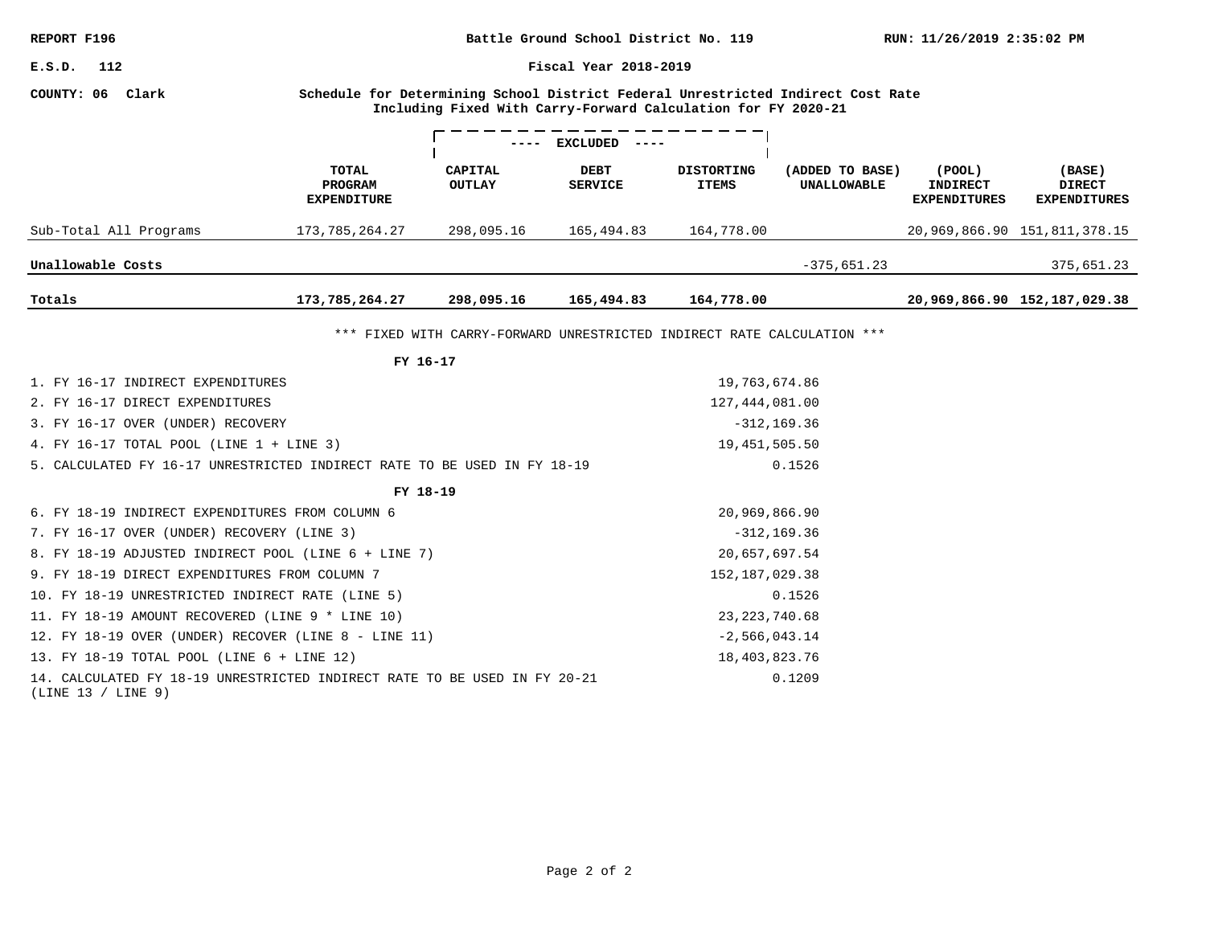REPORT F196 | Battle Ground School District No. 119 | RUN: 11/26/2019 2:35:02 PM

E.S.D. 112 | Fiscal Year 2018-2019

COUNTY: 06 Clark

**Schedule for Determining School District Federal Unrestricted Indirect Cost Rate Including Fixed With Carry-Forward Calculation for FY 2020-21**

| | | ---- EXCLUDED ---- | | | | | |
|---|---|---|---|---|---|---|---|
| | TOTAL PROGRAM EXPENDITURE | CAPITAL OUTLAY | DEBT SERVICE | DISTORTING ITEMS | (ADDED TO BASE) UNALLOWABLE | (POOL) INDIRECT EXPENDITURES | (BASE) DIRECT EXPENDITURES |
| Sub-Total All Programs | 173,785,264.27 | 298,095.16 | 165,494.83 | 164,778.00 | | 20,969,866.90 | 151,811,378.15 |
| **Unallowable Costs** | | | | | -375,651.23 | | 375,651.23 |
| **Totals** | **173,785,264.27** | **298,095.16** | **165,494.83** | **164,778.00** | | **20,969,866.90** | **152,187,029.38** |

*** FIXED WITH CARRY-FORWARD UNRESTRICTED INDIRECT RATE CALCULATION ***

**FY 16-17**

| | |
|---|---|
| 1. FY 16-17 INDIRECT EXPENDITURES | 19,763,674.86 |
| 2. FY 16-17 DIRECT EXPENDITURES | 127,444,081.00 |
| 3. FY 16-17 OVER (UNDER) RECOVERY | -312,169.36 |
| 4. FY 16-17 TOTAL POOL (LINE 1 + LINE 3) | 19,451,505.50 |
| 5. CALCULATED FY 16-17 UNRESTRICTED INDIRECT RATE TO BE USED IN FY 18-19 | 0.1526 |

**FY 18-19**

| | |
|---|---|
| 6. FY 18-19 INDIRECT EXPENDITURES FROM COLUMN 6 | 20,969,866.90 |
| 7. FY 16-17 OVER (UNDER) RECOVERY (LINE 3) | -312,169.36 |
| 8. FY 18-19 ADJUSTED INDIRECT POOL (LINE 6 + LINE 7) | 20,657,697.54 |
| 9. FY 18-19 DIRECT EXPENDITURES FROM COLUMN 7 | 152,187,029.38 |
| 10. FY 18-19 UNRESTRICTED INDIRECT RATE (LINE 5) | 0.1526 |
| 11. FY 18-19 AMOUNT RECOVERED (LINE 9 * LINE 10) | 23,223,740.68 |
| 12. FY 18-19 OVER (UNDER) RECOVER (LINE 8 - LINE 11) | -2,566,043.14 |
| 13. FY 18-19 TOTAL POOL (LINE 6 + LINE 12) | 18,403,823.76 |
| 14. CALCULATED FY 18-19 UNRESTRICTED INDIRECT RATE TO BE USED IN FY 20-21 (LINE 13 / LINE 9) | 0.1209 |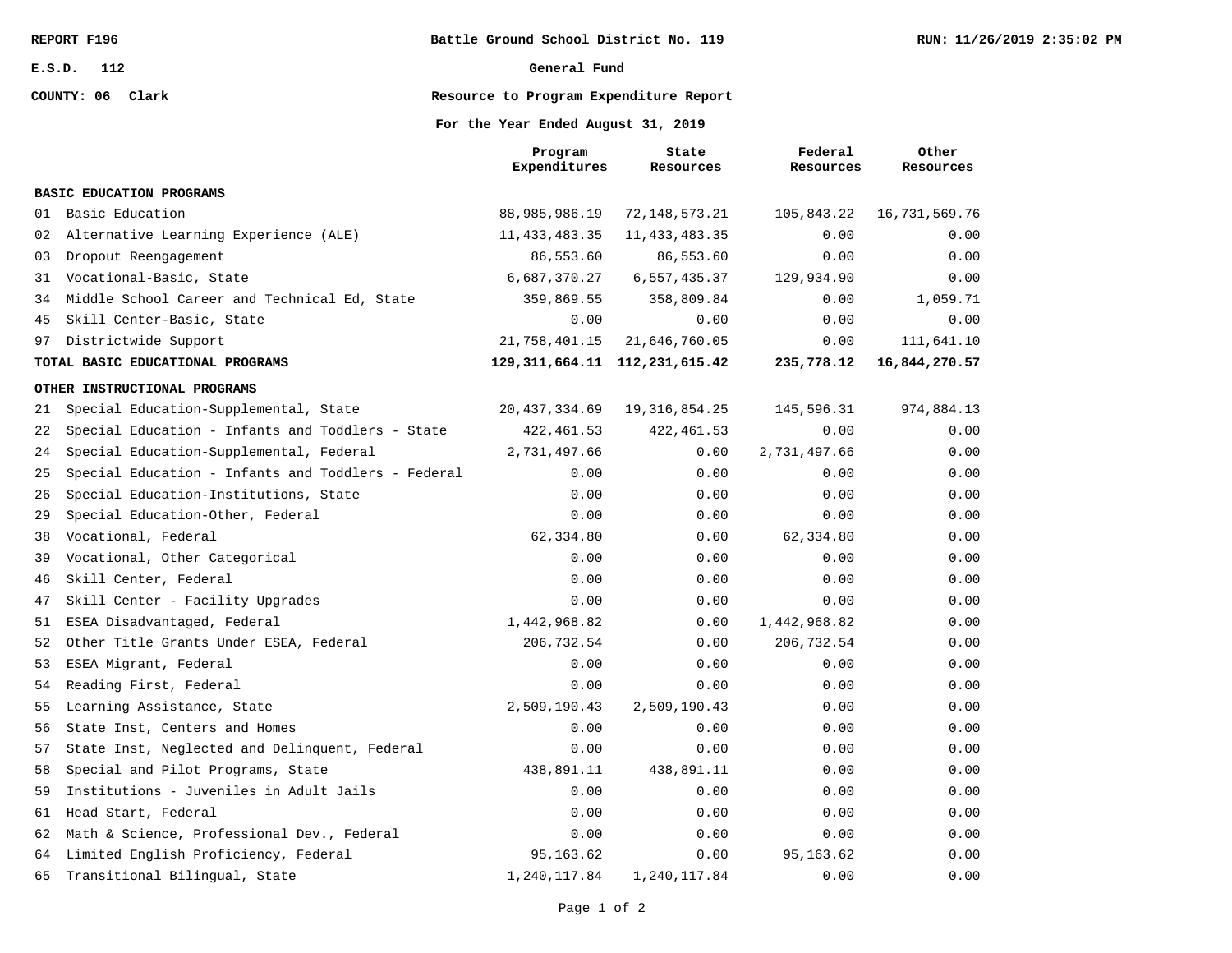REPORT F196 — Battle Ground School District No. 119 — RUN: 11/26/2019 2:35:02 PM

E.S.D. 112

COUNTY: 06 Clark

# General Fund

## Resource to Program Expenditure Report

### For the Year Ended August 31, 2019

| | | Program Expenditures | State Resources | Federal Resources | Other Resources |
|---|---|---|---|---|---|
| **BASIC EDUCATION PROGRAMS** | | | | | |
| 01 | Basic Education | 88,985,986.19 | 72,148,573.21 | 105,843.22 | 16,731,569.76 |
| 02 | Alternative Learning Experience (ALE) | 11,433,483.35 | 11,433,483.35 | 0.00 | 0.00 |
| 03 | Dropout Reengagement | 86,553.60 | 86,553.60 | 0.00 | 0.00 |
| 31 | Vocational-Basic, State | 6,687,370.27 | 6,557,435.37 | 129,934.90 | 0.00 |
| 34 | Middle School Career and Technical Ed, State | 359,869.55 | 358,809.84 | 0.00 | 1,059.71 |
| 45 | Skill Center-Basic, State | 0.00 | 0.00 | 0.00 | 0.00 |
| 97 | Districtwide Support | 21,758,401.15 | 21,646,760.05 | 0.00 | 111,641.10 |
| **TOTAL BASIC EDUCATIONAL PROGRAMS** | | **129,311,664.11** | **112,231,615.42** | **235,778.12** | **16,844,270.57** |
| **OTHER INSTRUCTIONAL PROGRAMS** | | | | | |
| 21 | Special Education-Supplemental, State | 20,437,334.69 | 19,316,854.25 | 145,596.31 | 974,884.13 |
| 22 | Special Education - Infants and Toddlers - State | 422,461.53 | 422,461.53 | 0.00 | 0.00 |
| 24 | Special Education-Supplemental, Federal | 2,731,497.66 | 0.00 | 2,731,497.66 | 0.00 |
| 25 | Special Education - Infants and Toddlers - Federal | 0.00 | 0.00 | 0.00 | 0.00 |
| 26 | Special Education-Institutions, State | 0.00 | 0.00 | 0.00 | 0.00 |
| 29 | Special Education-Other, Federal | 0.00 | 0.00 | 0.00 | 0.00 |
| 38 | Vocational, Federal | 62,334.80 | 0.00 | 62,334.80 | 0.00 |
| 39 | Vocational, Other Categorical | 0.00 | 0.00 | 0.00 | 0.00 |
| 46 | Skill Center, Federal | 0.00 | 0.00 | 0.00 | 0.00 |
| 47 | Skill Center - Facility Upgrades | 0.00 | 0.00 | 0.00 | 0.00 |
| 51 | ESEA Disadvantaged, Federal | 1,442,968.82 | 0.00 | 1,442,968.82 | 0.00 |
| 52 | Other Title Grants Under ESEA, Federal | 206,732.54 | 0.00 | 206,732.54 | 0.00 |
| 53 | ESEA Migrant, Federal | 0.00 | 0.00 | 0.00 | 0.00 |
| 54 | Reading First, Federal | 0.00 | 0.00 | 0.00 | 0.00 |
| 55 | Learning Assistance, State | 2,509,190.43 | 2,509,190.43 | 0.00 | 0.00 |
| 56 | State Inst, Centers and Homes | 0.00 | 0.00 | 0.00 | 0.00 |
| 57 | State Inst, Neglected and Delinquent, Federal | 0.00 | 0.00 | 0.00 | 0.00 |
| 58 | Special and Pilot Programs, State | 438,891.11 | 438,891.11 | 0.00 | 0.00 |
| 59 | Institutions - Juveniles in Adult Jails | 0.00 | 0.00 | 0.00 | 0.00 |
| 61 | Head Start, Federal | 0.00 | 0.00 | 0.00 | 0.00 |
| 62 | Math & Science, Professional Dev., Federal | 0.00 | 0.00 | 0.00 | 0.00 |
| 64 | Limited English Proficiency, Federal | 95,163.62 | 0.00 | 95,163.62 | 0.00 |
| 65 | Transitional Bilingual, State | 1,240,117.84 | 1,240,117.84 | 0.00 | 0.00 |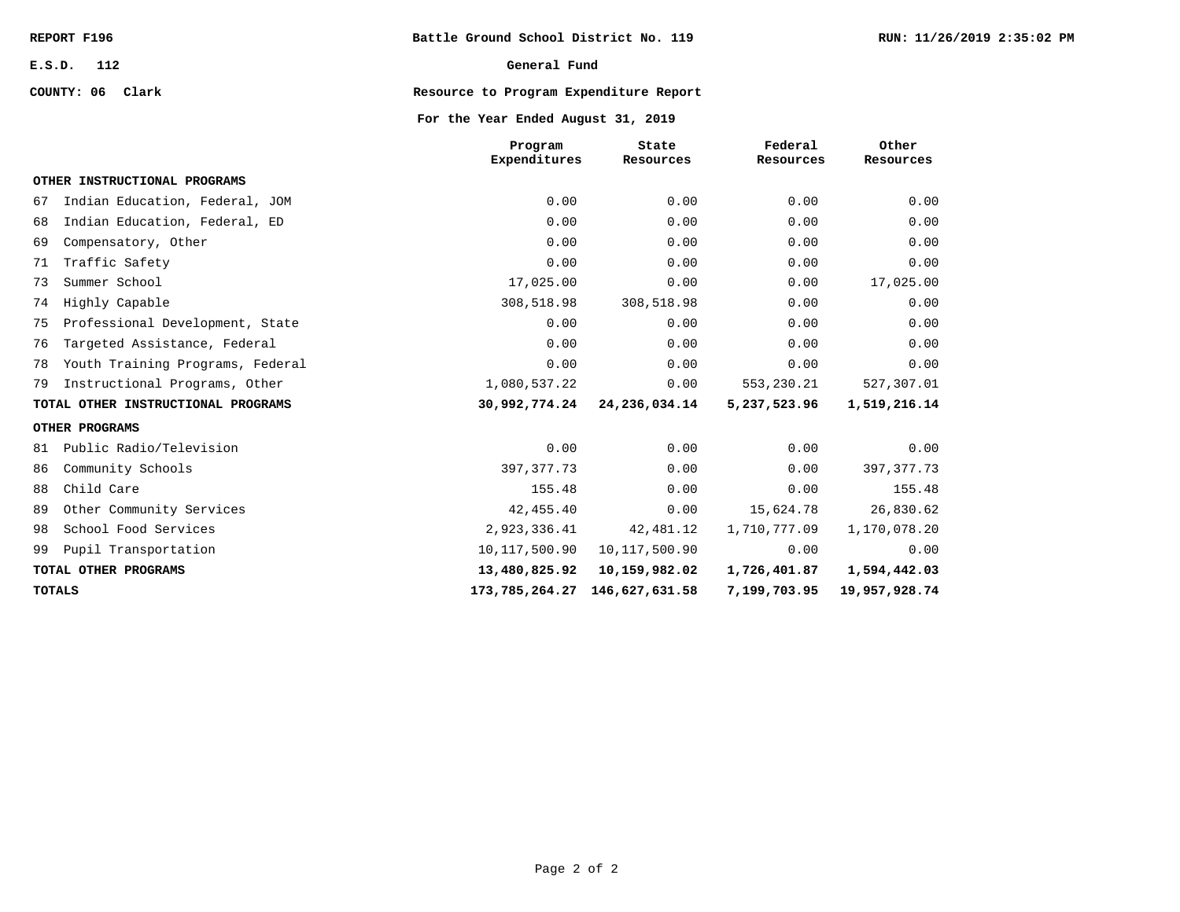REPORT F196 | Battle Ground School District No. 119 | RUN: 11/26/2019 2:35:02 PM

E.S.D. 112

COUNTY: 06 Clark

**General Fund**

**Resource to Program Expenditure Report**

**For the Year Ended August 31, 2019**

| | Program Expenditures | State Resources | Federal Resources | Other Resources |
|---|---|---|---|---|
| **OTHER INSTRUCTIONAL PROGRAMS** | | | | |
| 67 Indian Education, Federal, JOM | 0.00 | 0.00 | 0.00 | 0.00 |
| 68 Indian Education, Federal, ED | 0.00 | 0.00 | 0.00 | 0.00 |
| 69 Compensatory, Other | 0.00 | 0.00 | 0.00 | 0.00 |
| 71 Traffic Safety | 0.00 | 0.00 | 0.00 | 0.00 |
| 73 Summer School | 17,025.00 | 0.00 | 0.00 | 17,025.00 |
| 74 Highly Capable | 308,518.98 | 308,518.98 | 0.00 | 0.00 |
| 75 Professional Development, State | 0.00 | 0.00 | 0.00 | 0.00 |
| 76 Targeted Assistance, Federal | 0.00 | 0.00 | 0.00 | 0.00 |
| 78 Youth Training Programs, Federal | 0.00 | 0.00 | 0.00 | 0.00 |
| 79 Instructional Programs, Other | 1,080,537.22 | 0.00 | 553,230.21 | 527,307.01 |
| **TOTAL OTHER INSTRUCTIONAL PROGRAMS** | **30,992,774.24** | **24,236,034.14** | **5,237,523.96** | **1,519,216.14** |
| **OTHER PROGRAMS** | | | | |
| 81 Public Radio/Television | 0.00 | 0.00 | 0.00 | 0.00 |
| 86 Community Schools | 397,377.73 | 0.00 | 0.00 | 397,377.73 |
| 88 Child Care | 155.48 | 0.00 | 0.00 | 155.48 |
| 89 Other Community Services | 42,455.40 | 0.00 | 15,624.78 | 26,830.62 |
| 98 School Food Services | 2,923,336.41 | 42,481.12 | 1,710,777.09 | 1,170,078.20 |
| 99 Pupil Transportation | 10,117,500.90 | 10,117,500.90 | 0.00 | 0.00 |
| **TOTAL OTHER PROGRAMS** | **13,480,825.92** | **10,159,982.02** | **1,726,401.87** | **1,594,442.03** |
| **TOTALS** | **173,785,264.27** | **146,627,631.58** | **7,199,703.95** | **19,957,928.74** |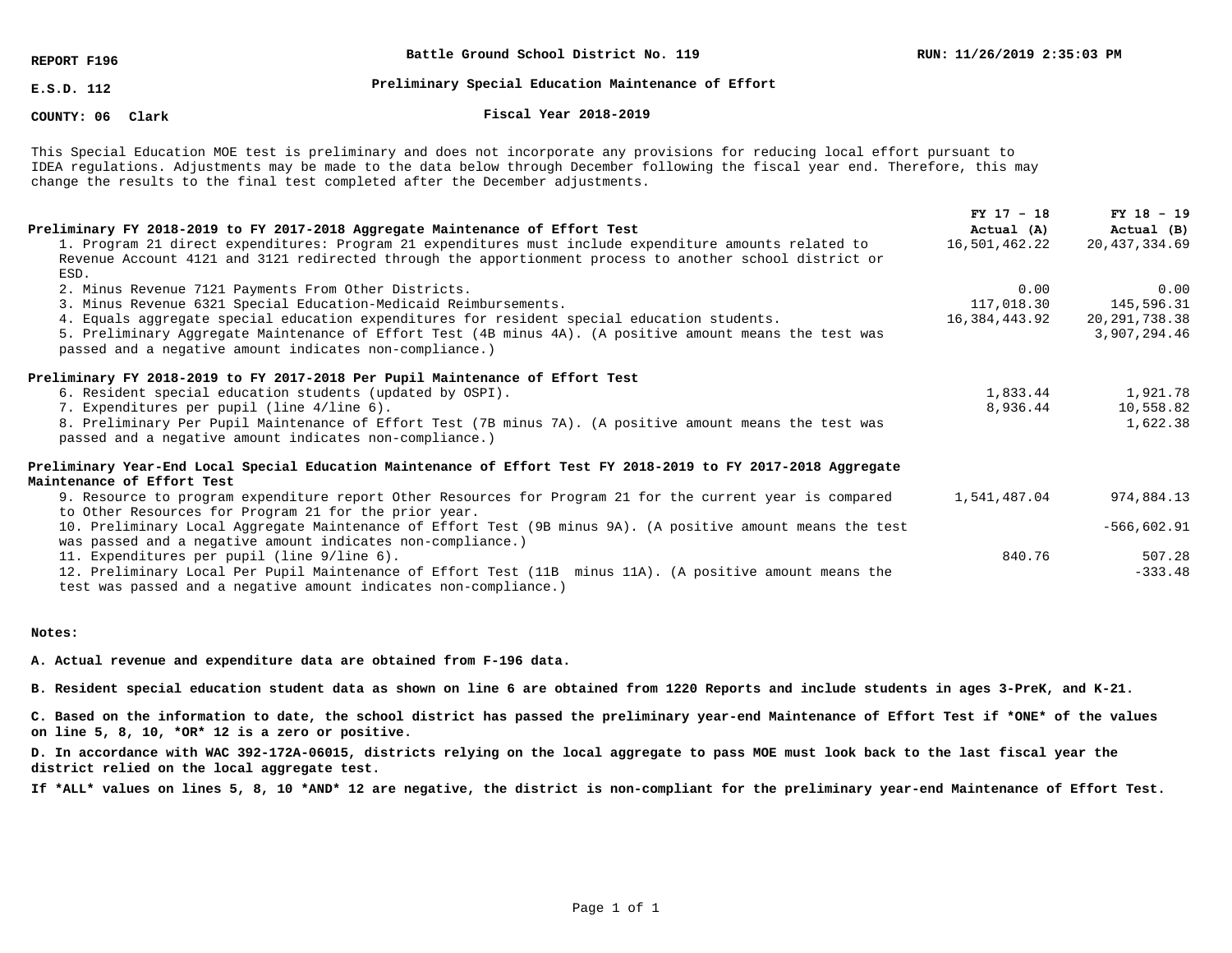REPORT F196 | Battle Ground School District No. 119 | RUN: 11/26/2019 2:35:03 PM

E.S.D. 112

COUNTY: 06 Clark

## Preliminary Special Education Maintenance of Effort

### Fiscal Year 2018-2019

This Special Education MOE test is preliminary and does not incorporate any provisions for reducing local effort pursuant to IDEA regulations. Adjustments may be made to the data below through December following the fiscal year end. Therefore, this may change the results to the final test completed after the December adjustments.

| | FY 17 – 18 Actual (A) | FY 18 – 19 Actual (B) |
|---|---|---|
| **Preliminary FY 2018-2019 to FY 2017-2018 Aggregate Maintenance of Effort Test** | | |
| 1. Program 21 direct expenditures: Program 21 expenditures must include expenditure amounts related to Revenue Account 4121 and 3121 redirected through the apportionment process to another school district or ESD. | 16,501,462.22 | 20,437,334.69 |
| 2. Minus Revenue 7121 Payments From Other Districts. | 0.00 | 0.00 |
| 3. Minus Revenue 6321 Special Education-Medicaid Reimbursements. | 117,018.30 | 145,596.31 |
| 4. Equals aggregate special education expenditures for resident special education students. | 16,384,443.92 | 20,291,738.38 |
| 5. Preliminary Aggregate Maintenance of Effort Test (4B minus 4A). (A positive amount means the test was passed and a negative amount indicates non-compliance.) | | 3,907,294.46 |
| **Preliminary FY 2018-2019 to FY 2017-2018 Per Pupil Maintenance of Effort Test** | | |
| 6. Resident special education students (updated by OSPI). | 1,833.44 | 1,921.78 |
| 7. Expenditures per pupil (line 4/line 6). | 8,936.44 | 10,558.82 |
| 8. Preliminary Per Pupil Maintenance of Effort Test (7B minus 7A). (A positive amount means the test was passed and a negative amount indicates non-compliance.) | | 1,622.38 |
| **Preliminary Year-End Local Special Education Maintenance of Effort Test FY 2018-2019 to FY 2017-2018 Aggregate Maintenance of Effort Test** | | |
| 9. Resource to program expenditure report Other Resources for Program 21 for the current year is compared to Other Resources for Program 21 for the prior year. | 1,541,487.04 | 974,884.13 |
| 10. Preliminary Local Aggregate Maintenance of Effort Test (9B minus 9A). (A positive amount means the test was passed and a negative amount indicates non-compliance.) | | -566,602.91 |
| 11. Expenditures per pupil (line 9/line 6). | 840.76 | 507.28 |
| 12. Preliminary Local Per Pupil Maintenance of Effort Test (11B minus 11A). (A positive amount means the test was passed and a negative amount indicates non-compliance.) | | -333.48 |

**Notes:**

**A. Actual revenue and expenditure data are obtained from F-196 data.**

**B. Resident special education student data as shown on line 6 are obtained from 1220 Reports and include students in ages 3-PreK, and K-21.**

**C. Based on the information to date, the school district has passed the preliminary year-end Maintenance of Effort Test if *ONE* of the values on line 5, 8, 10, *OR* 12 is a zero or positive.**

**D. In accordance with WAC 392-172A-06015, districts relying on the local aggregate to pass MOE must look back to the last fiscal year the district relied on the local aggregate test.**

**If *ALL* values on lines 5, 8, 10 *AND* 12 are negative, the district is non-compliant for the preliminary year-end Maintenance of Effort Test.**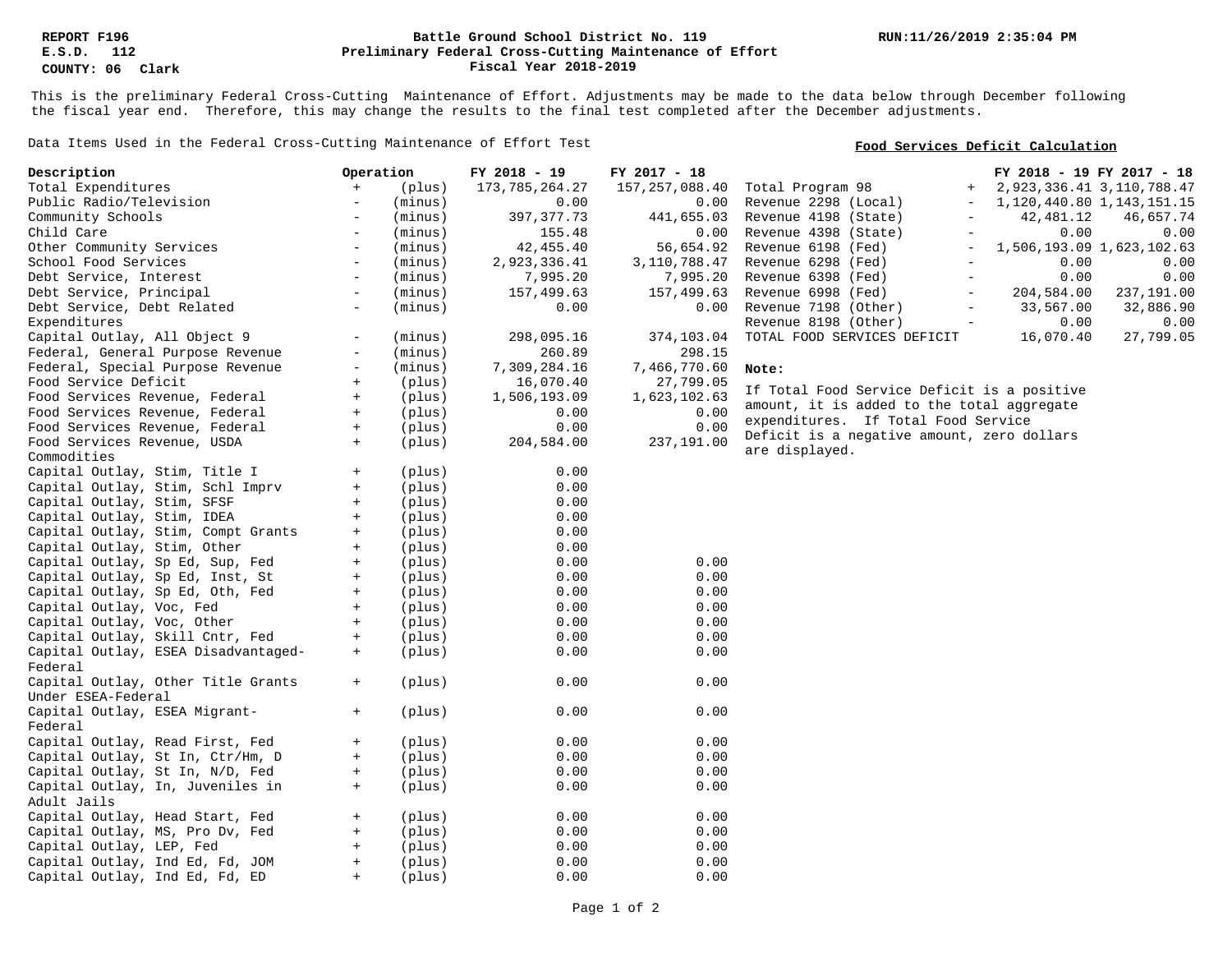REPORT F196
E.S.D. 112
COUNTY: 06 Clark

**Battle Ground School District No. 119**
**Preliminary Federal Cross-Cutting Maintenance of Effort**
**Fiscal Year 2018-2019**

RUN:11/26/2019 2:35:04 PM

This is the preliminary Federal Cross-Cutting Maintenance of Effort. Adjustments may be made to the data below through December following the fiscal year end. Therefore, this may change the results to the final test completed after the December adjustments.

Data Items Used in the Federal Cross-Cutting Maintenance of Effort Test

| Description | Operation | | FY 2018 - 19 | FY 2017 - 18 |
|---|---|---|---|---|
| Total Expenditures | + | (plus) | 173,785,264.27 | 157,257,088.40 |
| Public Radio/Television | - | (minus) | 0.00 | 0.00 |
| Community Schools | - | (minus) | 397,377.73 | 441,655.03 |
| Child Care | - | (minus) | 155.48 | 0.00 |
| Other Community Services | - | (minus) | 42,455.40 | 56,654.92 |
| School Food Services | - | (minus) | 2,923,336.41 | 3,110,788.47 |
| Debt Service, Interest | - | (minus) | 7,995.20 | 7,995.20 |
| Debt Service, Principal | - | (minus) | 157,499.63 | 157,499.63 |
| Debt Service, Debt Related Expenditures | - | (minus) | 0.00 | 0.00 |
| Capital Outlay, All Object 9 | - | (minus) | 298,095.16 | 374,103.04 |
| Federal, General Purpose Revenue | - | (minus) | 260.89 | 298.15 |
| Federal, Special Purpose Revenue | - | (minus) | 7,309,284.16 | 7,466,770.60 |
| Food Service Deficit | + | (plus) | 16,070.40 | 27,799.05 |
| Food Services Revenue, Federal | + | (plus) | 1,506,193.09 | 1,623,102.63 |
| Food Services Revenue, Federal | + | (plus) | 0.00 | 0.00 |
| Food Services Revenue, Federal | + | (plus) | 0.00 | 0.00 |
| Food Services Revenue, USDA Commodities | + | (plus) | 204,584.00 | 237,191.00 |
| Capital Outlay, Stim, Title I | + | (plus) | 0.00 | |
| Capital Outlay, Stim, Schl Imprv | + | (plus) | 0.00 | |
| Capital Outlay, Stim, SFSF | + | (plus) | 0.00 | |
| Capital Outlay, Stim, IDEA | + | (plus) | 0.00 | |
| Capital Outlay, Stim, Compt Grants | + | (plus) | 0.00 | |
| Capital Outlay, Stim, Other | + | (plus) | 0.00 | |
| Capital Outlay, Sp Ed, Sup, Fed | + | (plus) | 0.00 | 0.00 |
| Capital Outlay, Sp Ed, Inst, St | + | (plus) | 0.00 | 0.00 |
| Capital Outlay, Sp Ed, Oth, Fed | + | (plus) | 0.00 | 0.00 |
| Capital Outlay, Voc, Fed | + | (plus) | 0.00 | 0.00 |
| Capital Outlay, Voc, Other | + | (plus) | 0.00 | 0.00 |
| Capital Outlay, Skill Cntr, Fed | + | (plus) | 0.00 | 0.00 |
| Capital Outlay, ESEA Disadvantaged-Federal | + | (plus) | 0.00 | 0.00 |
| Capital Outlay, Other Title Grants Under ESEA-Federal | + | (plus) | 0.00 | 0.00 |
| Capital Outlay, ESEA Migrant-Federal | + | (plus) | 0.00 | 0.00 |
| Capital Outlay, Read First, Fed | + | (plus) | 0.00 | 0.00 |
| Capital Outlay, St In, Ctr/Hm, D | + | (plus) | 0.00 | 0.00 |
| Capital Outlay, St In, N/D, Fed | + | (plus) | 0.00 | 0.00 |
| Capital Outlay, In, Juveniles in Adult Jails | + | (plus) | 0.00 | 0.00 |
| Capital Outlay, Head Start, Fed | + | (plus) | 0.00 | 0.00 |
| Capital Outlay, MS, Pro Dv, Fed | + | (plus) | 0.00 | 0.00 |
| Capital Outlay, LEP, Fed | + | (plus) | 0.00 | 0.00 |
| Capital Outlay, Ind Ed, Fd, JOM | + | (plus) | 0.00 | 0.00 |
| Capital Outlay, Ind Ed, Fd, ED | + | (plus) | 0.00 | 0.00 |

**Food Services Deficit Calculation**

| | | FY 2018 - 19 | FY 2017 - 18 |
|---|---|---|---|
| Total Program 98 | + | 2,923,336.41 | 3,110,788.47 |
| Revenue 2298 (Local) | - | 1,120,440.80 | 1,143,151.15 |
| Revenue 4198 (State) | - | 42,481.12 | 46,657.74 |
| Revenue 4398 (State) | - | 0.00 | 0.00 |
| Revenue 6198 (Fed) | - | 1,506,193.09 | 1,623,102.63 |
| Revenue 6298 (Fed) | - | 0.00 | 0.00 |
| Revenue 6398 (Fed) | - | 0.00 | 0.00 |
| Revenue 6998 (Fed) | - | 204,584.00 | 237,191.00 |
| Revenue 7198 (Other) | - | 33,567.00 | 32,886.90 |
| Revenue 8198 (Other) | - | 0.00 | 0.00 |
| TOTAL FOOD SERVICES DEFICIT | | 16,070.40 | 27,799.05 |

**Note:**

If Total Food Service Deficit is a positive amount, it is added to the total aggregate expenditures. If Total Food Service Deficit is a negative amount, zero dollars are displayed.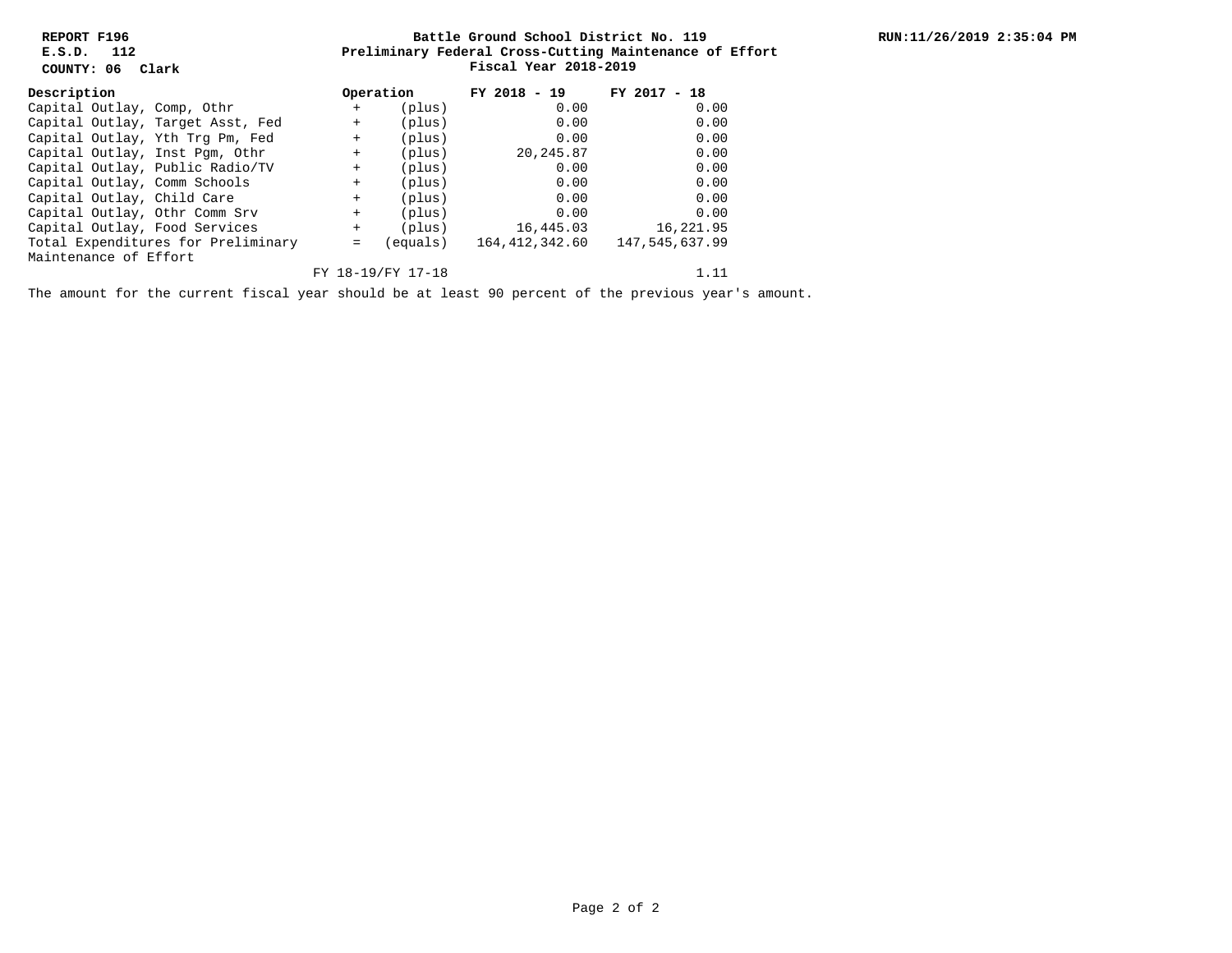**REPORT F196**
**E.S.D. 112**
**COUNTY: 06 Clark**

**Battle Ground School District No. 119**
**Preliminary Federal Cross-Cutting Maintenance of Effort**
**Fiscal Year 2018-2019**

**RUN:11/26/2019 2:35:04 PM**

| Description | Operation | | FY 2018 - 19 | FY 2017 - 18 |
|---|---|---|---|---|
| Capital Outlay, Comp, Othr | + | (plus) | 0.00 | 0.00 |
| Capital Outlay, Target Asst, Fed | + | (plus) | 0.00 | 0.00 |
| Capital Outlay, Yth Trg Pm, Fed | + | (plus) | 0.00 | 0.00 |
| Capital Outlay, Inst Pgm, Othr | + | (plus) | 20,245.87 | 0.00 |
| Capital Outlay, Public Radio/TV | + | (plus) | 0.00 | 0.00 |
| Capital Outlay, Comm Schools | + | (plus) | 0.00 | 0.00 |
| Capital Outlay, Child Care | + | (plus) | 0.00 | 0.00 |
| Capital Outlay, Othr Comm Srv | + | (plus) | 0.00 | 0.00 |
| Capital Outlay, Food Services | + | (plus) | 16,445.03 | 16,221.95 |
| Total Expenditures for Preliminary Maintenance of Effort | = | (equals) | 164,412,342.60 | 147,545,637.99 |
| | FY 18-19/FY 17-18 | | | 1.11 |

The amount for the current fiscal year should be at least 90 percent of the previous year's amount.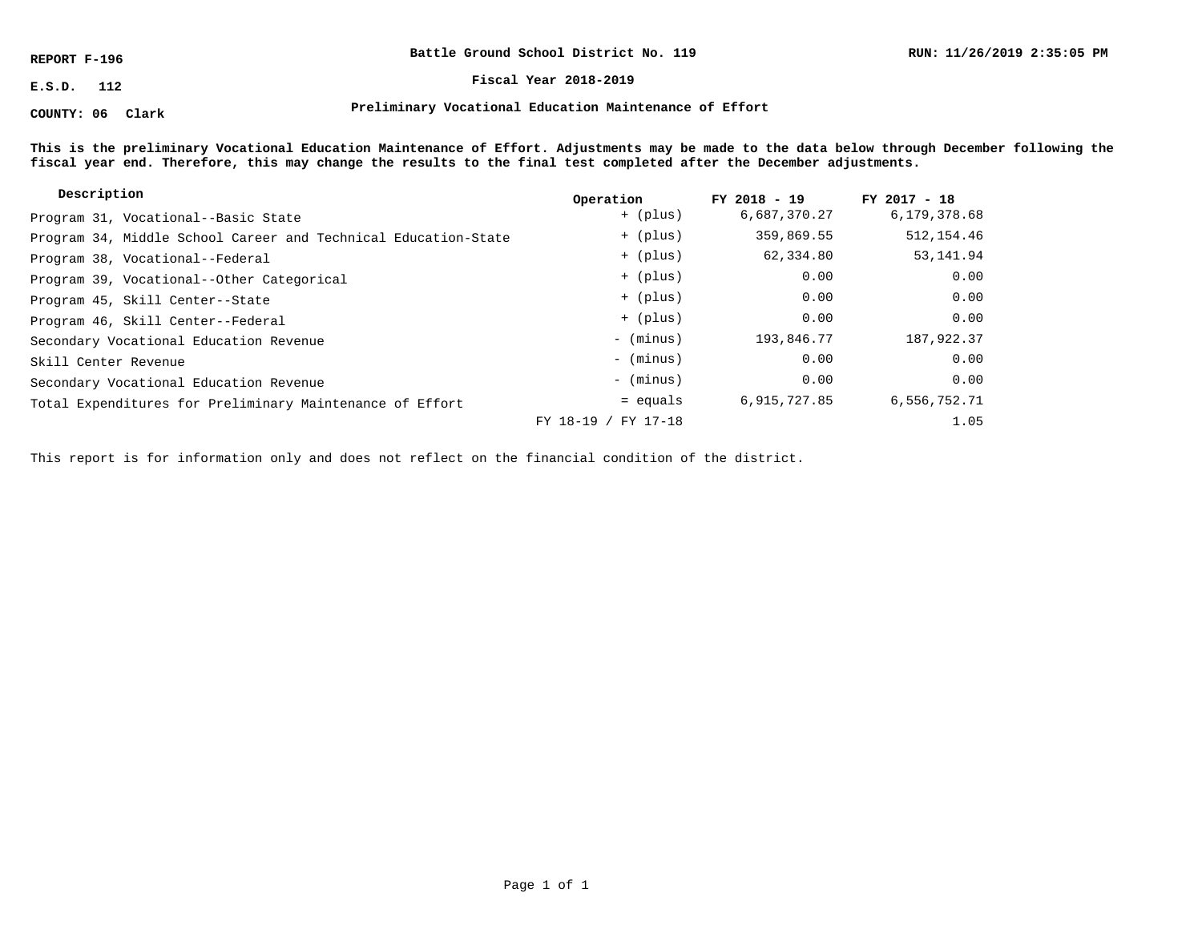REPORT F-196

E.S.D. 112

COUNTY: 06 Clark

**Battle Ground School District No. 119**

**Fiscal Year 2018-2019**

**Preliminary Vocational Education Maintenance of Effort**

RUN: 11/26/2019 2:35:05 PM

**This is the preliminary Vocational Education Maintenance of Effort. Adjustments may be made to the data below through December following the fiscal year end. Therefore, this may change the results to the final test completed after the December adjustments.**

| Description | Operation | FY 2018 - 19 | FY 2017 - 18 |
|---|---|---|---|
| Program 31, Vocational--Basic State | + (plus) | 6,687,370.27 | 6,179,378.68 |
| Program 34, Middle School Career and Technical Education-State | + (plus) | 359,869.55 | 512,154.46 |
| Program 38, Vocational--Federal | + (plus) | 62,334.80 | 53,141.94 |
| Program 39, Vocational--Other Categorical | + (plus) | 0.00 | 0.00 |
| Program 45, Skill Center--State | + (plus) | 0.00 | 0.00 |
| Program 46, Skill Center--Federal | + (plus) | 0.00 | 0.00 |
| Secondary Vocational Education Revenue | - (minus) | 193,846.77 | 187,922.37 |
| Skill Center Revenue | - (minus) | 0.00 | 0.00 |
| Secondary Vocational Education Revenue | - (minus) | 0.00 | 0.00 |
| Total Expenditures for Preliminary Maintenance of Effort | = equals | 6,915,727.85 | 6,556,752.71 |
| | FY 18-19 / FY 17-18 | | 1.05 |

This report is for information only and does not reflect on the financial condition of the district.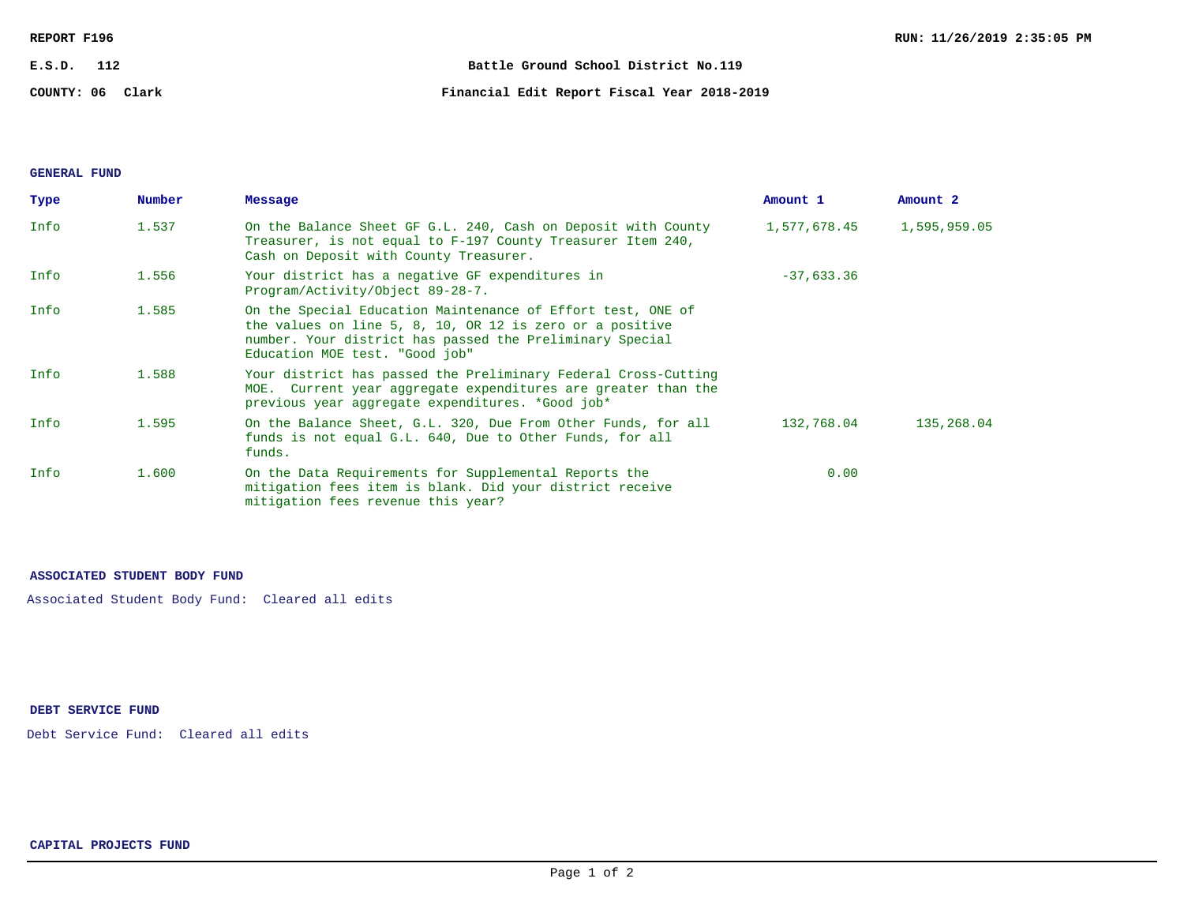REPORT F196

RUN: 11/26/2019 2:35:05 PM

E.S.D. 112

Battle Ground School District No.119

COUNTY: 06 Clark

Financial Edit Report Fiscal Year 2018-2019

**GENERAL FUND**

| Type | Number | Message | Amount 1 | Amount 2 |
|---|---|---|---|---|
| Info | 1.537 | On the Balance Sheet GF G.L. 240, Cash on Deposit with County Treasurer, is not equal to F-197 County Treasurer Item 240, Cash on Deposit with County Treasurer. | 1,577,678.45 | 1,595,959.05 |
| Info | 1.556 | Your district has a negative GF expenditures in Program/Activity/Object 89-28-7. | -37,633.36 | |
| Info | 1.585 | On the Special Education Maintenance of Effort test, ONE of the values on line 5, 8, 10, OR 12 is zero or a positive number. Your district has passed the Preliminary Special Education MOE test. "Good job" | | |
| Info | 1.588 | Your district has passed the Preliminary Federal Cross-Cutting MOE. Current year aggregate expenditures are greater than the previous year aggregate expenditures. *Good job* | | |
| Info | 1.595 | On the Balance Sheet, G.L. 320, Due From Other Funds, for all funds is not equal G.L. 640, Due to Other Funds, for all funds. | 132,768.04 | 135,268.04 |
| Info | 1.600 | On the Data Requirements for Supplemental Reports the mitigation fees item is blank. Did your district receive mitigation fees revenue this year? | 0.00 | |

**ASSOCIATED STUDENT BODY FUND**

Associated Student Body Fund: Cleared all edits

**DEBT SERVICE FUND**

Debt Service Fund: Cleared all edits

**CAPITAL PROJECTS FUND**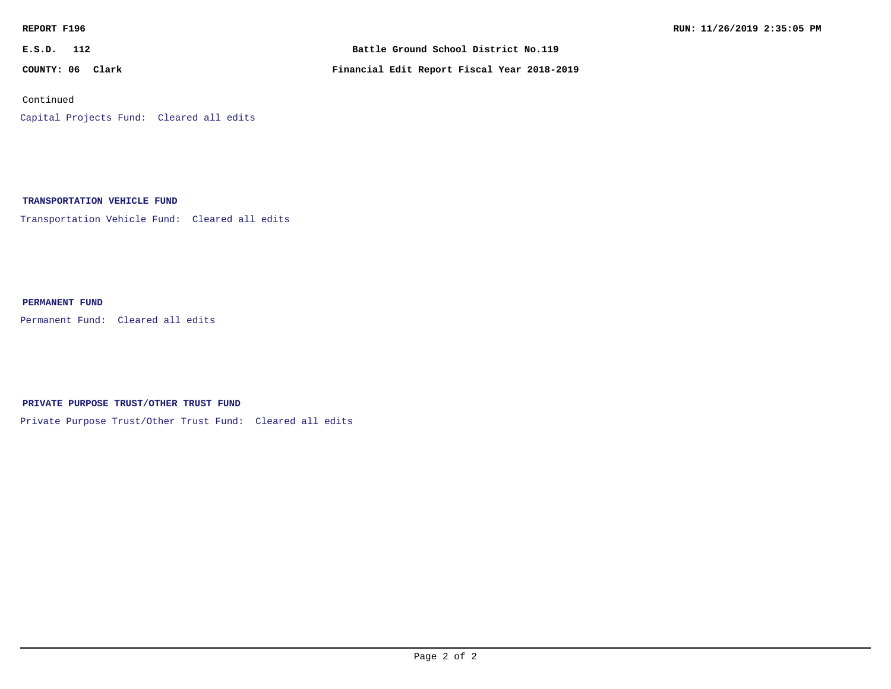REPORT F196

RUN: 11/26/2019 2:35:05 PM

E.S.D. 112

COUNTY: 06 Clark

**Battle Ground School District No.119**

**Financial Edit Report Fiscal Year 2018-2019**

Continued

Capital Projects Fund: Cleared all edits

## TRANSPORTATION VEHICLE FUND

Transportation Vehicle Fund: Cleared all edits

## PERMANENT FUND

Permanent Fund: Cleared all edits

## PRIVATE PURPOSE TRUST/OTHER TRUST FUND

Private Purpose Trust/Other Trust Fund: Cleared all edits